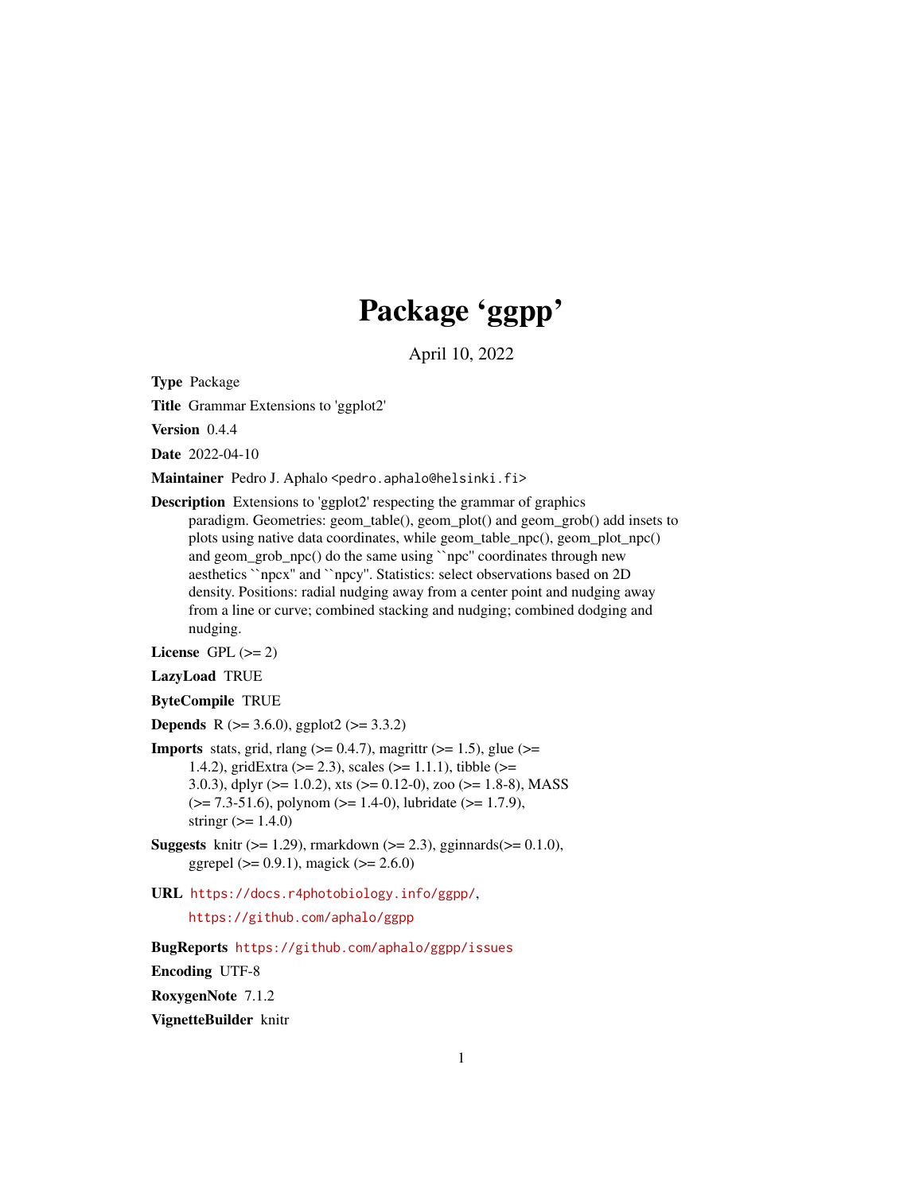# Package 'ggpp'

April 10, 2022

**Type** Package

**Title** Grammar Extensions to 'ggplot2'

**Version** 0.4.4

**Date** 2022-04-10

**Maintainer** Pedro J. Aphalo <pedro.aphalo@helsinki.fi>

**Description** Extensions to 'ggplot2' respecting the grammar of graphics paradigm. Geometries: geom_table(), geom_plot() and geom_grob() add insets to plots using native data coordinates, while geom_table_npc(), geom_plot_npc() and geom_grob_npc() do the same using ``npc'' coordinates through new aesthetics ``npcx'' and ``npcy''. Statistics: select observations based on 2D density. Positions: radial nudging away from a center point and nudging away from a line or curve; combined stacking and nudging; combined dodging and nudging.

**License** GPL (>= 2)

**LazyLoad** TRUE

**ByteCompile** TRUE

**Depends** R (>= 3.6.0), ggplot2 (>= 3.3.2)

**Imports** stats, grid, rlang (>= 0.4.7), magrittr (>= 1.5), glue (>= 1.4.2), gridExtra (>= 2.3), scales (>= 1.1.1), tibble (>= 3.0.3), dplyr (>= 1.0.2), xts (>= 0.12-0), zoo (>= 1.8-8), MASS (>= 7.3-51.6), polynom (>= 1.4-0), lubridate (>= 1.7.9), stringr (>= 1.4.0)

**Suggests** knitr (>= 1.29), rmarkdown (>= 2.3), gginnards(>= 0.1.0), ggrepel (>= 0.9.1), magick (>= 2.6.0)

**URL** https://docs.r4photobiology.info/ggpp/, https://github.com/aphalo/ggpp

**BugReports** https://github.com/aphalo/ggpp/issues

**Encoding** UTF-8

**RoxygenNote** 7.1.2

**VignetteBuilder** knitr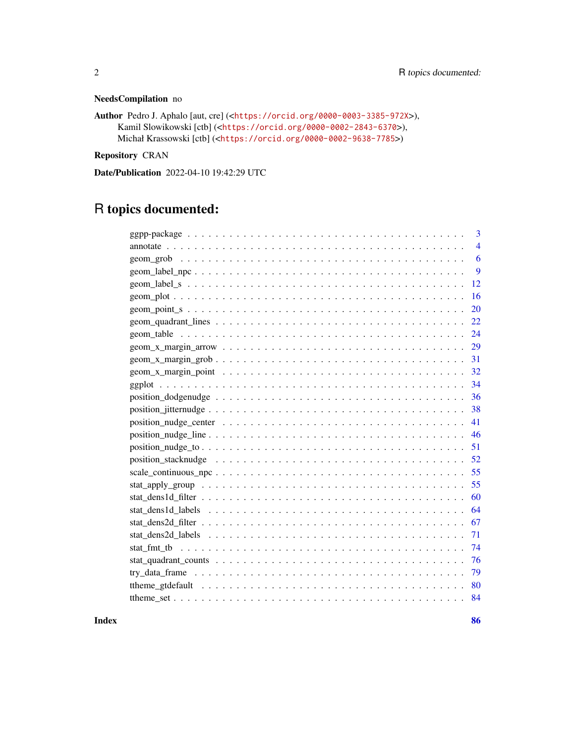**NeedsCompilation** no

**Author** Pedro J. Aphalo [aut, cre] (<https://orcid.org/0000-0003-3385-972X>), Kamil Slowikowski [ctb] (<https://orcid.org/0000-0002-2843-6370>), Michał Krassowski [ctb] (<https://orcid.org/0000-0002-9638-7785>)

**Repository** CRAN

**Date/Publication** 2022-04-10 19:42:29 UTC

# R topics documented:

| | |
|---|---|
| ggpp-package | 3 |
| annotate | 4 |
| geom_grob | 6 |
| geom_label_npc | 9 |
| geom_label_s | 12 |
| geom_plot | 16 |
| geom_point_s | 20 |
| geom_quadrant_lines | 22 |
| geom_table | 24 |
| geom_x_margin_arrow | 29 |
| geom_x_margin_grob | 31 |
| geom_x_margin_point | 32 |
| ggplot | 34 |
| position_dodgenudge | 36 |
| position_jitternudge | 38 |
| position_nudge_center | 41 |
| position_nudge_line | 46 |
| position_nudge_to | 51 |
| position_stacknudge | 52 |
| scale_continuous_npc | 55 |
| stat_apply_group | 55 |
| stat_dens1d_filter | 60 |
| stat_dens1d_labels | 64 |
| stat_dens2d_filter | 67 |
| stat_dens2d_labels | 71 |
| stat_fmt_tb | 74 |
| stat_quadrant_counts | 76 |
| try_data_frame | 79 |
| ttheme_gtdefault | 80 |
| ttheme_set | 84 |

**Index** **86**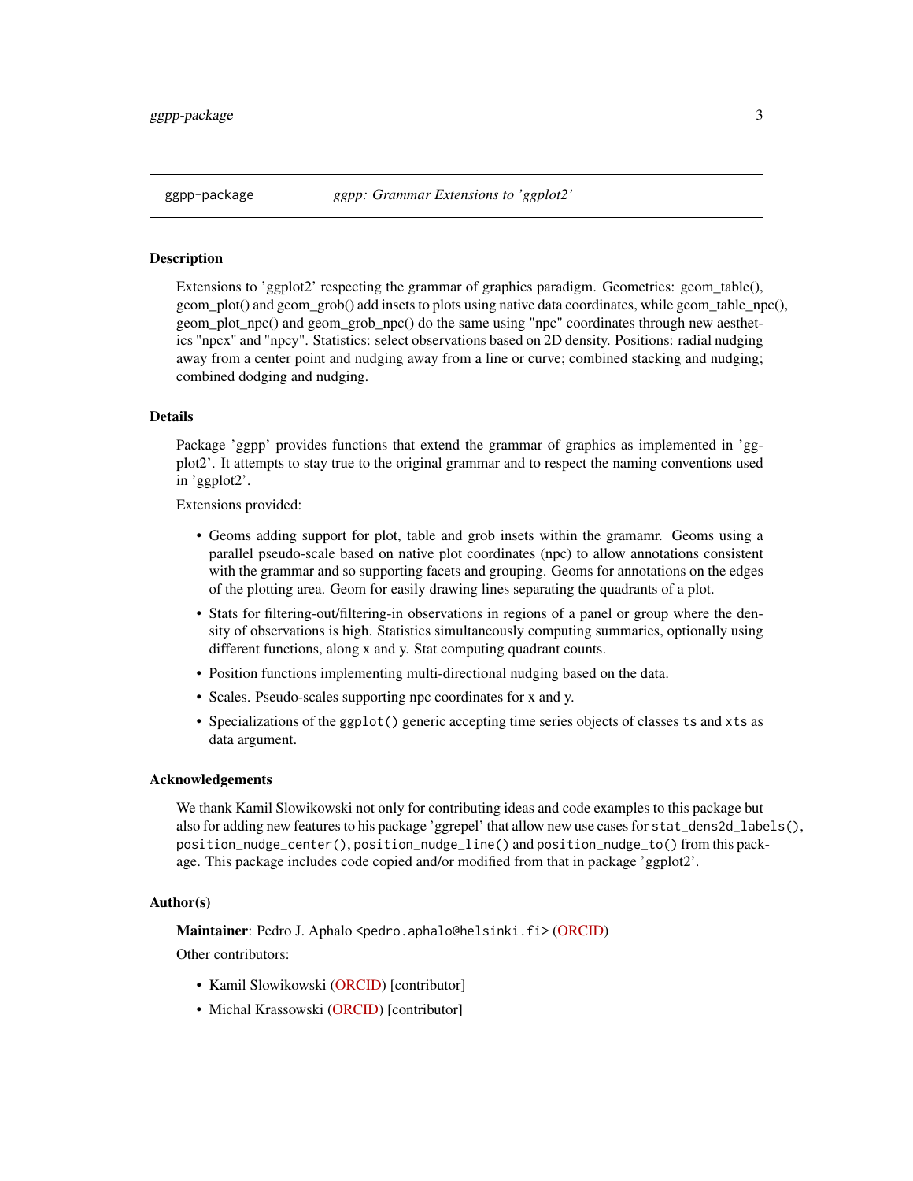ggpp-package *ggpp: Grammar Extensions to 'ggplot2'*

## Description

Extensions to 'ggplot2' respecting the grammar of graphics paradigm. Geometries: geom_table(), geom_plot() and geom_grob() add insets to plots using native data coordinates, while geom_table_npc(), geom_plot_npc() and geom_grob_npc() do the same using "npc" coordinates through new aesthetics "npcx" and "npcy". Statistics: select observations based on 2D density. Positions: radial nudging away from a center point and nudging away from a line or curve; combined stacking and nudging; combined dodging and nudging.

## Details

Package 'ggpp' provides functions that extend the grammar of graphics as implemented in 'ggplot2'. It attempts to stay true to the original grammar and to respect the naming conventions used in 'ggplot2'.

Extensions provided:

- Geoms adding support for plot, table and grob insets within the gramamr. Geoms using a parallel pseudo-scale based on native plot coordinates (npc) to allow annotations consistent with the grammar and so supporting facets and grouping. Geoms for annotations on the edges of the plotting area. Geom for easily drawing lines separating the quadrants of a plot.
- Stats for filtering-out/filtering-in observations in regions of a panel or group where the density of observations is high. Statistics simultaneously computing summaries, optionally using different functions, along x and y. Stat computing quadrant counts.
- Position functions implementing multi-directional nudging based on the data.
- Scales. Pseudo-scales supporting npc coordinates for x and y.
- Specializations of the `ggplot()` generic accepting time series objects of classes `ts` and `xts` as data argument.

## Acknowledgements

We thank Kamil Slowikowski not only for contributing ideas and code examples to this package but also for adding new features to his package 'ggrepel' that allow new use cases for `stat_dens2d_labels()`, `position_nudge_center()`, `position_nudge_line()` and `position_nudge_to()` from this package. This package includes code copied and/or modified from that in package 'ggplot2'.

## Author(s)

**Maintainer**: Pedro J. Aphalo <pedro.aphalo@helsinki.fi> (ORCID)

Other contributors:

- Kamil Slowikowski (ORCID) [contributor]
- Michal Krassowski (ORCID) [contributor]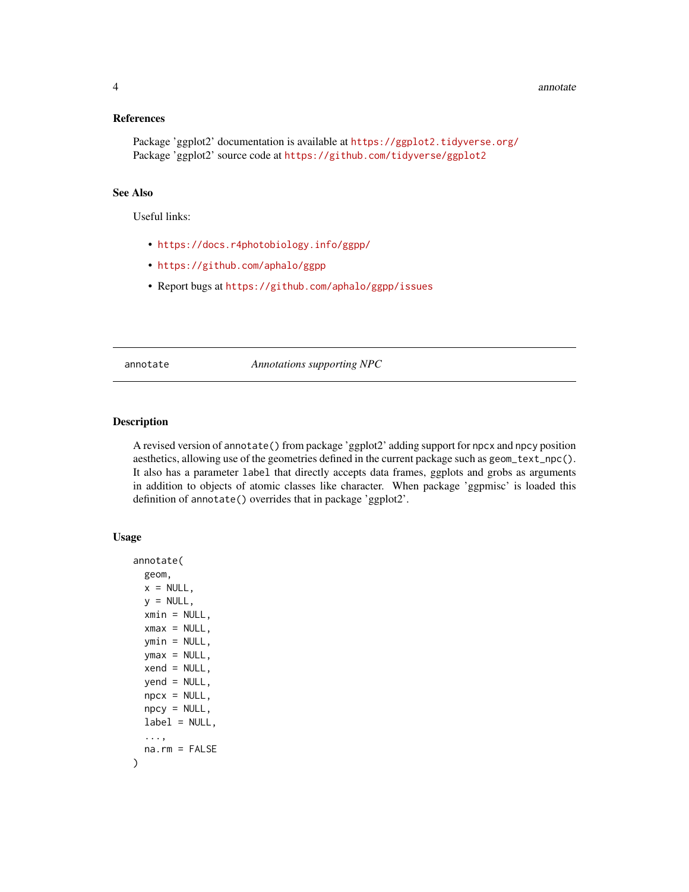### References

Package 'ggplot2' documentation is available at https://ggplot2.tidyverse.org/
Package 'ggplot2' source code at https://github.com/tidyverse/ggplot2

### See Also

Useful links:

- https://docs.r4photobiology.info/ggpp/
- https://github.com/aphalo/ggpp
- Report bugs at https://github.com/aphalo/ggpp/issues

---

## annotate — *Annotations supporting NPC*

### Description

A revised version of `annotate()` from package 'ggplot2' adding support for `npcx` and `npcy` position aesthetics, allowing use of the geometries defined in the current package such as `geom_text_npc()`. It also has a parameter `label` that directly accepts data frames, ggplots and grobs as arguments in addition to objects of atomic classes like character. When package 'ggpmisc' is loaded this definition of `annotate()` overrides that in package 'ggplot2'.

### Usage

```
annotate(
  geom,
  x = NULL,
  y = NULL,
  xmin = NULL,
  xmax = NULL,
  ymin = NULL,
  ymax = NULL,
  xend = NULL,
  yend = NULL,
  npcx = NULL,
  npcy = NULL,
  label = NULL,
  ...,
  na.rm = FALSE
)
```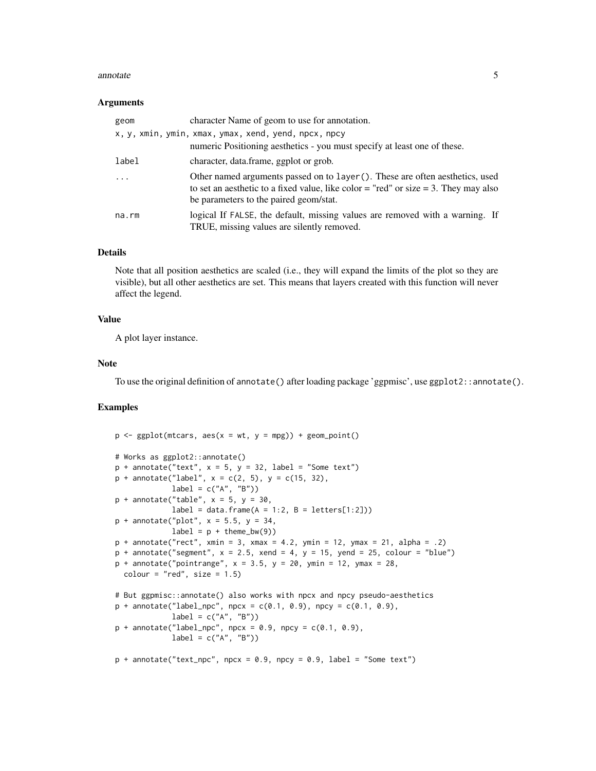### Arguments

| | |
|---|---|
| `geom` | character Name of geom to use for annotation. |
| `x, y, xmin, ymin, xmax, ymax, xend, yend, npcx, npcy` | numeric Positioning aesthetics - you must specify at least one of these. |
| `label` | character, data.frame, ggplot or grob. |
| `...` | Other named arguments passed on to `layer()`. These are often aesthetics, used to set an aesthetic to a fixed value, like color = "red" or size = 3. They may also be parameters to the paired geom/stat. |
| `na.rm` | logical If `FALSE`, the default, missing values are removed with a warning. If TRUE, missing values are silently removed. |

### Details

Note that all position aesthetics are scaled (i.e., they will expand the limits of the plot so they are visible), but all other aesthetics are set. This means that layers created with this function will never affect the legend.

### Value

A plot layer instance.

### Note

To use the original definition of `annotate()` after loading package 'ggpmisc', use `ggplot2::annotate()`.

### Examples

```
p <- ggplot(mtcars, aes(x = wt, y = mpg)) + geom_point()

# Works as ggplot2::annotate()
p + annotate("text", x = 5, y = 32, label = "Some text")
p + annotate("label", x = c(2, 5), y = c(15, 32),
             label = c("A", "B"))
p + annotate("table", x = 5, y = 30,
             label = data.frame(A = 1:2, B = letters[1:2]))
p + annotate("plot", x = 5.5, y = 34,
             label = p + theme_bw(9))
p + annotate("rect", xmin = 3, xmax = 4.2, ymin = 12, ymax = 21, alpha = .2)
p + annotate("segment", x = 2.5, xend = 4, y = 15, yend = 25, colour = "blue")
p + annotate("pointrange", x = 3.5, y = 20, ymin = 12, ymax = 28,
  colour = "red", size = 1.5)

# But ggpmisc::annotate() also works with npcx and npcy pseudo-aesthetics
p + annotate("label_npc", npcx = c(0.1, 0.9), npcy = c(0.1, 0.9),
             label = c("A", "B"))
p + annotate("label_npc", npcx = 0.9, npcy = c(0.1, 0.9),
             label = c("A", "B"))

p + annotate("text_npc", npcx = 0.9, npcy = 0.9, label = "Some text")
```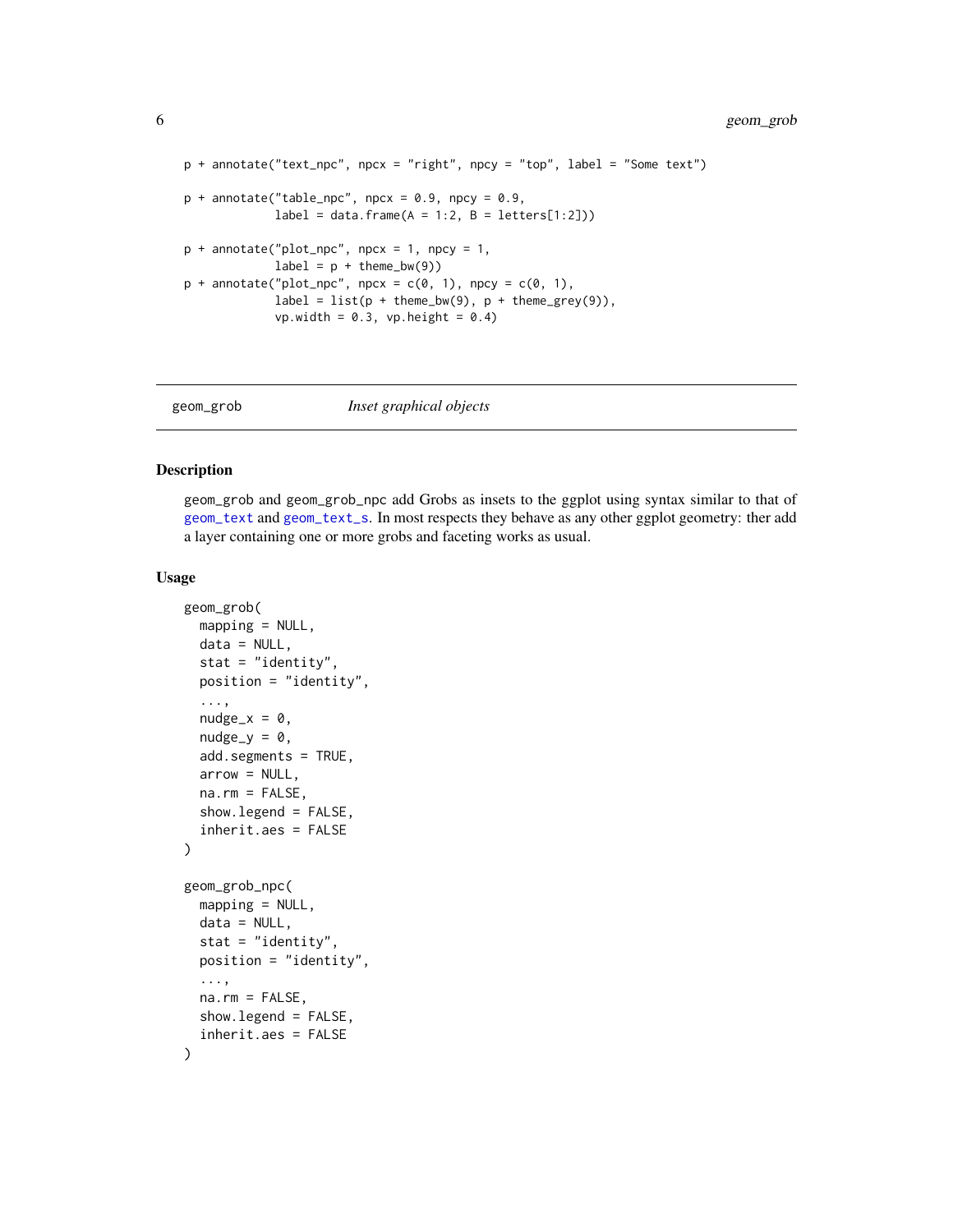```
p + annotate("text_npc", npcx = "right", npcy = "top", label = "Some text")

p + annotate("table_npc", npcx = 0.9, npcy = 0.9,
             label = data.frame(A = 1:2, B = letters[1:2]))

p + annotate("plot_npc", npcx = 1, npcy = 1,
             label = p + theme_bw(9))
p + annotate("plot_npc", npcx = c(0, 1), npcy = c(0, 1),
             label = list(p + theme_bw(9), p + theme_grey(9)),
             vp.width = 0.3, vp.height = 0.4)
```

---

## geom_grob    *Inset graphical objects*

---

### Description

geom_grob and geom_grob_npc add Grobs as insets to the ggplot using syntax similar to that of geom_text and geom_text_s. In most respects they behave as any other ggplot geometry: ther add a layer containing one or more grobs and faceting works as usual.

### Usage

```
geom_grob(
  mapping = NULL,
  data = NULL,
  stat = "identity",
  position = "identity",
  ...,
  nudge_x = 0,
  nudge_y = 0,
  add.segments = TRUE,
  arrow = NULL,
  na.rm = FALSE,
  show.legend = FALSE,
  inherit.aes = FALSE
)

geom_grob_npc(
  mapping = NULL,
  data = NULL,
  stat = "identity",
  position = "identity",
  ...,
  na.rm = FALSE,
  show.legend = FALSE,
  inherit.aes = FALSE
)
```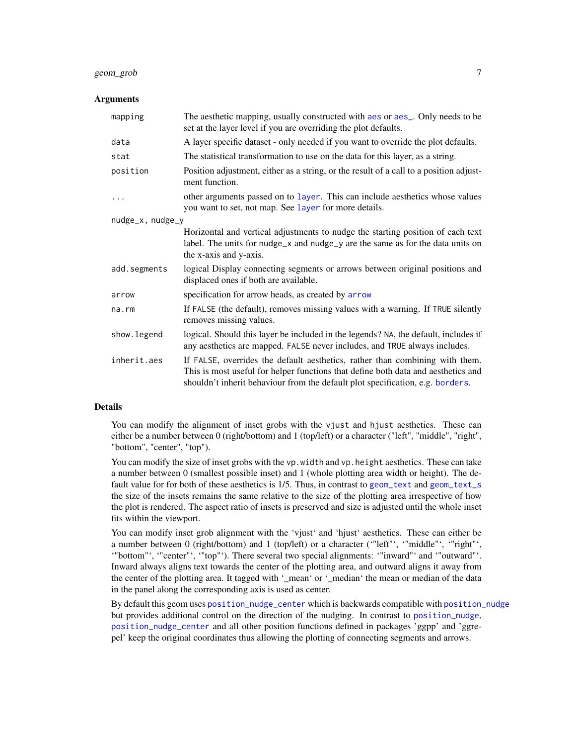### Arguments

| | |
|---|---|
| `mapping` | The aesthetic mapping, usually constructed with `aes` or `aes_`. Only needs to be set at the layer level if you are overriding the plot defaults. |
| `data` | A layer specific dataset - only needed if you want to override the plot defaults. |
| `stat` | The statistical transformation to use on the data for this layer, as a string. |
| `position` | Position adjustment, either as a string, or the result of a call to a position adjustment function. |
| `...` | other arguments passed on to `layer`. This can include aesthetics whose values you want to set, not map. See `layer` for more details. |
| `nudge_x, nudge_y` | Horizontal and vertical adjustments to nudge the starting position of each text label. The units for `nudge_x` and `nudge_y` are the same as for the data units on the x-axis and y-axis. |
| `add.segments` | logical Display connecting segments or arrows between original positions and displaced ones if both are available. |
| `arrow` | specification for arrow heads, as created by `arrow` |
| `na.rm` | If `FALSE` (the default), removes missing values with a warning. If `TRUE` silently removes missing values. |
| `show.legend` | logical. Should this layer be included in the legends? `NA`, the default, includes if any aesthetics are mapped. `FALSE` never includes, and `TRUE` always includes. |
| `inherit.aes` | If `FALSE`, overrides the default aesthetics, rather than combining with them. This is most useful for helper functions that define both data and aesthetics and shouldn't inherit behaviour from the default plot specification, e.g. `borders`. |

### Details

You can modify the alignment of inset grobs with the `vjust` and `hjust` aesthetics. These can either be a number between 0 (right/bottom) and 1 (top/left) or a character ("left", "middle", "right", "bottom", "center", "top").

You can modify the size of inset grobs with the `vp.width` and `vp.height` aesthetics. These can take a number between 0 (smallest possible inset) and 1 (whole plotting area width or height). The default value for for both of these aesthetics is 1/5. Thus, in contrast to `geom_text` and `geom_text_s` the size of the insets remains the same relative to the size of the plotting area irrespective of how the plot is rendered. The aspect ratio of insets is preserved and size is adjusted until the whole inset fits within the viewport.

You can modify inset grob alignment with the 'vjust' and 'hjust' aesthetics. These can either be a number between 0 (right/bottom) and 1 (top/left) or a character ('"left"', '"middle"', '"right"', '"bottom"', '"center"', '"top"'). There several two special alignments: '"inward"' and '"outward"'. Inward always aligns text towards the center of the plotting area, and outward aligns it away from the center of the plotting area. It tagged with '_mean' or '_median' the mean or median of the data in the panel along the corresponding axis is used as center.

By default this geom uses `position_nudge_center` which is backwards compatible with `position_nudge` but provides additional control on the direction of the nudging. In contrast to `position_nudge`, `position_nudge_center` and all other position functions defined in packages 'ggpp' and 'ggrepel' keep the original coordinates thus allowing the plotting of connecting segments and arrows.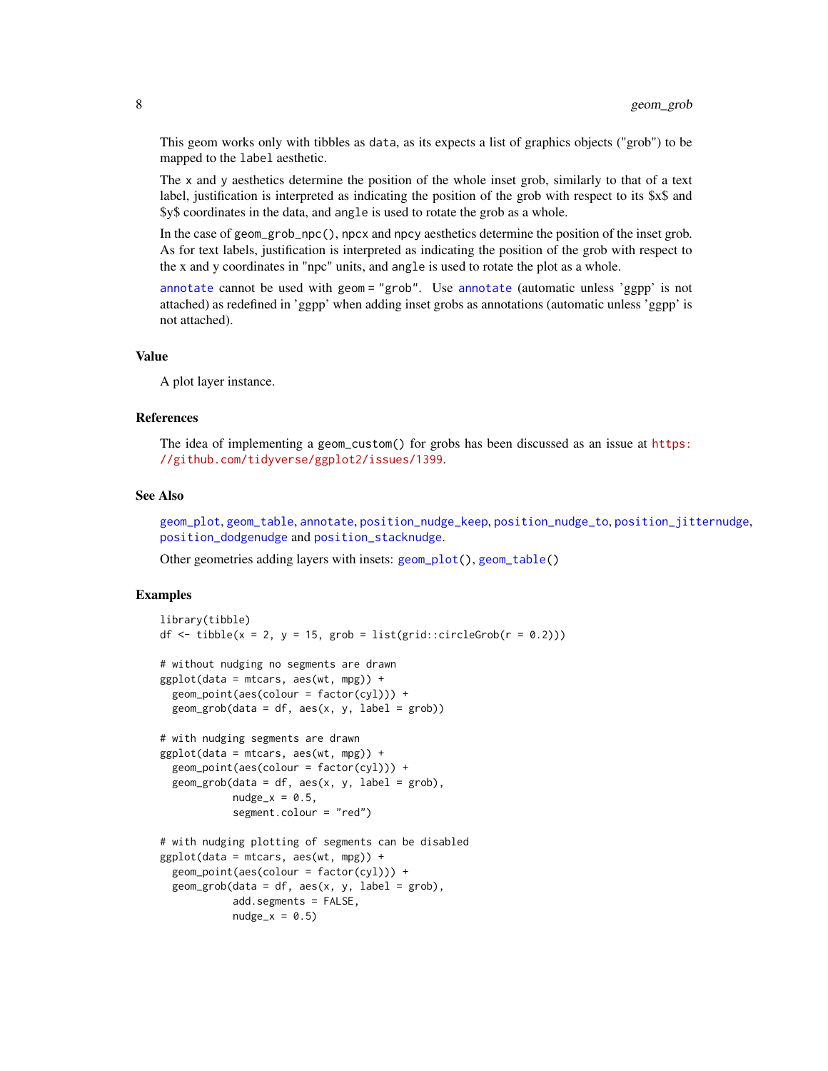This geom works only with tibbles as `data`, as its expects a list of graphics objects ("grob") to be mapped to the `label` aesthetic.

The `x` and `y` aesthetics determine the position of the whole inset grob, similarly to that of a text label, justification is interpreted as indicating the position of the grob with respect to its $x$ and $y$ coordinates in the data, and `angle` is used to rotate the grob as a whole.

In the case of `geom_grob_npc()`, `npcx` and `npcy` aesthetics determine the position of the inset grob. As for text labels, justification is interpreted as indicating the position of the grob with respect to the x and y coordinates in "npc" units, and `angle` is used to rotate the plot as a whole.

`annotate` cannot be used with `geom = "grob"`. Use `annotate` (automatic unless 'ggpp' is not attached) as redefined in 'ggpp' when adding inset grobs as annotations (automatic unless 'ggpp' is not attached).

## Value

A plot layer instance.

## References

The idea of implementing a `geom_custom()` for grobs has been discussed as an issue at https://github.com/tidyverse/ggplot2/issues/1399.

## See Also

`geom_plot`, `geom_table`, `annotate`, `position_nudge_keep`, `position_nudge_to`, `position_jitternudge`, `position_dodgenudge` and `position_stacknudge`.

Other geometries adding layers with insets: `geom_plot()`, `geom_table()`

## Examples

```
library(tibble)
df <- tibble(x = 2, y = 15, grob = list(grid::circleGrob(r = 0.2)))

# without nudging no segments are drawn
ggplot(data = mtcars, aes(wt, mpg)) +
  geom_point(aes(colour = factor(cyl))) +
  geom_grob(data = df, aes(x, y, label = grob))

# with nudging segments are drawn
ggplot(data = mtcars, aes(wt, mpg)) +
  geom_point(aes(colour = factor(cyl))) +
  geom_grob(data = df, aes(x, y, label = grob),
            nudge_x = 0.5,
            segment.colour = "red")

# with nudging plotting of segments can be disabled
ggplot(data = mtcars, aes(wt, mpg)) +
  geom_point(aes(colour = factor(cyl))) +
  geom_grob(data = df, aes(x, y, label = grob),
            add.segments = FALSE,
            nudge_x = 0.5)
```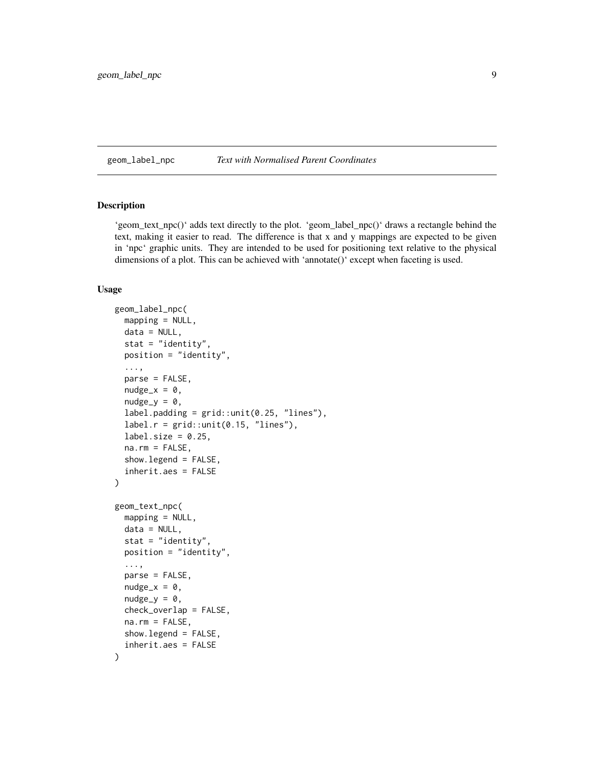## geom_label_npc — *Text with Normalised Parent Coordinates*

### Description

'geom_text_npc()' adds text directly to the plot. 'geom_label_npc()' draws a rectangle behind the text, making it easier to read. The difference is that x and y mappings are expected to be given in 'npc' graphic units. They are intended to be used for positioning text relative to the physical dimensions of a plot. This can be achieved with 'annotate()' except when faceting is used.

### Usage

```
geom_label_npc(
  mapping = NULL,
  data = NULL,
  stat = "identity",
  position = "identity",
  ...,
  parse = FALSE,
  nudge_x = 0,
  nudge_y = 0,
  label.padding = grid::unit(0.25, "lines"),
  label.r = grid::unit(0.15, "lines"),
  label.size = 0.25,
  na.rm = FALSE,
  show.legend = FALSE,
  inherit.aes = FALSE
)

geom_text_npc(
  mapping = NULL,
  data = NULL,
  stat = "identity",
  position = "identity",
  ...,
  parse = FALSE,
  nudge_x = 0,
  nudge_y = 0,
  check_overlap = FALSE,
  na.rm = FALSE,
  show.legend = FALSE,
  inherit.aes = FALSE
)
```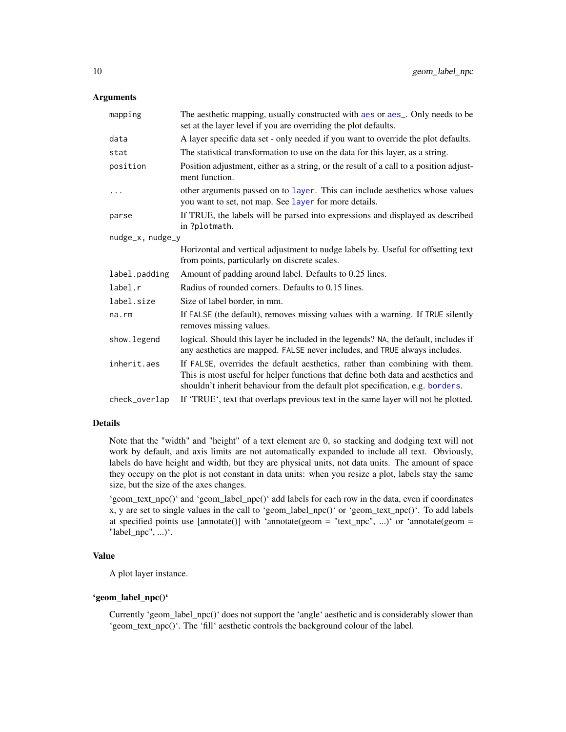## Arguments

| | |
|---|---|
| mapping | The aesthetic mapping, usually constructed with aes or aes_. Only needs to be set at the layer level if you are overriding the plot defaults. |
| data | A layer specific data set - only needed if you want to override the plot defaults. |
| stat | The statistical transformation to use on the data for this layer, as a string. |
| position | Position adjustment, either as a string, or the result of a call to a position adjustment function. |
| ... | other arguments passed on to layer. This can include aesthetics whose values you want to set, not map. See layer for more details. |
| parse | If TRUE, the labels will be parsed into expressions and displayed as described in ?plotmath. |
| nudge_x, nudge_y | Horizontal and vertical adjustment to nudge labels by. Useful for offsetting text from points, particularly on discrete scales. |
| label.padding | Amount of padding around label. Defaults to 0.25 lines. |
| label.r | Radius of rounded corners. Defaults to 0.15 lines. |
| label.size | Size of label border, in mm. |
| na.rm | If FALSE (the default), removes missing values with a warning. If TRUE silently removes missing values. |
| show.legend | logical. Should this layer be included in the legends? NA, the default, includes if any aesthetics are mapped. FALSE never includes, and TRUE always includes. |
| inherit.aes | If FALSE, overrides the default aesthetics, rather than combining with them. This is most useful for helper functions that define both data and aesthetics and shouldn't inherit behaviour from the default plot specification, e.g. borders. |
| check_overlap | If 'TRUE', text that overlaps previous text in the same layer will not be plotted. |

## Details

Note that the "width" and "height" of a text element are 0, so stacking and dodging text will not work by default, and axis limits are not automatically expanded to include all text. Obviously, labels do have height and width, but they are physical units, not data units. The amount of space they occupy on the plot is not constant in data units: when you resize a plot, labels stay the same size, but the size of the axes changes.

'geom_text_npc()' and 'geom_label_npc()' add labels for each row in the data, even if coordinates x, y are set to single values in the call to 'geom_label_npc()' or 'geom_text_npc()'. To add labels at specified points use [annotate()] with 'annotate(geom = "text_npc", ...)' or 'annotate(geom = "label_npc", ...)'.

## Value

A plot layer instance.

## 'geom_label_npc()'

Currently 'geom_label_npc()' does not support the 'angle' aesthetic and is considerably slower than 'geom_text_npc()'. The 'fill' aesthetic controls the background colour of the label.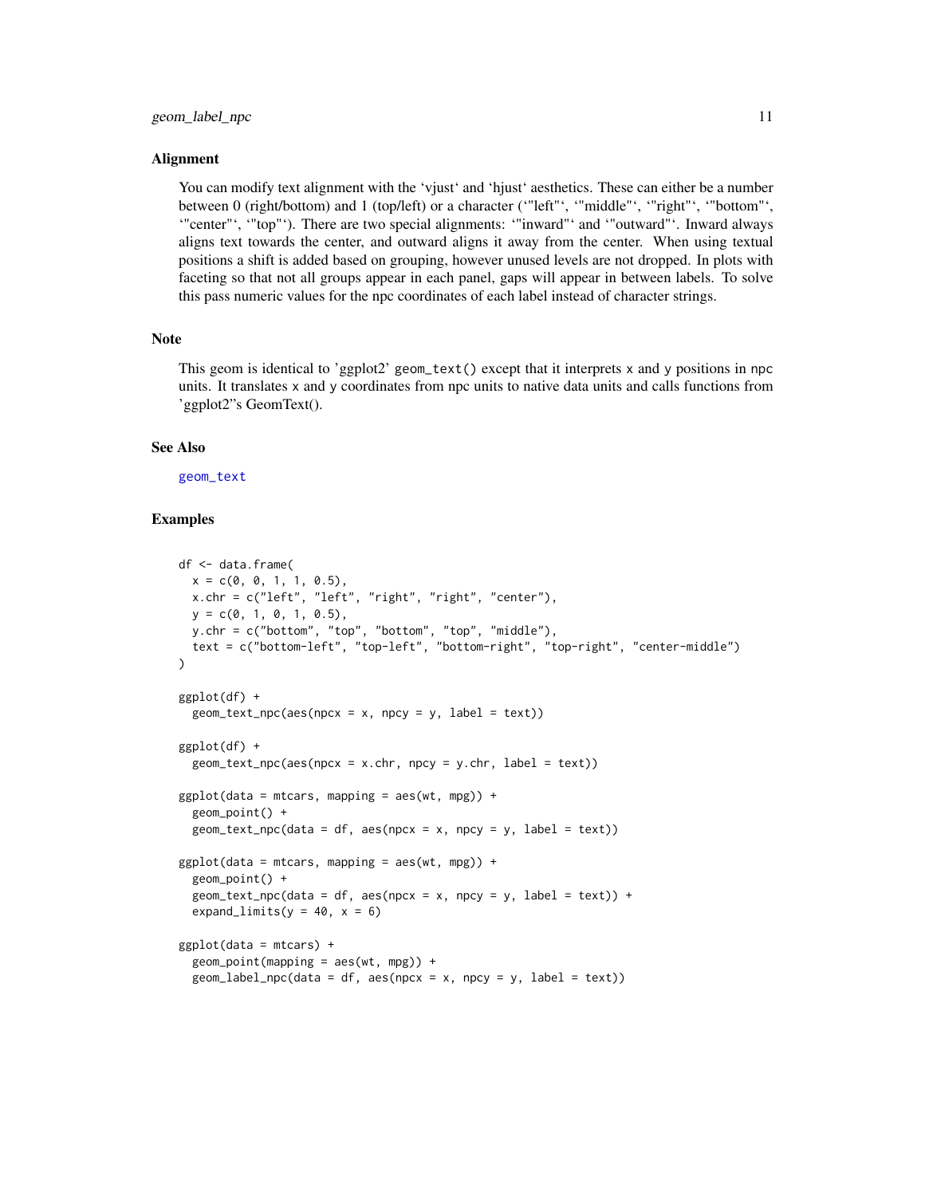### Alignment

You can modify text alignment with the 'vjust' and 'hjust' aesthetics. These can either be a number between 0 (right/bottom) and 1 (top/left) or a character ('"left"', '"middle"', '"right"', '"bottom"', '"center"', '"top"'). There are two special alignments: '"inward"' and '"outward"'. Inward always aligns text towards the center, and outward aligns it away from the center. When using textual positions a shift is added based on grouping, however unused levels are not dropped. In plots with faceting so that not all groups appear in each panel, gaps will appear in between labels. To solve this pass numeric values for the npc coordinates of each label instead of character strings.

### Note

This geom is identical to 'ggplot2' `geom_text()` except that it interprets `x` and `y` positions in `npc` units. It translates `x` and `y` coordinates from npc units to native data units and calls functions from 'ggplot2''s GeomText().

### See Also

geom_text

### Examples

```
df <- data.frame(
  x = c(0, 0, 1, 1, 0.5),
  x.chr = c("left", "left", "right", "right", "center"),
  y = c(0, 1, 0, 1, 0.5),
  y.chr = c("bottom", "top", "bottom", "top", "middle"),
  text = c("bottom-left", "top-left", "bottom-right", "top-right", "center-middle")
)

ggplot(df) +
  geom_text_npc(aes(npcx = x, npcy = y, label = text))

ggplot(df) +
  geom_text_npc(aes(npcx = x.chr, npcy = y.chr, label = text))

ggplot(data = mtcars, mapping = aes(wt, mpg)) +
  geom_point() +
  geom_text_npc(data = df, aes(npcx = x, npcy = y, label = text))

ggplot(data = mtcars, mapping = aes(wt, mpg)) +
  geom_point() +
  geom_text_npc(data = df, aes(npcx = x, npcy = y, label = text)) +
  expand_limits(y = 40, x = 6)

ggplot(data = mtcars) +
  geom_point(mapping = aes(wt, mpg)) +
  geom_label_npc(data = df, aes(npcx = x, npcy = y, label = text))
```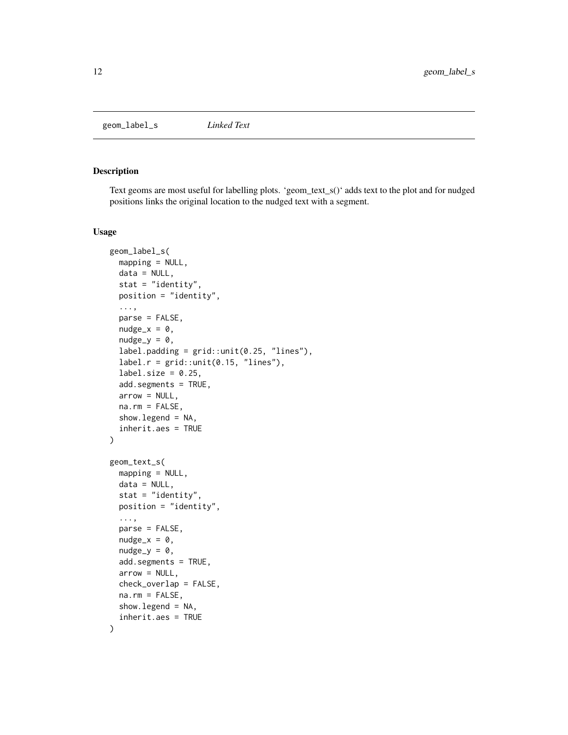geom_label_s *Linked Text*

## Description

Text geoms are most useful for labelling plots. 'geom_text_s()' adds text to the plot and for nudged positions links the original location to the nudged text with a segment.

## Usage

```
geom_label_s(
  mapping = NULL,
  data = NULL,
  stat = "identity",
  position = "identity",
  ...,
  parse = FALSE,
  nudge_x = 0,
  nudge_y = 0,
  label.padding = grid::unit(0.25, "lines"),
  label.r = grid::unit(0.15, "lines"),
  label.size = 0.25,
  add.segments = TRUE,
  arrow = NULL,
  na.rm = FALSE,
  show.legend = NA,
  inherit.aes = TRUE
)

geom_text_s(
  mapping = NULL,
  data = NULL,
  stat = "identity",
  position = "identity",
  ...,
  parse = FALSE,
  nudge_x = 0,
  nudge_y = 0,
  add.segments = TRUE,
  arrow = NULL,
  check_overlap = FALSE,
  na.rm = FALSE,
  show.legend = NA,
  inherit.aes = TRUE
)
```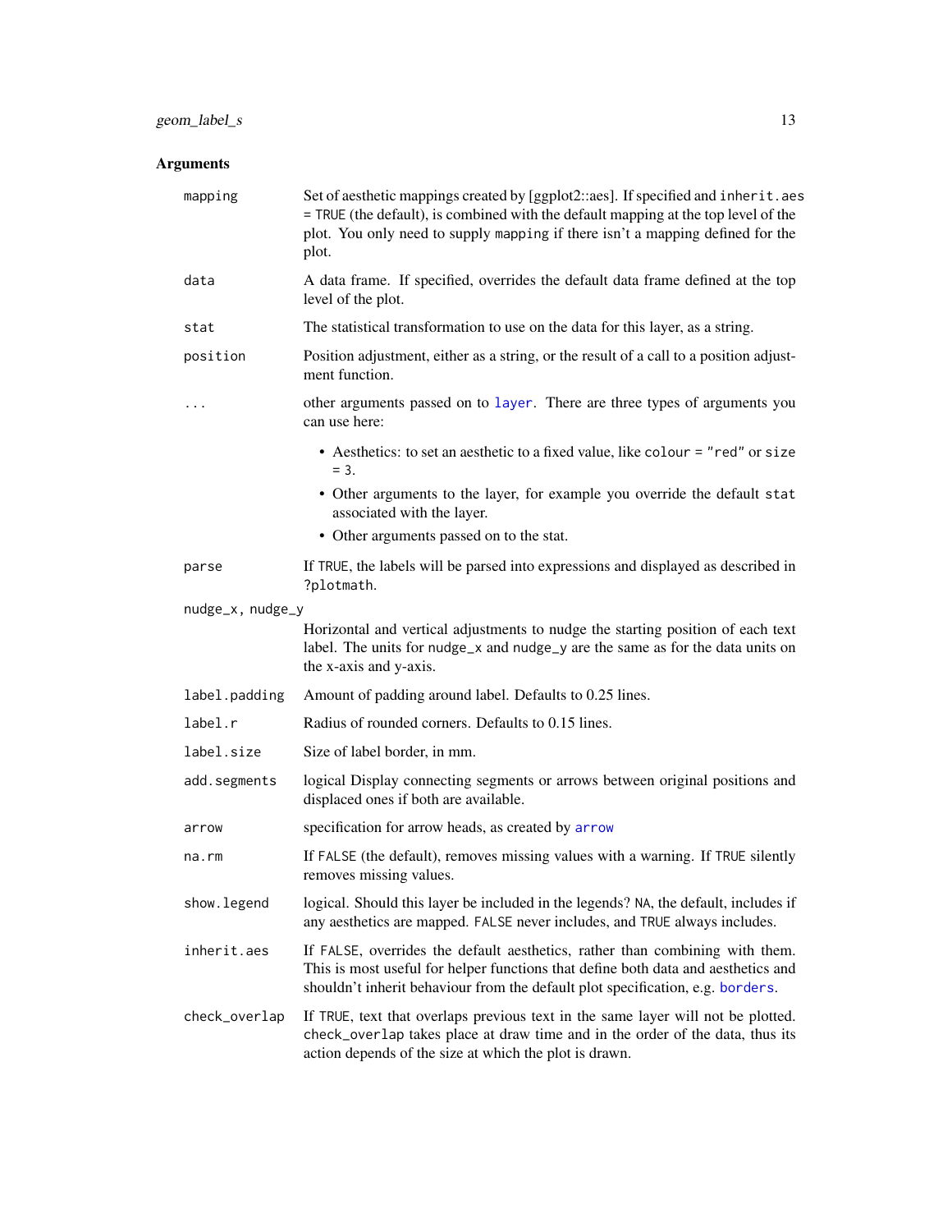## Arguments

| | |
|---|---|
| `mapping` | Set of aesthetic mappings created by [ggplot2::aes]. If specified and `inherit.aes = TRUE` (the default), is combined with the default mapping at the top level of the plot. You only need to supply `mapping` if there isn't a mapping defined for the plot. |
| `data` | A data frame. If specified, overrides the default data frame defined at the top level of the plot. |
| `stat` | The statistical transformation to use on the data for this layer, as a string. |
| `position` | Position adjustment, either as a string, or the result of a call to a position adjustment function. |
| `...` | other arguments passed on to `layer`. There are three types of arguments you can use here:<br>• Aesthetics: to set an aesthetic to a fixed value, like `colour = "red"` or `size = 3`.<br>• Other arguments to the layer, for example you override the default `stat` associated with the layer.<br>• Other arguments passed on to the stat. |
| `parse` | If `TRUE`, the labels will be parsed into expressions and displayed as described in `?plotmath`. |
| `nudge_x, nudge_y` | Horizontal and vertical adjustments to nudge the starting position of each text label. The units for `nudge_x` and `nudge_y` are the same as for the data units on the x-axis and y-axis. |
| `label.padding` | Amount of padding around label. Defaults to 0.25 lines. |
| `label.r` | Radius of rounded corners. Defaults to 0.15 lines. |
| `label.size` | Size of label border, in mm. |
| `add.segments` | logical Display connecting segments or arrows between original positions and displaced ones if both are available. |
| `arrow` | specification for arrow heads, as created by `arrow` |
| `na.rm` | If `FALSE` (the default), removes missing values with a warning. If `TRUE` silently removes missing values. |
| `show.legend` | logical. Should this layer be included in the legends? `NA`, the default, includes if any aesthetics are mapped. `FALSE` never includes, and `TRUE` always includes. |
| `inherit.aes` | If `FALSE`, overrides the default aesthetics, rather than combining with them. This is most useful for helper functions that define both data and aesthetics and shouldn't inherit behaviour from the default plot specification, e.g. `borders`. |
| `check_overlap` | If `TRUE`, text that overlaps previous text in the same layer will not be plotted. `check_overlap` takes place at draw time and in the order of the data, thus its action depends of the size at which the plot is drawn. |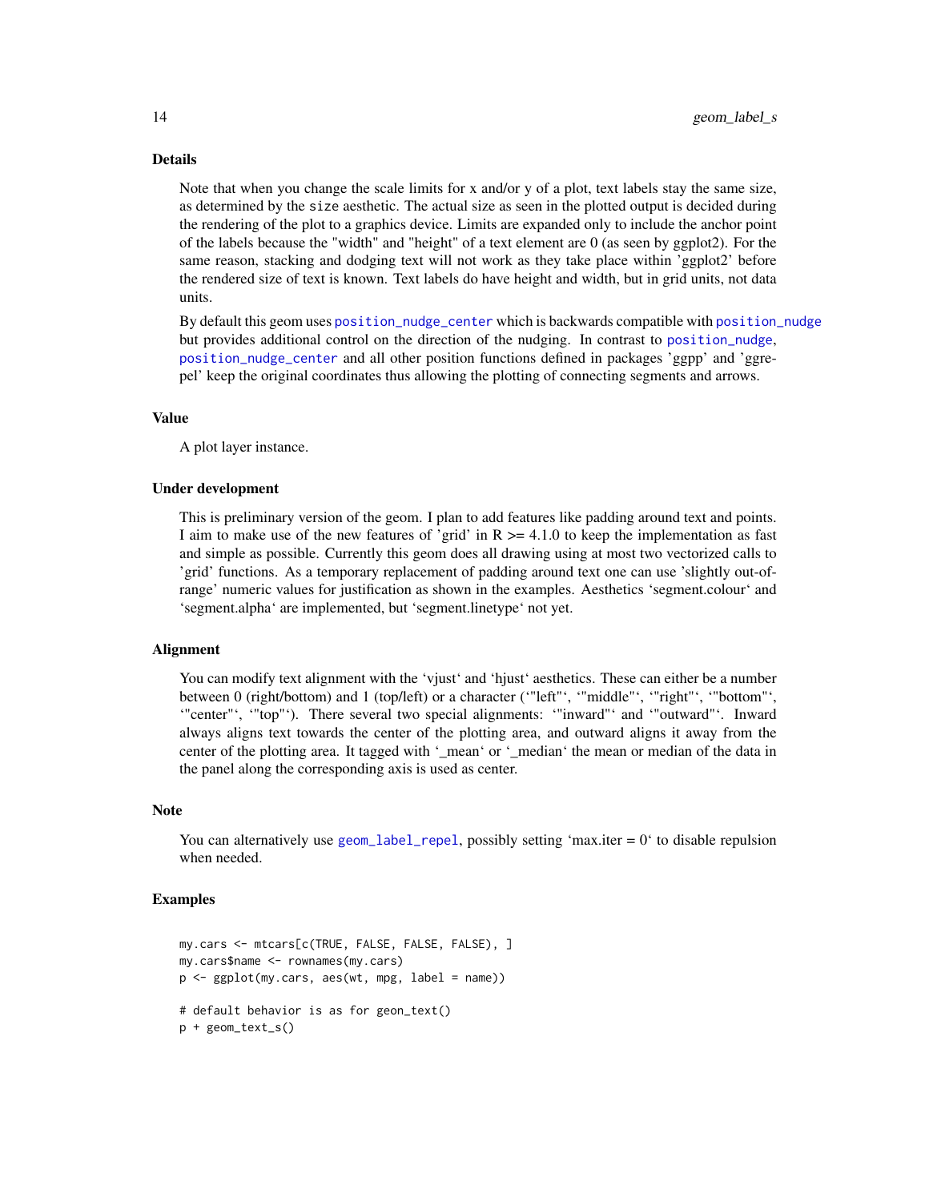### Details

Note that when you change the scale limits for x and/or y of a plot, text labels stay the same size, as determined by the `size` aesthetic. The actual size as seen in the plotted output is decided during the rendering of the plot to a graphics device. Limits are expanded only to include the anchor point of the labels because the "width" and "height" of a text element are 0 (as seen by ggplot2). For the same reason, stacking and dodging text will not work as they take place within 'ggplot2' before the rendered size of text is known. Text labels do have height and width, but in grid units, not data units.

By default this geom uses `position_nudge_center` which is backwards compatible with `position_nudge` but provides additional control on the direction of the nudging. In contrast to `position_nudge`, `position_nudge_center` and all other position functions defined in packages 'ggpp' and 'ggrepel' keep the original coordinates thus allowing the plotting of connecting segments and arrows.

### Value

A plot layer instance.

### Under development

This is preliminary version of the geom. I plan to add features like padding around text and points. I aim to make use of the new features of 'grid' in R >= 4.1.0 to keep the implementation as fast and simple as possible. Currently this geom does all drawing using at most two vectorized calls to 'grid' functions. As a temporary replacement of padding around text one can use 'slightly out-of-range' numeric values for justification as shown in the examples. Aesthetics 'segment.colour' and 'segment.alpha' are implemented, but 'segment.linetype' not yet.

### Alignment

You can modify text alignment with the 'vjust' and 'hjust' aesthetics. These can either be a number between 0 (right/bottom) and 1 (top/left) or a character ('"left"', '"middle"', '"right"', '"bottom"', '"center"', '"top"'). There several two special alignments: '"inward"' and '"outward"'. Inward always aligns text towards the center of the plotting area, and outward aligns it away from the center of the plotting area. It tagged with '_mean' or '_median' the mean or median of the data in the panel along the corresponding axis is used as center.

### Note

You can alternatively use `geom_label_repel`, possibly setting 'max.iter = 0' to disable repulsion when needed.

### Examples

```
my.cars <- mtcars[c(TRUE, FALSE, FALSE, FALSE), ]
my.cars$name <- rownames(my.cars)
p <- ggplot(my.cars, aes(wt, mpg, label = name))

# default behavior is as for geon_text()
p + geom_text_s()
```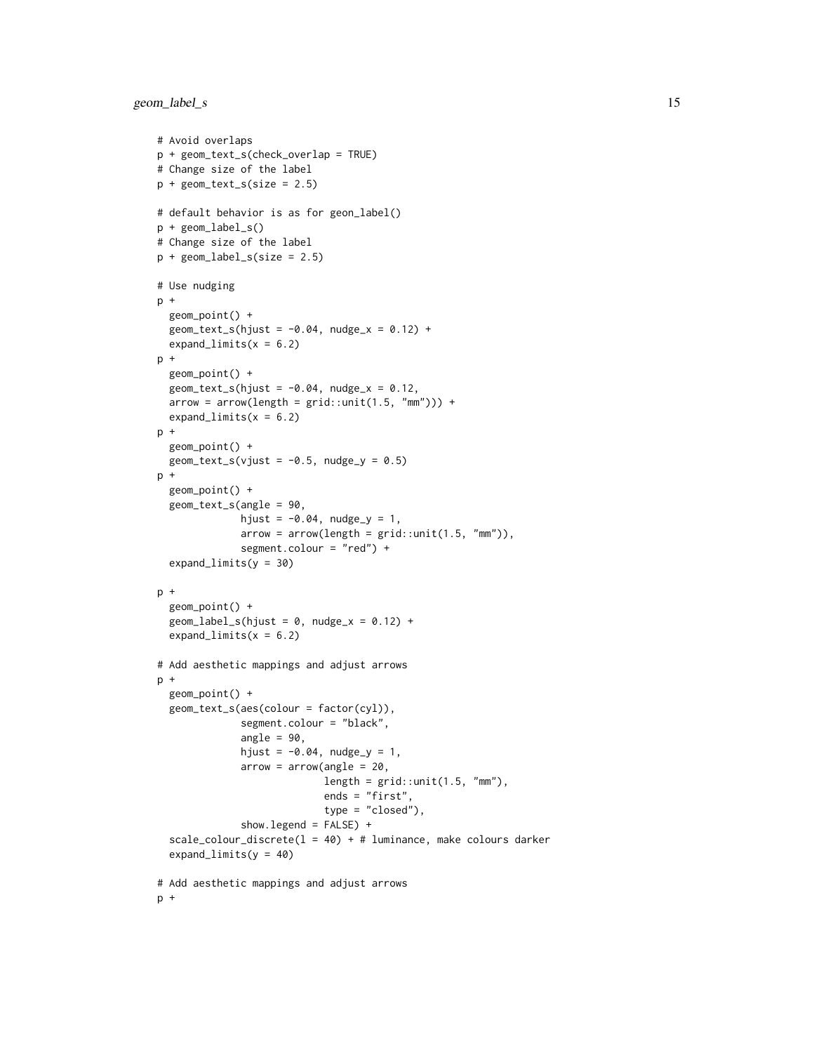```
# Avoid overlaps
p + geom_text_s(check_overlap = TRUE)
# Change size of the label
p + geom_text_s(size = 2.5)

# default behavior is as for geon_label()
p + geom_label_s()
# Change size of the label
p + geom_label_s(size = 2.5)

# Use nudging
p +
  geom_point() +
  geom_text_s(hjust = -0.04, nudge_x = 0.12) +
  expand_limits(x = 6.2)
p +
  geom_point() +
  geom_text_s(hjust = -0.04, nudge_x = 0.12,
  arrow = arrow(length = grid::unit(1.5, "mm"))) +
  expand_limits(x = 6.2)
p +
  geom_point() +
  geom_text_s(vjust = -0.5, nudge_y = 0.5)
p +
  geom_point() +
  geom_text_s(angle = 90,
              hjust = -0.04, nudge_y = 1,
              arrow = arrow(length = grid::unit(1.5, "mm")),
              segment.colour = "red") +
  expand_limits(y = 30)

p +
  geom_point() +
  geom_label_s(hjust = 0, nudge_x = 0.12) +
  expand_limits(x = 6.2)

# Add aesthetic mappings and adjust arrows
p +
  geom_point() +
  geom_text_s(aes(colour = factor(cyl)),
              segment.colour = "black",
              angle = 90,
              hjust = -0.04, nudge_y = 1,
              arrow = arrow(angle = 20,
                            length = grid::unit(1.5, "mm"),
                            ends = "first",
                            type = "closed"),
              show.legend = FALSE) +
  scale_colour_discrete(l = 40) + # luminance, make colours darker
  expand_limits(y = 40)

# Add aesthetic mappings and adjust arrows
p +
```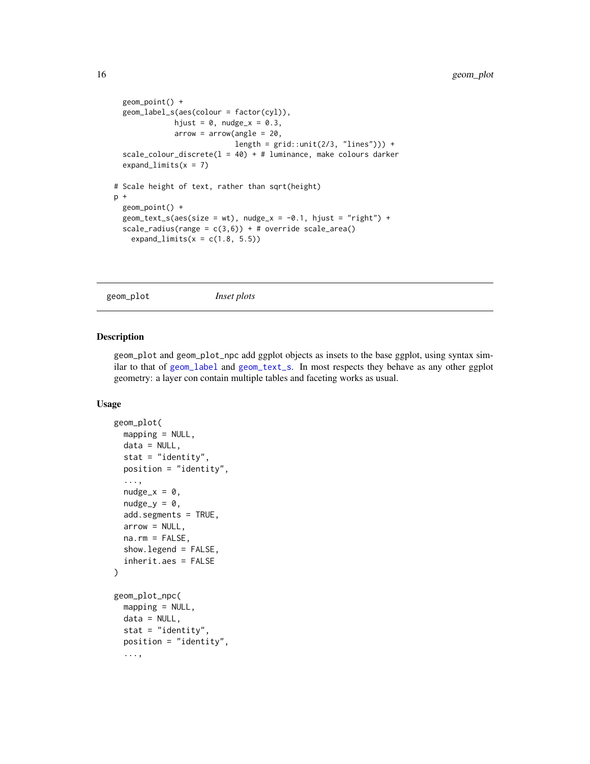```
  geom_point() +
  geom_label_s(aes(colour = factor(cyl)),
               hjust = 0, nudge_x = 0.3,
               arrow = arrow(angle = 20,
                             length = grid::unit(2/3, "lines"))) +
  scale_colour_discrete(l = 40) + # luminance, make colours darker
  expand_limits(x = 7)

# Scale height of text, rather than sqrt(height)
p +
  geom_point() +
  geom_text_s(aes(size = wt), nudge_x = -0.1, hjust = "right") +
  scale_radius(range = c(3,6)) + # override scale_area()
    expand_limits(x = c(1.8, 5.5))
```

---

`geom_plot` *Inset plots*

---

## Description

geom_plot and geom_plot_npc add ggplot objects as insets to the base ggplot, using syntax similar to that of geom_label and geom_text_s. In most respects they behave as any other ggplot geometry: a layer con contain multiple tables and faceting works as usual.

## Usage

```
geom_plot(
  mapping = NULL,
  data = NULL,
  stat = "identity",
  position = "identity",
  ...,
  nudge_x = 0,
  nudge_y = 0,
  add.segments = TRUE,
  arrow = NULL,
  na.rm = FALSE,
  show.legend = FALSE,
  inherit.aes = FALSE
)

geom_plot_npc(
  mapping = NULL,
  data = NULL,
  stat = "identity",
  position = "identity",
  ...,
```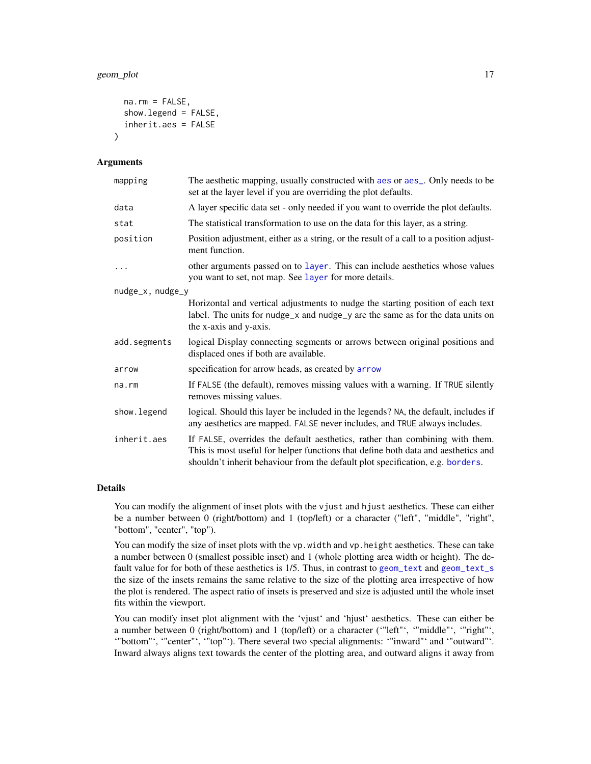```
  na.rm = FALSE,
  show.legend = FALSE,
  inherit.aes = FALSE
)
```

## Arguments

| | |
|---|---|
| mapping | The aesthetic mapping, usually constructed with aes or aes_. Only needs to be set at the layer level if you are overriding the plot defaults. |
| data | A layer specific data set - only needed if you want to override the plot defaults. |
| stat | The statistical transformation to use on the data for this layer, as a string. |
| position | Position adjustment, either as a string, or the result of a call to a position adjustment function. |
| ... | other arguments passed on to layer. This can include aesthetics whose values you want to set, not map. See layer for more details. |
| nudge_x, nudge_y | Horizontal and vertical adjustments to nudge the starting position of each text label. The units for nudge_x and nudge_y are the same as for the data units on the x-axis and y-axis. |
| add.segments | logical Display connecting segments or arrows between original positions and displaced ones if both are available. |
| arrow | specification for arrow heads, as created by arrow |
| na.rm | If FALSE (the default), removes missing values with a warning. If TRUE silently removes missing values. |
| show.legend | logical. Should this layer be included in the legends? NA, the default, includes if any aesthetics are mapped. FALSE never includes, and TRUE always includes. |
| inherit.aes | If FALSE, overrides the default aesthetics, rather than combining with them. This is most useful for helper functions that define both data and aesthetics and shouldn't inherit behaviour from the default plot specification, e.g. borders. |

## Details

You can modify the alignment of inset plots with the vjust and hjust aesthetics. These can either be a number between 0 (right/bottom) and 1 (top/left) or a character ("left", "middle", "right", "bottom", "center", "top").

You can modify the size of inset plots with the vp.width and vp.height aesthetics. These can take a number between 0 (smallest possible inset) and 1 (whole plotting area width or height). The default value for for both of these aesthetics is 1/5. Thus, in contrast to geom_text and geom_text_s the size of the insets remains the same relative to the size of the plotting area irrespective of how the plot is rendered. The aspect ratio of insets is preserved and size is adjusted until the whole inset fits within the viewport.

You can modify inset plot alignment with the 'vjust' and 'hjust' aesthetics. These can either be a number between 0 (right/bottom) and 1 (top/left) or a character ('"left"', '"middle"', '"right"', '"bottom"', '"center"', '"top"'). There several two special alignments: '"inward"' and '"outward"'. Inward always aligns text towards the center of the plotting area, and outward aligns it away from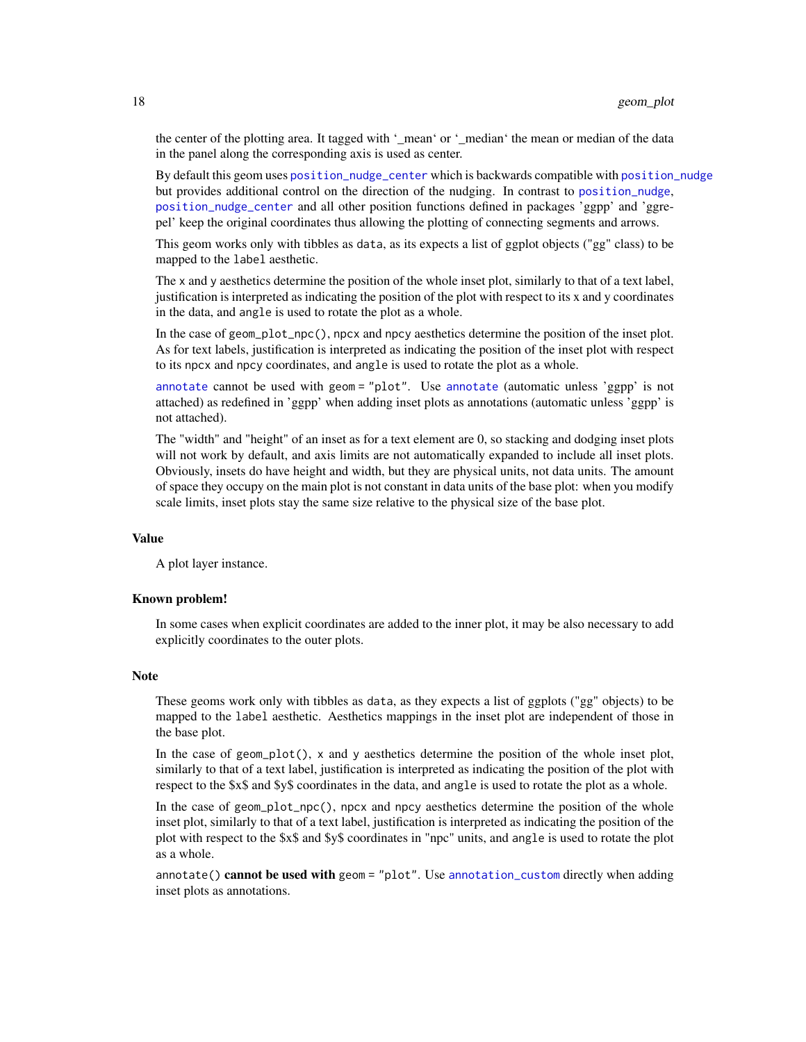the center of the plotting area. It tagged with '_mean' or '_median' the mean or median of the data in the panel along the corresponding axis is used as center.

By default this geom uses `position_nudge_center` which is backwards compatible with `position_nudge` but provides additional control on the direction of the nudging. In contrast to `position_nudge`, `position_nudge_center` and all other position functions defined in packages 'ggpp' and 'ggrepel' keep the original coordinates thus allowing the plotting of connecting segments and arrows.

This geom works only with tibbles as `data`, as its expects a list of ggplot objects ("gg" class) to be mapped to the `label` aesthetic.

The `x` and `y` aesthetics determine the position of the whole inset plot, similarly to that of a text label, justification is interpreted as indicating the position of the plot with respect to its x and y coordinates in the data, and `angle` is used to rotate the plot as a whole.

In the case of `geom_plot_npc()`, `npcx` and `npcy` aesthetics determine the position of the inset plot. As for text labels, justification is interpreted as indicating the position of the inset plot with respect to its `npcx` and `npcy` coordinates, and `angle` is used to rotate the plot as a whole.

`annotate` cannot be used with `geom = "plot"`. Use `annotate` (automatic unless 'ggpp' is not attached) as redefined in 'ggpp' when adding inset plots as annotations (automatic unless 'ggpp' is not attached).

The "width" and "height" of an inset as for a text element are 0, so stacking and dodging inset plots will not work by default, and axis limits are not automatically expanded to include all inset plots. Obviously, insets do have height and width, but they are physical units, not data units. The amount of space they occupy on the main plot is not constant in data units of the base plot: when you modify scale limits, inset plots stay the same size relative to the physical size of the base plot.

## Value

A plot layer instance.

## Known problem!

In some cases when explicit coordinates are added to the inner plot, it may be also necessary to add explicitly coordinates to the outer plots.

## Note

These geoms work only with tibbles as `data`, as they expects a list of ggplots ("gg" objects) to be mapped to the `label` aesthetic. Aesthetics mappings in the inset plot are independent of those in the base plot.

In the case of `geom_plot()`, `x` and `y` aesthetics determine the position of the whole inset plot, similarly to that of a text label, justification is interpreted as indicating the position of the plot with respect to the $x$ and $y$ coordinates in the data, and `angle` is used to rotate the plot as a whole.

In the case of `geom_plot_npc()`, `npcx` and `npcy` aesthetics determine the position of the whole inset plot, similarly to that of a text label, justification is interpreted as indicating the position of the plot with respect to the $x$ and $y$ coordinates in "npc" units, and `angle` is used to rotate the plot as a whole.

`annotate()` **cannot be used with** `geom = "plot"`. Use `annotation_custom` directly when adding inset plots as annotations.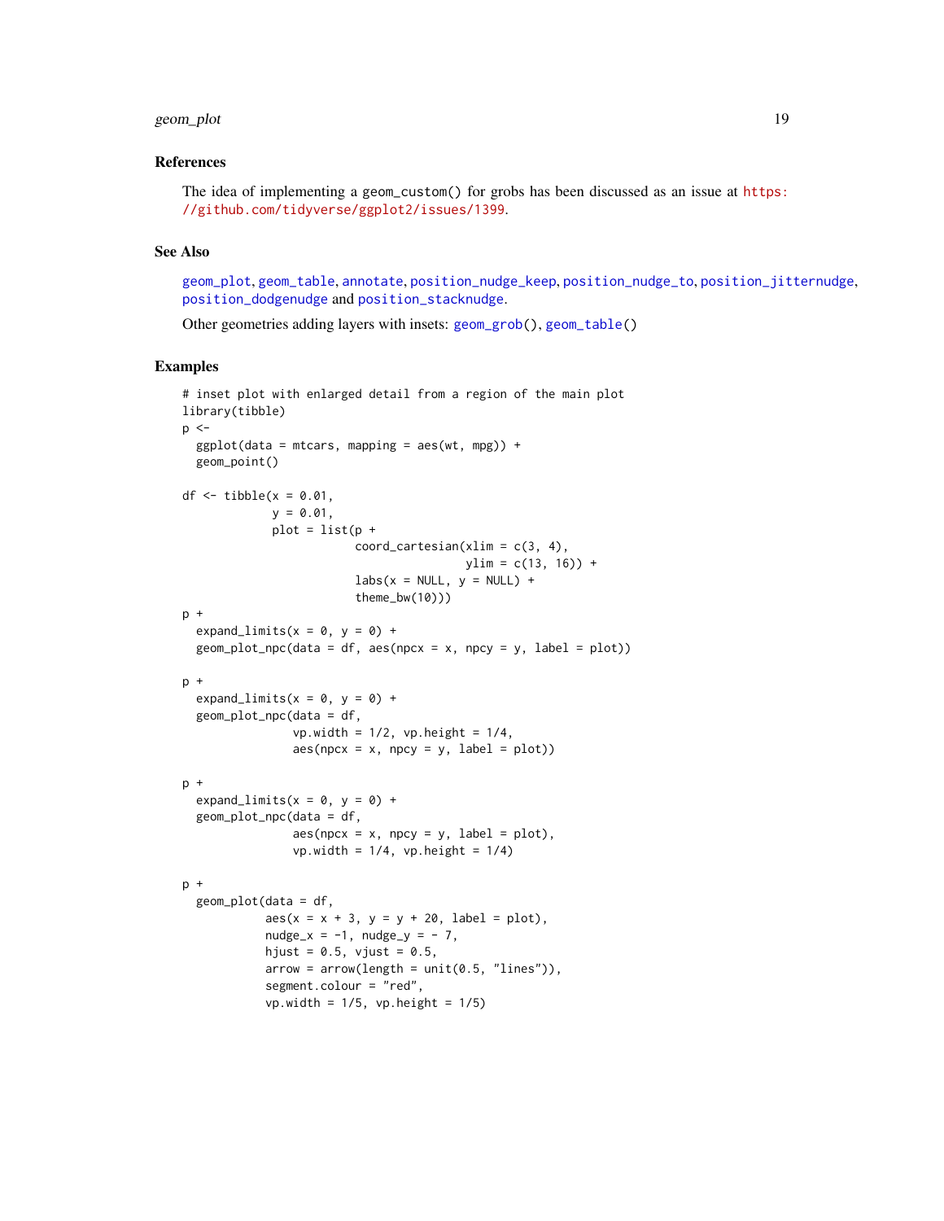## References

The idea of implementing a `geom_custom()` for grobs has been discussed as an issue at https://github.com/tidyverse/ggplot2/issues/1399.

## See Also

geom_plot, geom_table, annotate, position_nudge_keep, position_nudge_to, position_jitternudge, position_dodgenudge and position_stacknudge.

Other geometries adding layers with insets: geom_grob(), geom_table()

## Examples

```
# inset plot with enlarged detail from a region of the main plot
library(tibble)
p <-
  ggplot(data = mtcars, mapping = aes(wt, mpg)) +
  geom_point()

df <- tibble(x = 0.01,
             y = 0.01,
             plot = list(p +
                         coord_cartesian(xlim = c(3, 4),
                                         ylim = c(13, 16)) +
                         labs(x = NULL, y = NULL) +
                         theme_bw(10)))
p +
  expand_limits(x = 0, y = 0) +
  geom_plot_npc(data = df, aes(npcx = x, npcy = y, label = plot))

p +
  expand_limits(x = 0, y = 0) +
  geom_plot_npc(data = df,
              vp.width = 1/2, vp.height = 1/4,
              aes(npcx = x, npcy = y, label = plot))

p +
  expand_limits(x = 0, y = 0) +
  geom_plot_npc(data = df,
              aes(npcx = x, npcy = y, label = plot),
              vp.width = 1/4, vp.height = 1/4)

p +
  geom_plot(data = df,
            aes(x = x + 3, y = y + 20, label = plot),
            nudge_x = -1, nudge_y = - 7,
            hjust = 0.5, vjust = 0.5,
            arrow = arrow(length = unit(0.5, "lines")),
            segment.colour = "red",
            vp.width = 1/5, vp.height = 1/5)
```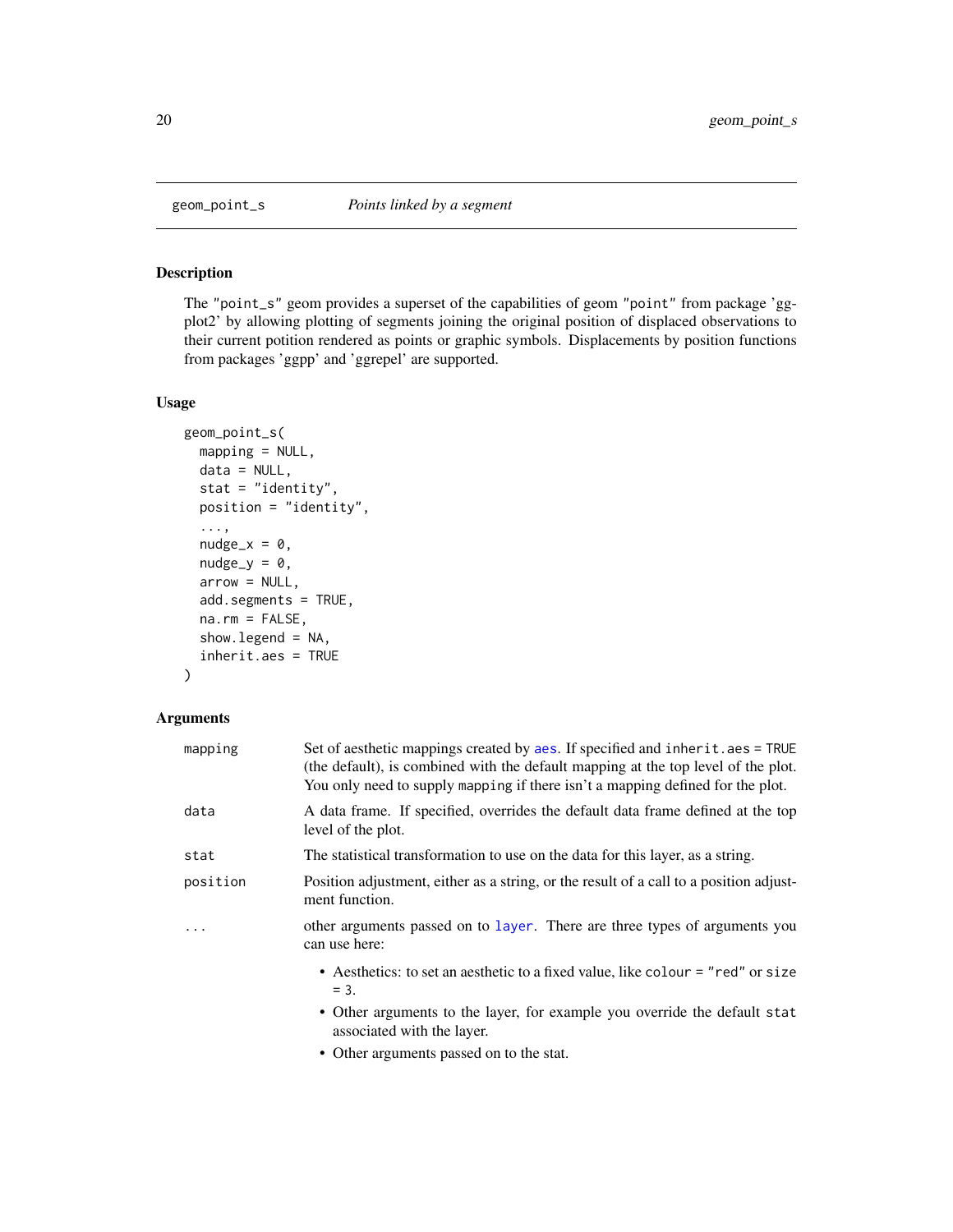## geom_point_s — *Points linked by a segment*

### Description

The "point_s" geom provides a superset of the capabilities of geom "point" from package 'ggplot2' by allowing plotting of segments joining the original position of displaced observations to their current potition rendered as points or graphic symbols. Displacements by position functions from packages 'ggpp' and 'ggrepel' are supported.

### Usage

```
geom_point_s(
  mapping = NULL,
  data = NULL,
  stat = "identity",
  position = "identity",
  ...,
  nudge_x = 0,
  nudge_y = 0,
  arrow = NULL,
  add.segments = TRUE,
  na.rm = FALSE,
  show.legend = NA,
  inherit.aes = TRUE
)
```

### Arguments

| | |
|---|---|
| mapping | Set of aesthetic mappings created by aes. If specified and inherit.aes = TRUE (the default), is combined with the default mapping at the top level of the plot. You only need to supply mapping if there isn't a mapping defined for the plot. |
| data | A data frame. If specified, overrides the default data frame defined at the top level of the plot. |
| stat | The statistical transformation to use on the data for this layer, as a string. |
| position | Position adjustment, either as a string, or the result of a call to a position adjustment function. |
| ... | other arguments passed on to layer. There are three types of arguments you can use here:<br>• Aesthetics: to set an aesthetic to a fixed value, like colour = "red" or size = 3.<br>• Other arguments to the layer, for example you override the default stat associated with the layer.<br>• Other arguments passed on to the stat. |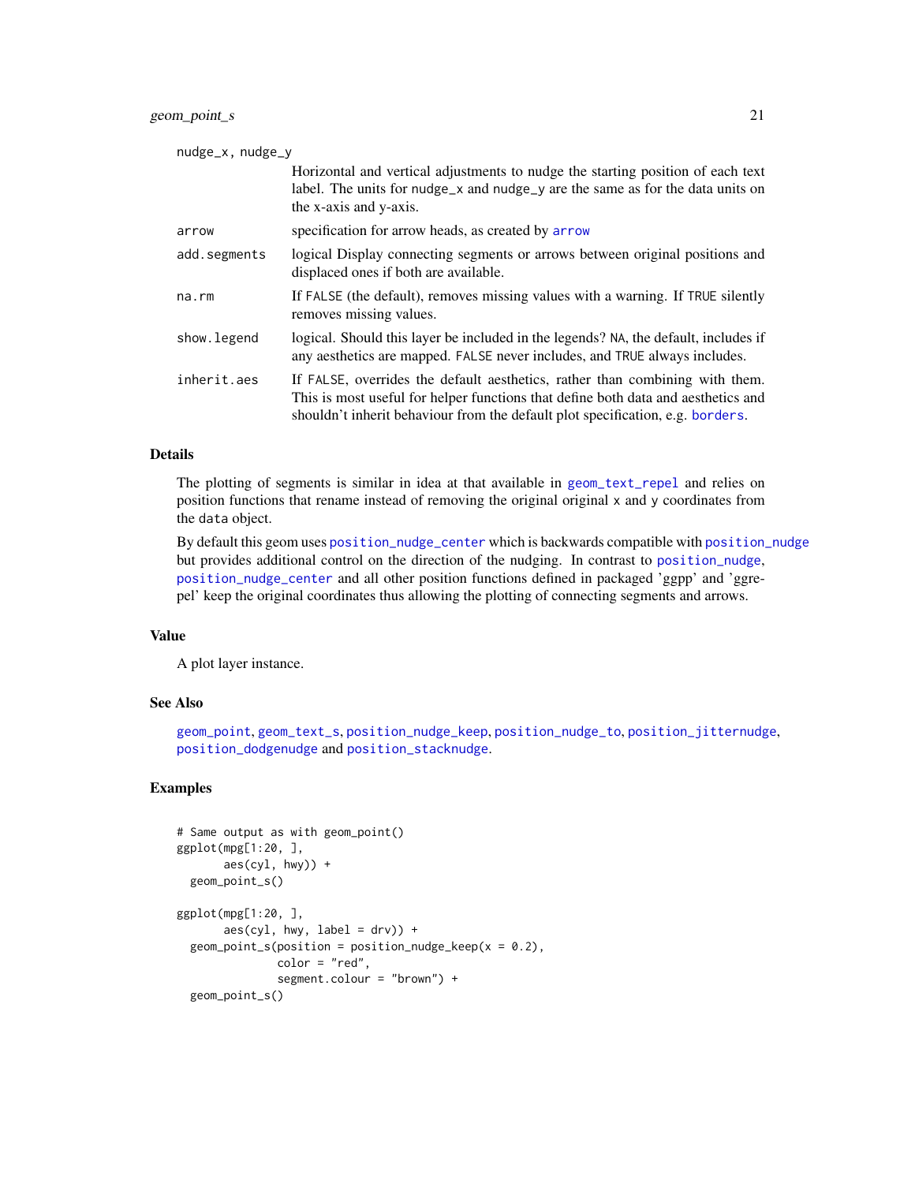| | |
|---|---|
| nudge_x, nudge_y | Horizontal and vertical adjustments to nudge the starting position of each text label. The units for nudge_x and nudge_y are the same as for the data units on the x-axis and y-axis. |
| arrow | specification for arrow heads, as created by arrow |
| add.segments | logical Display connecting segments or arrows between original positions and displaced ones if both are available. |
| na.rm | If FALSE (the default), removes missing values with a warning. If TRUE silently removes missing values. |
| show.legend | logical. Should this layer be included in the legends? NA, the default, includes if any aesthetics are mapped. FALSE never includes, and TRUE always includes. |
| inherit.aes | If FALSE, overrides the default aesthetics, rather than combining with them. This is most useful for helper functions that define both data and aesthetics and shouldn't inherit behaviour from the default plot specification, e.g. borders. |

## Details

The plotting of segments is similar in idea at that available in geom_text_repel and relies on position functions that rename instead of removing the original original x and y coordinates from the data object.

By default this geom uses position_nudge_center which is backwards compatible with position_nudge but provides additional control on the direction of the nudging. In contrast to position_nudge, position_nudge_center and all other position functions defined in packaged 'ggpp' and 'ggrepel' keep the original coordinates thus allowing the plotting of connecting segments and arrows.

## Value

A plot layer instance.

## See Also

geom_point, geom_text_s, position_nudge_keep, position_nudge_to, position_jitternudge, position_dodgenudge and position_stacknudge.

## Examples

```
# Same output as with geom_point()
ggplot(mpg[1:20, ],
       aes(cyl, hwy)) +
  geom_point_s()

ggplot(mpg[1:20, ],
       aes(cyl, hwy, label = drv)) +
  geom_point_s(position = position_nudge_keep(x = 0.2),
               color = "red",
               segment.colour = "brown") +
  geom_point_s()
```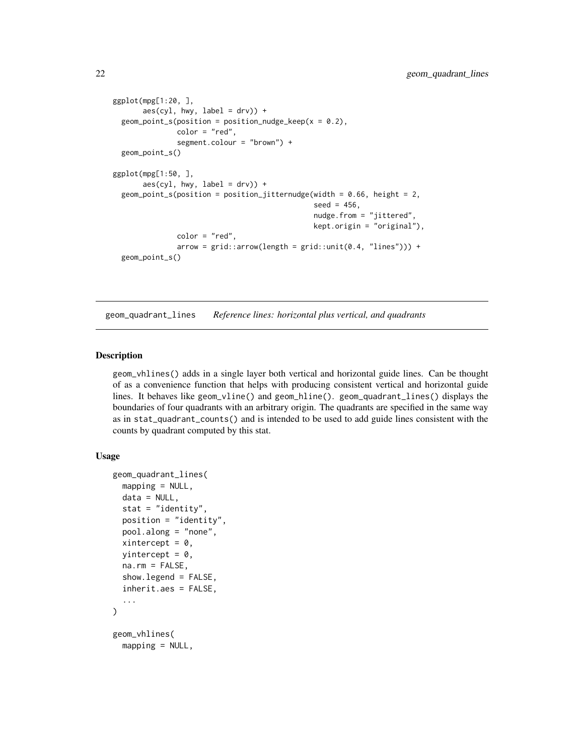```
ggplot(mpg[1:20, ],
       aes(cyl, hwy, label = drv)) +
  geom_point_s(position = position_nudge_keep(x = 0.2),
               color = "red",
               segment.colour = "brown") +
  geom_point_s()

ggplot(mpg[1:50, ],
       aes(cyl, hwy, label = drv)) +
  geom_point_s(position = position_jitternudge(width = 0.66, height = 2,
                                               seed = 456,
                                               nudge.from = "jittered",
                                               kept.origin = "original"),
               color = "red",
               arrow = grid::arrow(length = grid::unit(0.4, "lines"))) +
  geom_point_s()
```

## geom_quadrant_lines — *Reference lines: horizontal plus vertical, and quadrants*

### Description

geom_vhlines() adds in a single layer both vertical and horizontal guide lines. Can be thought of as a convenience function that helps with producing consistent vertical and horizontal guide lines. It behaves like geom_vline() and geom_hline(). geom_quadrant_lines() displays the boundaries of four quadrants with an arbitrary origin. The quadrants are specified in the same way as in stat_quadrant_counts() and is intended to be used to add guide lines consistent with the counts by quadrant computed by this stat.

### Usage

```
geom_quadrant_lines(
  mapping = NULL,
  data = NULL,
  stat = "identity",
  position = "identity",
  pool.along = "none",
  xintercept = 0,
  yintercept = 0,
  na.rm = FALSE,
  show.legend = FALSE,
  inherit.aes = FALSE,
  ...
)

geom_vhlines(
  mapping = NULL,
```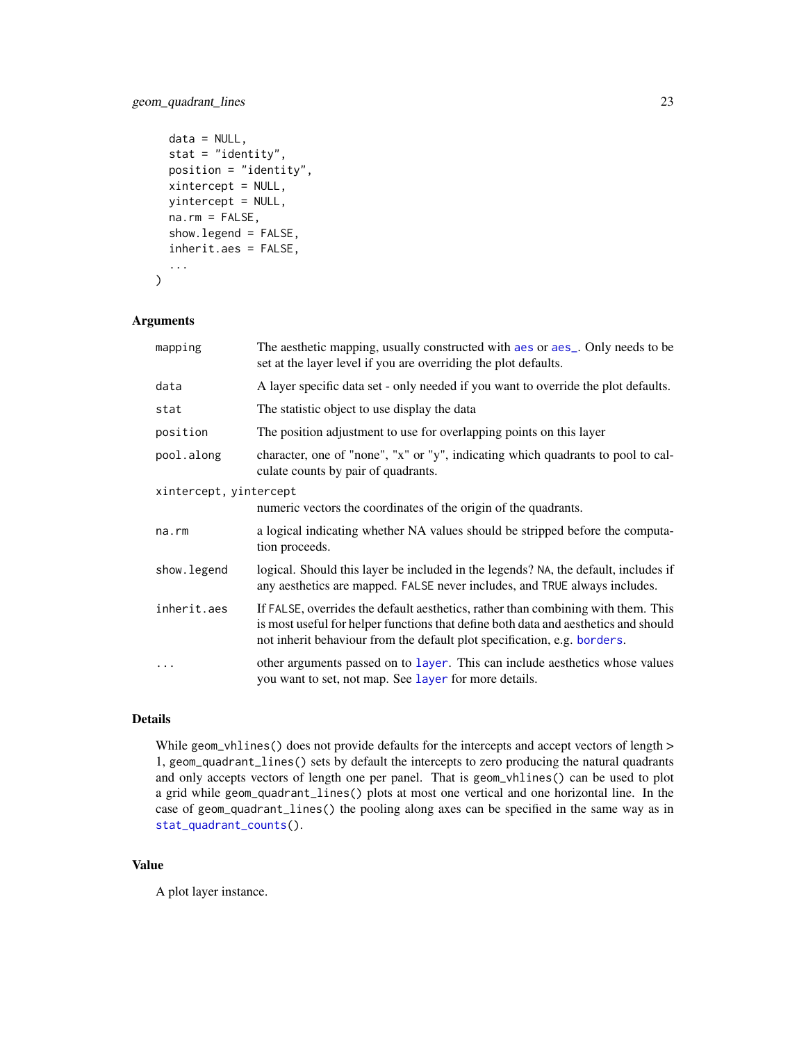```
  data = NULL,
  stat = "identity",
  position = "identity",
  xintercept = NULL,
  yintercept = NULL,
  na.rm = FALSE,
  show.legend = FALSE,
  inherit.aes = FALSE,
  ...
)
```

## Arguments

| | |
|---|---|
| mapping | The aesthetic mapping, usually constructed with aes or aes_. Only needs to be set at the layer level if you are overriding the plot defaults. |
| data | A layer specific data set - only needed if you want to override the plot defaults. |
| stat | The statistic object to use display the data |
| position | The position adjustment to use for overlapping points on this layer |
| pool.along | character, one of "none", "x" or "y", indicating which quadrants to pool to calculate counts by pair of quadrants. |
| xintercept, yintercept | numeric vectors the coordinates of the origin of the quadrants. |
| na.rm | a logical indicating whether NA values should be stripped before the computation proceeds. |
| show.legend | logical. Should this layer be included in the legends? NA, the default, includes if any aesthetics are mapped. FALSE never includes, and TRUE always includes. |
| inherit.aes | If FALSE, overrides the default aesthetics, rather than combining with them. This is most useful for helper functions that define both data and aesthetics and should not inherit behaviour from the default plot specification, e.g. borders. |
| ... | other arguments passed on to layer. This can include aesthetics whose values you want to set, not map. See layer for more details. |

## Details

While geom_vhlines() does not provide defaults for the intercepts and accept vectors of length > 1, geom_quadrant_lines() sets by default the intercepts to zero producing the natural quadrants and only accepts vectors of length one per panel. That is geom_vhlines() can be used to plot a grid while geom_quadrant_lines() plots at most one vertical and one horizontal line. In the case of geom_quadrant_lines() the pooling along axes can be specified in the same way as in stat_quadrant_counts().

## Value

A plot layer instance.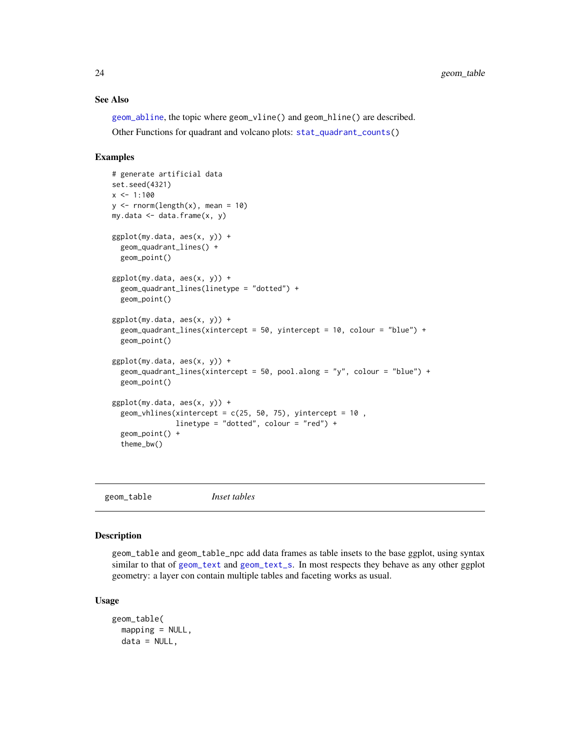## See Also

geom_abline, the topic where geom_vline() and geom_hline() are described.

Other Functions for quadrant and volcano plots: stat_quadrant_counts()

## Examples

```
# generate artificial data
set.seed(4321)
x <- 1:100
y <- rnorm(length(x), mean = 10)
my.data <- data.frame(x, y)

ggplot(my.data, aes(x, y)) +
  geom_quadrant_lines() +
  geom_point()

ggplot(my.data, aes(x, y)) +
  geom_quadrant_lines(linetype = "dotted") +
  geom_point()

ggplot(my.data, aes(x, y)) +
  geom_quadrant_lines(xintercept = 50, yintercept = 10, colour = "blue") +
  geom_point()

ggplot(my.data, aes(x, y)) +
  geom_quadrant_lines(xintercept = 50, pool.along = "y", colour = "blue") +
  geom_point()

ggplot(my.data, aes(x, y)) +
  geom_vhlines(xintercept = c(25, 50, 75), yintercept = 10 ,
               linetype = "dotted", colour = "red") +
  geom_point() +
  theme_bw()
```

---

# geom_table *Inset tables*

## Description

geom_table and geom_table_npc add data frames as table insets to the base ggplot, using syntax similar to that of geom_text and geom_text_s. In most respects they behave as any other ggplot geometry: a layer con contain multiple tables and faceting works as usual.

## Usage

```
geom_table(
  mapping = NULL,
  data = NULL,
```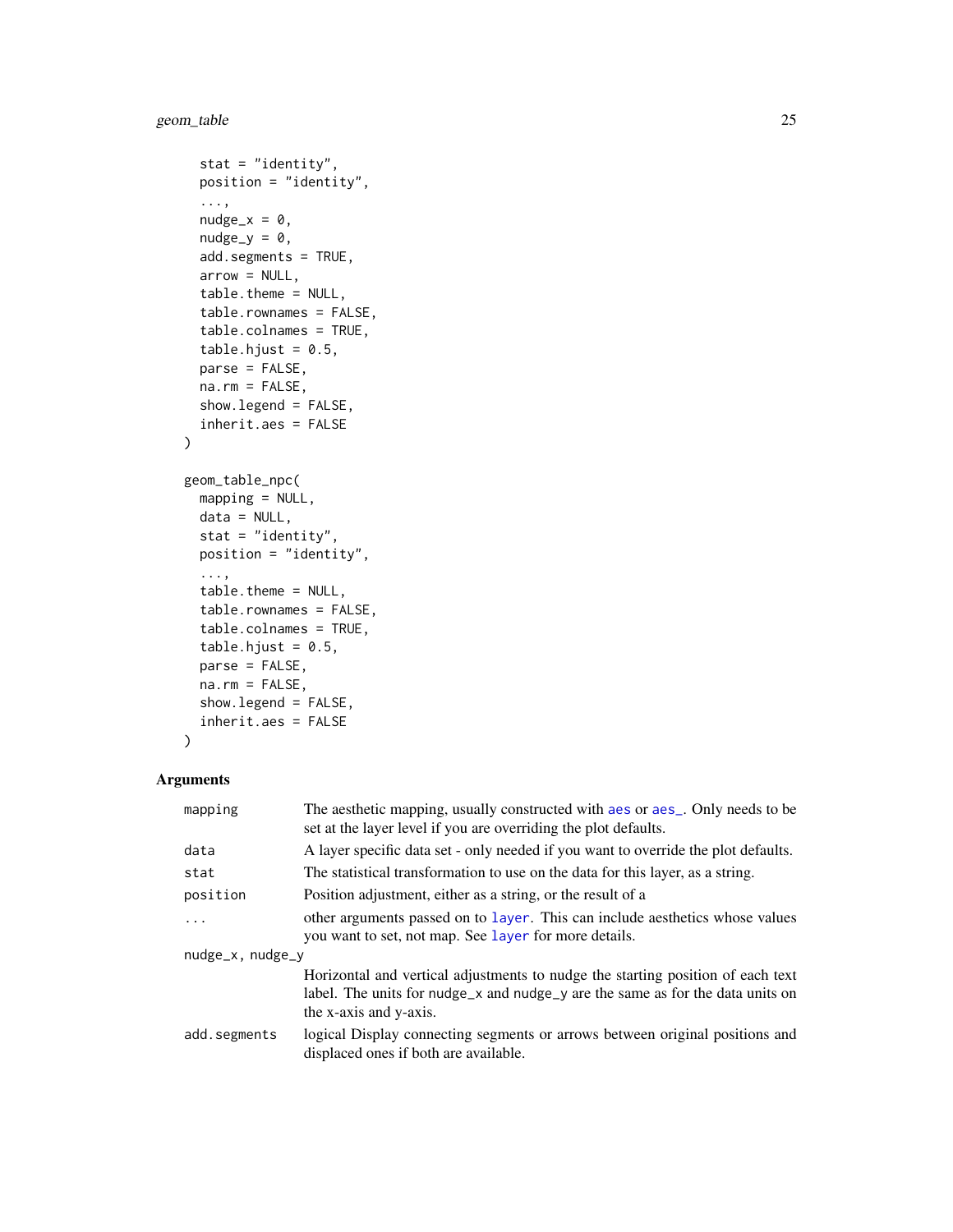```
  stat = "identity",
  position = "identity",
  ...,
  nudge_x = 0,
  nudge_y = 0,
  add.segments = TRUE,
  arrow = NULL,
  table.theme = NULL,
  table.rownames = FALSE,
  table.colnames = TRUE,
  table.hjust = 0.5,
  parse = FALSE,
  na.rm = FALSE,
  show.legend = FALSE,
  inherit.aes = FALSE
)

geom_table_npc(
  mapping = NULL,
  data = NULL,
  stat = "identity",
  position = "identity",
  ...,
  table.theme = NULL,
  table.rownames = FALSE,
  table.colnames = TRUE,
  table.hjust = 0.5,
  parse = FALSE,
  na.rm = FALSE,
  show.legend = FALSE,
  inherit.aes = FALSE
)
```

### Arguments

| | |
|---|---|
| `mapping` | The aesthetic mapping, usually constructed with `aes` or `aes_`. Only needs to be set at the layer level if you are overriding the plot defaults. |
| `data` | A layer specific data set - only needed if you want to override the plot defaults. |
| `stat` | The statistical transformation to use on the data for this layer, as a string. |
| `position` | Position adjustment, either as a string, or the result of a |
| `...` | other arguments passed on to `layer`. This can include aesthetics whose values you want to set, not map. See `layer` for more details. |
| `nudge_x, nudge_y` | Horizontal and vertical adjustments to nudge the starting position of each text label. The units for `nudge_x` and `nudge_y` are the same as for the data units on the x-axis and y-axis. |
| `add.segments` | logical Display connecting segments or arrows between original positions and displaced ones if both are available. |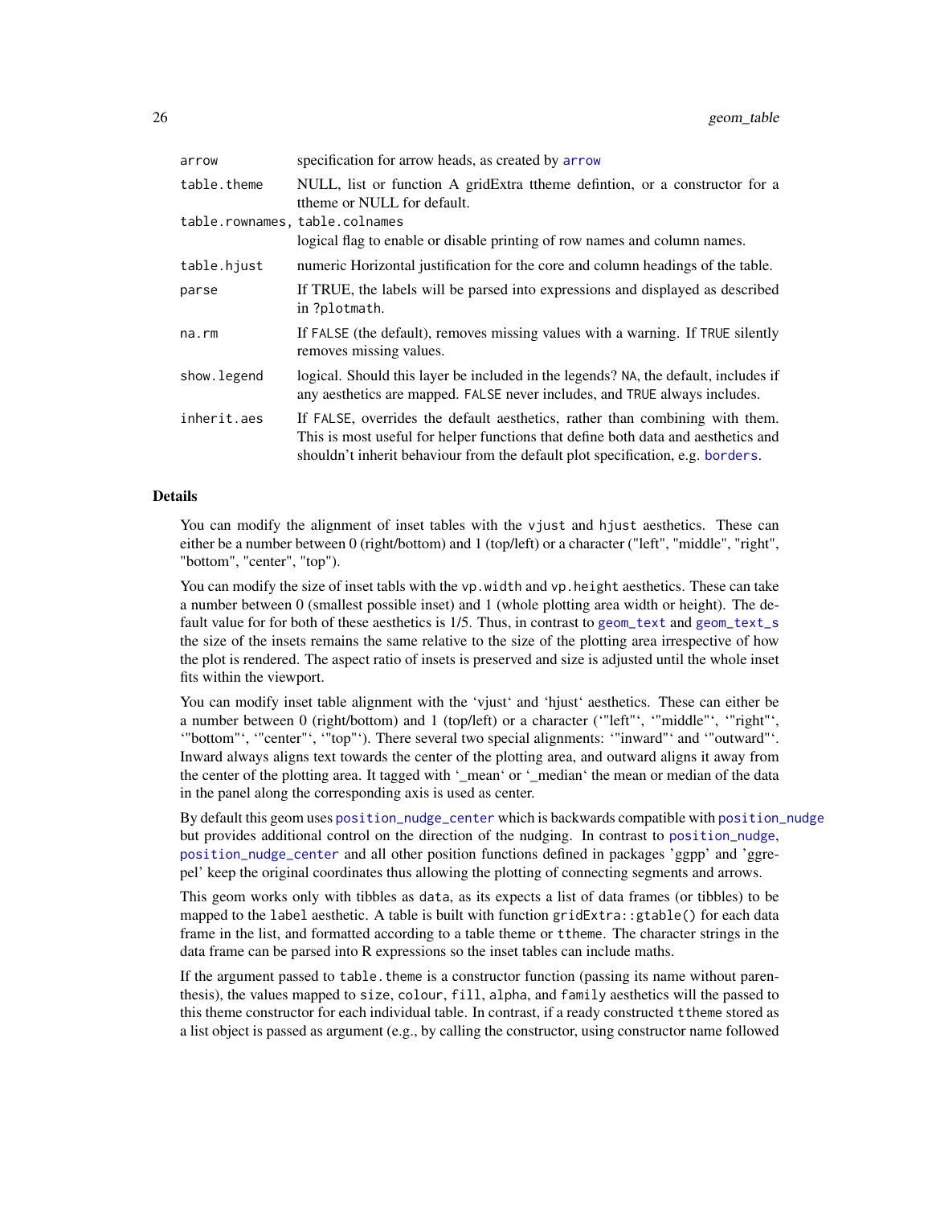| | |
|---|---|
| arrow | specification for arrow heads, as created by arrow |
| table.theme | NULL, list or function A gridExtra ttheme defintion, or a constructor for a ttheme or NULL for default. |
| table.rownames, table.colnames | logical flag to enable or disable printing of row names and column names. |
| table.hjust | numeric Horizontal justification for the core and column headings of the table. |
| parse | If TRUE, the labels will be parsed into expressions and displayed as described in ?plotmath. |
| na.rm | If FALSE (the default), removes missing values with a warning. If TRUE silently removes missing values. |
| show.legend | logical. Should this layer be included in the legends? NA, the default, includes if any aesthetics are mapped. FALSE never includes, and TRUE always includes. |
| inherit.aes | If FALSE, overrides the default aesthetics, rather than combining with them. This is most useful for helper functions that define both data and aesthetics and shouldn't inherit behaviour from the default plot specification, e.g. borders. |

## Details

You can modify the alignment of inset tables with the vjust and hjust aesthetics. These can either be a number between 0 (right/bottom) and 1 (top/left) or a character ("left", "middle", "right", "bottom", "center", "top").

You can modify the size of inset tabls with the vp.width and vp.height aesthetics. These can take a number between 0 (smallest possible inset) and 1 (whole plotting area width or height). The default value for for both of these aesthetics is 1/5. Thus, in contrast to geom_text and geom_text_s the size of the insets remains the same relative to the size of the plotting area irrespective of how the plot is rendered. The aspect ratio of insets is preserved and size is adjusted until the whole inset fits within the viewport.

You can modify inset table alignment with the 'vjust' and 'hjust' aesthetics. These can either be a number between 0 (right/bottom) and 1 (top/left) or a character ('"left"', '"middle"', '"right"', '"bottom"', '"center"', '"top"'). There several two special alignments: '"inward"' and '"outward"'. Inward always aligns text towards the center of the plotting area, and outward aligns it away from the center of the plotting area. It tagged with '_mean' or '_median' the mean or median of the data in the panel along the corresponding axis is used as center.

By default this geom uses position_nudge_center which is backwards compatible with position_nudge but provides additional control on the direction of the nudging. In contrast to position_nudge, position_nudge_center and all other position functions defined in packages 'ggpp' and 'ggrepel' keep the original coordinates thus allowing the plotting of connecting segments and arrows.

This geom works only with tibbles as data, as its expects a list of data frames (or tibbles) to be mapped to the label aesthetic. A table is built with function gridExtra::gtable() for each data frame in the list, and formatted according to a table theme or ttheme. The character strings in the data frame can be parsed into R expressions so the inset tables can include maths.

If the argument passed to table.theme is a constructor function (passing its name without parenthesis), the values mapped to size, colour, fill, alpha, and family aesthetics will the passed to this theme constructor for each individual table. In contrast, if a ready constructed ttheme stored as a list object is passed as argument (e.g., by calling the constructor, using constructor name followed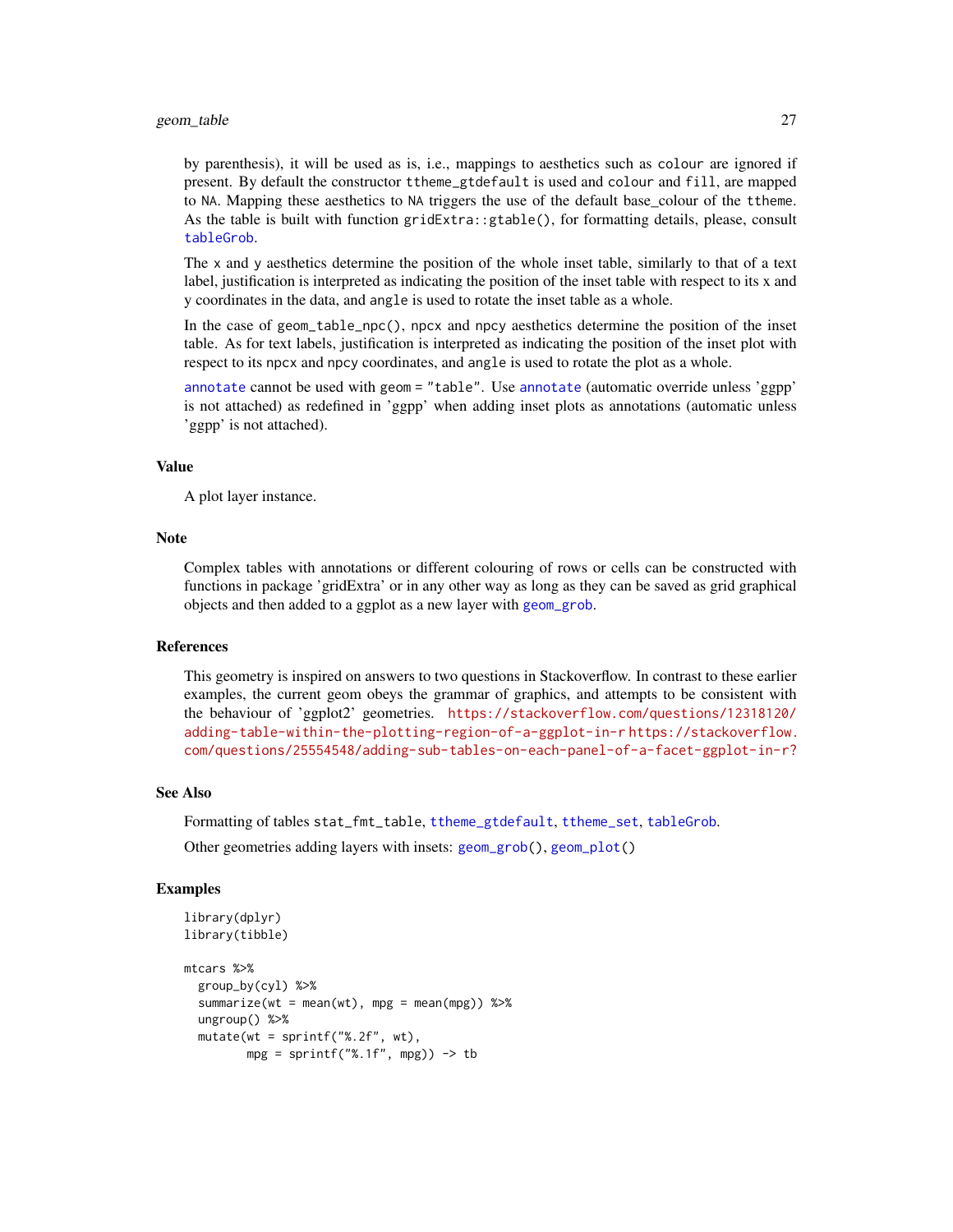by parenthesis), it will be used as is, i.e., mappings to aesthetics such as `colour` are ignored if present. By default the constructor `ttheme_gtdefault` is used and `colour` and `fill`, are mapped to `NA`. Mapping these aesthetics to `NA` triggers the use of the default base_colour of the `ttheme`. As the table is built with function `gridExtra::gtable()`, for formatting details, please, consult `tableGrob`.

The `x` and `y` aesthetics determine the position of the whole inset table, similarly to that of a text label, justification is interpreted as indicating the position of the inset table with respect to its x and y coordinates in the data, and `angle` is used to rotate the inset table as a whole.

In the case of `geom_table_npc()`, `npcx` and `npcy` aesthetics determine the position of the inset table. As for text labels, justification is interpreted as indicating the position of the inset plot with respect to its `npcx` and `npcy` coordinates, and `angle` is used to rotate the plot as a whole.

`annotate` cannot be used with `geom = "table"`. Use `annotate` (automatic override unless 'ggpp' is not attached) as redefined in 'ggpp' when adding inset plots as annotations (automatic unless 'ggpp' is not attached).

## Value

A plot layer instance.

## Note

Complex tables with annotations or different colouring of rows or cells can be constructed with functions in package 'gridExtra' or in any other way as long as they can be saved as grid graphical objects and then added to a ggplot as a new layer with `geom_grob`.

## References

This geometry is inspired on answers to two questions in Stackoverflow. In contrast to these earlier examples, the current geom obeys the grammar of graphics, and attempts to be consistent with the behaviour of 'ggplot2' geometries. https://stackoverflow.com/questions/12318120/adding-table-within-the-plotting-region-of-a-ggplot-in-r https://stackoverflow.com/questions/25554548/adding-sub-tables-on-each-panel-of-a-facet-ggplot-in-r?

## See Also

Formatting of tables `stat_fmt_table`, `ttheme_gtdefault`, `ttheme_set`, `tableGrob`.

Other geometries adding layers with insets: `geom_grob()`, `geom_plot()`

## Examples

```
library(dplyr)
library(tibble)

mtcars %>%
  group_by(cyl) %>%
  summarize(wt = mean(wt), mpg = mean(mpg)) %>%
  ungroup() %>%
  mutate(wt = sprintf("%.2f", wt),
         mpg = sprintf("%.1f", mpg)) -> tb
```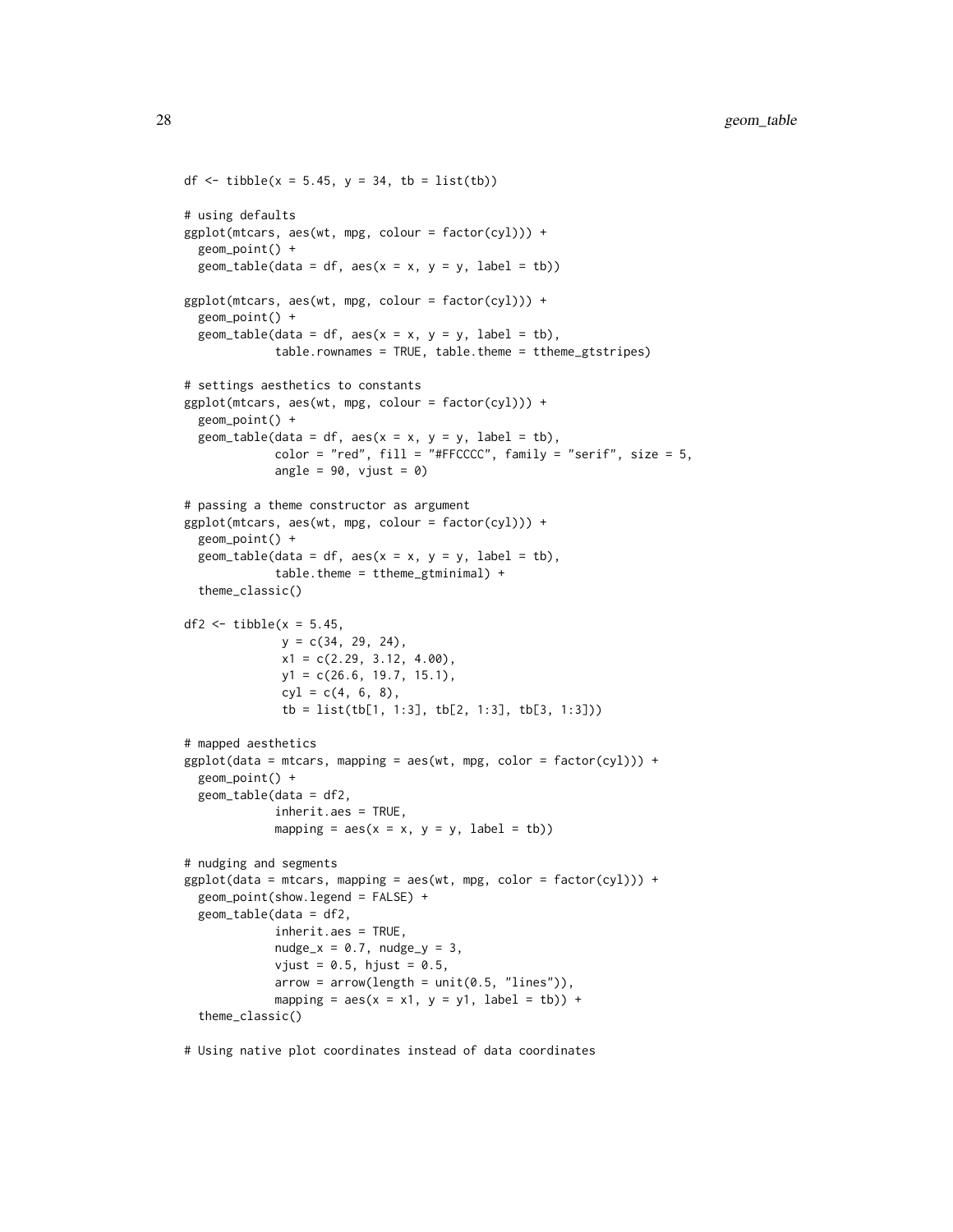```
df <- tibble(x = 5.45, y = 34, tb = list(tb))

# using defaults
ggplot(mtcars, aes(wt, mpg, colour = factor(cyl))) +
  geom_point() +
  geom_table(data = df, aes(x = x, y = y, label = tb))

ggplot(mtcars, aes(wt, mpg, colour = factor(cyl))) +
  geom_point() +
  geom_table(data = df, aes(x = x, y = y, label = tb),
             table.rownames = TRUE, table.theme = ttheme_gtstripes)

# settings aesthetics to constants
ggplot(mtcars, aes(wt, mpg, colour = factor(cyl))) +
  geom_point() +
  geom_table(data = df, aes(x = x, y = y, label = tb),
             color = "red", fill = "#FFCCCC", family = "serif", size = 5,
             angle = 90, vjust = 0)

# passing a theme constructor as argument
ggplot(mtcars, aes(wt, mpg, colour = factor(cyl))) +
  geom_point() +
  geom_table(data = df, aes(x = x, y = y, label = tb),
             table.theme = ttheme_gtminimal) +
  theme_classic()

df2 <- tibble(x = 5.45,
              y = c(34, 29, 24),
              x1 = c(2.29, 3.12, 4.00),
              y1 = c(26.6, 19.7, 15.1),
              cyl = c(4, 6, 8),
              tb = list(tb[1, 1:3], tb[2, 1:3], tb[3, 1:3]))

# mapped aesthetics
ggplot(data = mtcars, mapping = aes(wt, mpg, color = factor(cyl))) +
  geom_point() +
  geom_table(data = df2,
             inherit.aes = TRUE,
             mapping = aes(x = x, y = y, label = tb))

# nudging and segments
ggplot(data = mtcars, mapping = aes(wt, mpg, color = factor(cyl))) +
  geom_point(show.legend = FALSE) +
  geom_table(data = df2,
             inherit.aes = TRUE,
             nudge_x = 0.7, nudge_y = 3,
             vjust = 0.5, hjust = 0.5,
             arrow = arrow(length = unit(0.5, "lines")),
             mapping = aes(x = x1, y = y1, label = tb)) +
  theme_classic()

# Using native plot coordinates instead of data coordinates
```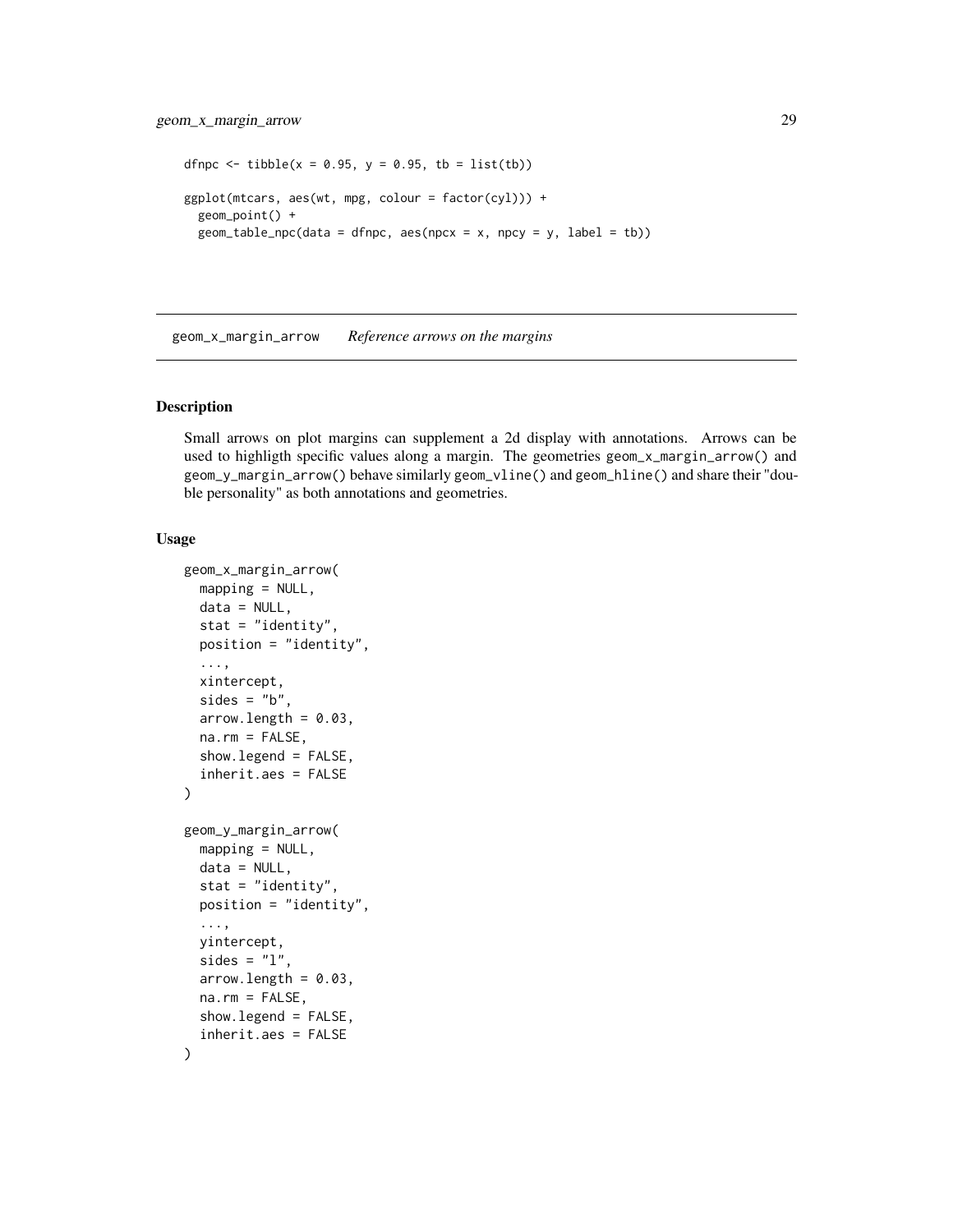```
dfnpc <- tibble(x = 0.95, y = 0.95, tb = list(tb))

ggplot(mtcars, aes(wt, mpg, colour = factor(cyl))) +
  geom_point() +
  geom_table_npc(data = dfnpc, aes(npcx = x, npcy = y, label = tb))
```

## geom_x_margin_arrow *Reference arrows on the margins*

### Description

Small arrows on plot margins can supplement a 2d display with annotations. Arrows can be used to highligth specific values along a margin. The geometries geom_x_margin_arrow() and geom_y_margin_arrow() behave similarly geom_vline() and geom_hline() and share their "double personality" as both annotations and geometries.

### Usage

```
geom_x_margin_arrow(
  mapping = NULL,
  data = NULL,
  stat = "identity",
  position = "identity",
  ...,
  xintercept,
  sides = "b",
  arrow.length = 0.03,
  na.rm = FALSE,
  show.legend = FALSE,
  inherit.aes = FALSE
)

geom_y_margin_arrow(
  mapping = NULL,
  data = NULL,
  stat = "identity",
  position = "identity",
  ...,
  yintercept,
  sides = "l",
  arrow.length = 0.03,
  na.rm = FALSE,
  show.legend = FALSE,
  inherit.aes = FALSE
)
```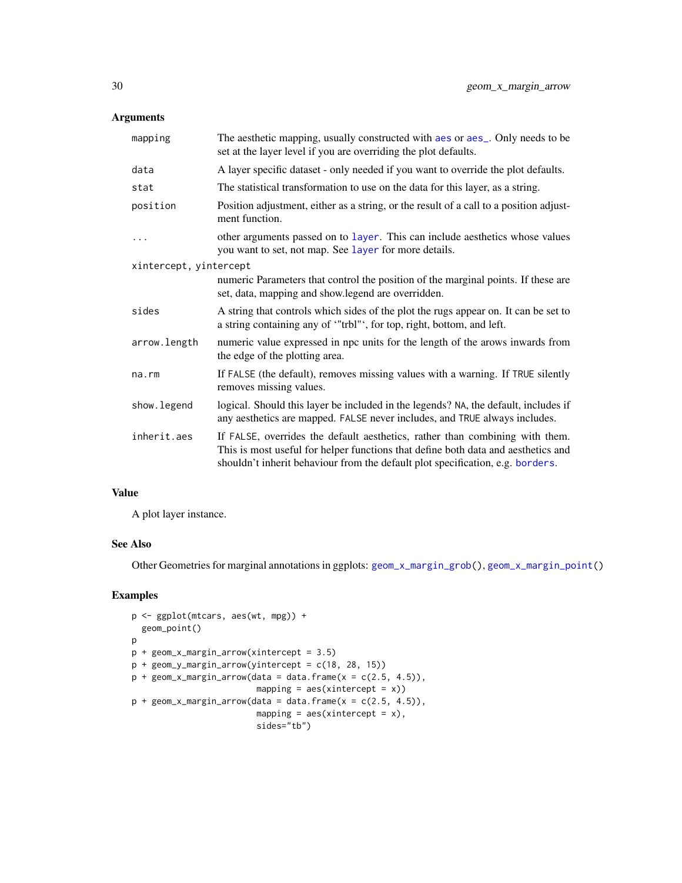## Arguments

| | |
|---|---|
| mapping | The aesthetic mapping, usually constructed with aes or aes_. Only needs to be set at the layer level if you are overriding the plot defaults. |
| data | A layer specific dataset - only needed if you want to override the plot defaults. |
| stat | The statistical transformation to use on the data for this layer, as a string. |
| position | Position adjustment, either as a string, or the result of a call to a position adjustment function. |
| ... | other arguments passed on to layer. This can include aesthetics whose values you want to set, not map. See layer for more details. |
| xintercept, yintercept | numeric Parameters that control the position of the marginal points. If these are set, data, mapping and show.legend are overridden. |
| sides | A string that controls which sides of the plot the rugs appear on. It can be set to a string containing any of '"trbl"', for top, right, bottom, and left. |
| arrow.length | numeric value expressed in npc units for the length of the arows inwards from the edge of the plotting area. |
| na.rm | If FALSE (the default), removes missing values with a warning. If TRUE silently removes missing values. |
| show.legend | logical. Should this layer be included in the legends? NA, the default, includes if any aesthetics are mapped. FALSE never includes, and TRUE always includes. |
| inherit.aes | If FALSE, overrides the default aesthetics, rather than combining with them. This is most useful for helper functions that define both data and aesthetics and shouldn't inherit behaviour from the default plot specification, e.g. borders. |

## Value

A plot layer instance.

## See Also

Other Geometries for marginal annotations in ggplots: geom_x_margin_grob(), geom_x_margin_point()

## Examples

```
p <- ggplot(mtcars, aes(wt, mpg)) +
  geom_point()
p
p + geom_x_margin_arrow(xintercept = 3.5)
p + geom_y_margin_arrow(yintercept = c(18, 28, 15))
p + geom_x_margin_arrow(data = data.frame(x = c(2.5, 4.5)),
                        mapping = aes(xintercept = x))
p + geom_x_margin_arrow(data = data.frame(x = c(2.5, 4.5)),
                        mapping = aes(xintercept = x),
                        sides="tb")
```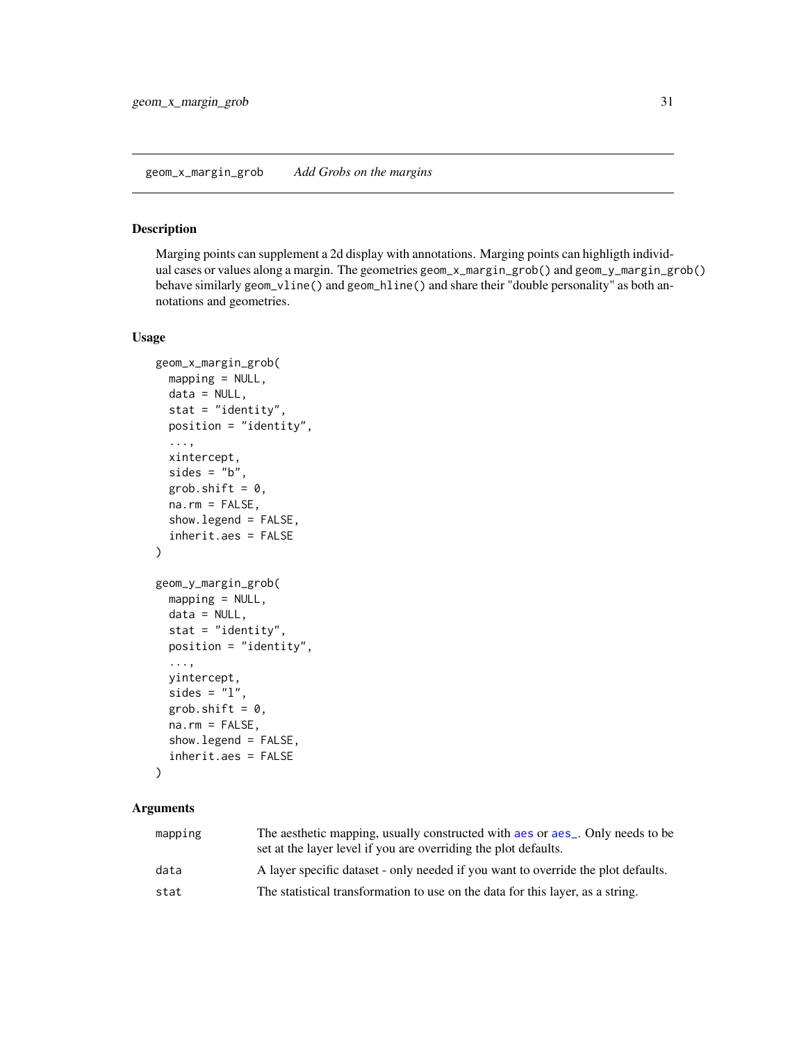## geom_x_margin_grob — *Add Grobs on the margins*

### Description

Marging points can supplement a 2d display with annotations. Marging points can highligth individual cases or values along a margin. The geometries `geom_x_margin_grob()` and `geom_y_margin_grob()` behave similarly `geom_vline()` and `geom_hline()` and share their "double personality" as both annotations and geometries.

### Usage

```
geom_x_margin_grob(
  mapping = NULL,
  data = NULL,
  stat = "identity",
  position = "identity",
  ...,
  xintercept,
  sides = "b",
  grob.shift = 0,
  na.rm = FALSE,
  show.legend = FALSE,
  inherit.aes = FALSE
)

geom_y_margin_grob(
  mapping = NULL,
  data = NULL,
  stat = "identity",
  position = "identity",
  ...,
  yintercept,
  sides = "l",
  grob.shift = 0,
  na.rm = FALSE,
  show.legend = FALSE,
  inherit.aes = FALSE
)
```

### Arguments

| | |
|---|---|
| mapping | The aesthetic mapping, usually constructed with aes or aes_. Only needs to be set at the layer level if you are overriding the plot defaults. |
| data | A layer specific dataset - only needed if you want to override the plot defaults. |
| stat | The statistical transformation to use on the data for this layer, as a string. |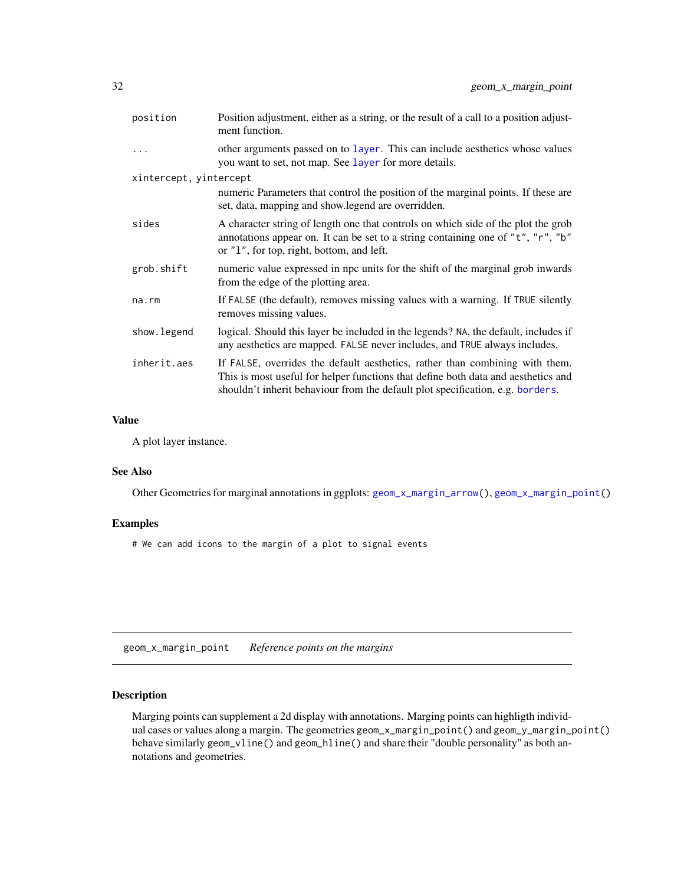| | |
|---|---|
| position | Position adjustment, either as a string, or the result of a call to a position adjustment function. |
| ... | other arguments passed on to layer. This can include aesthetics whose values you want to set, not map. See layer for more details. |
| xintercept, yintercept | numeric Parameters that control the position of the marginal points. If these are set, data, mapping and show.legend are overridden. |
| sides | A character string of length one that controls on which side of the plot the grob annotations appear on. It can be set to a string containing one of "t", "r", "b" or "l", for top, right, bottom, and left. |
| grob.shift | numeric value expressed in npc units for the shift of the marginal grob inwards from the edge of the plotting area. |
| na.rm | If FALSE (the default), removes missing values with a warning. If TRUE silently removes missing values. |
| show.legend | logical. Should this layer be included in the legends? NA, the default, includes if any aesthetics are mapped. FALSE never includes, and TRUE always includes. |
| inherit.aes | If FALSE, overrides the default aesthetics, rather than combining with them. This is most useful for helper functions that define both data and aesthetics and shouldn't inherit behaviour from the default plot specification, e.g. borders. |

## Value

A plot layer instance.

## See Also

Other Geometries for marginal annotations in ggplots: geom_x_margin_arrow(), geom_x_margin_point()

## Examples

```
# We can add icons to the margin of a plot to signal events
```

---

# geom_x_margin_point *Reference points on the margins*

## Description

Marging points can supplement a 2d display with annotations. Marging points can highligth individual cases or values along a margin. The geometries geom_x_margin_point() and geom_y_margin_point() behave similarly geom_vline() and geom_hline() and share their "double personality" as both annotations and geometries.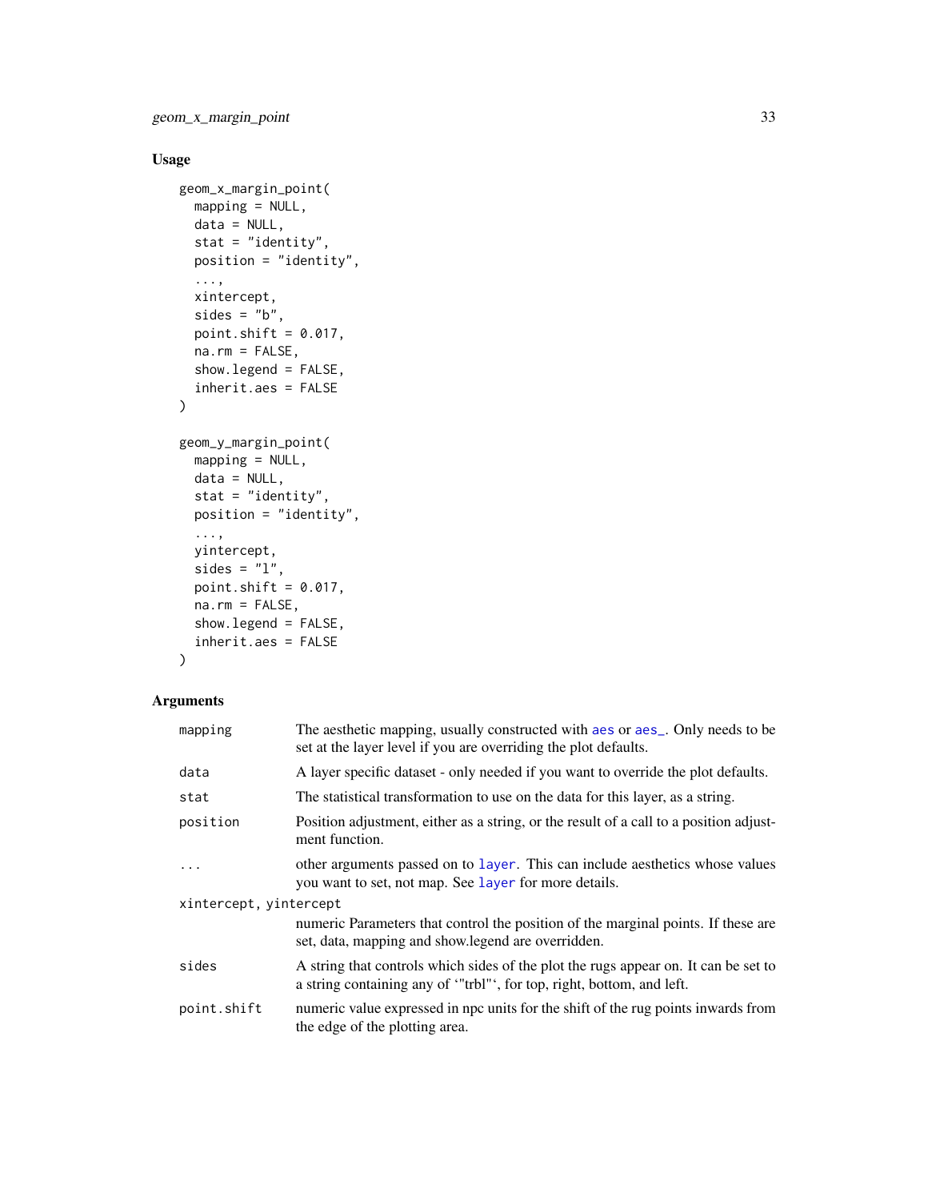## Usage

```
geom_x_margin_point(
  mapping = NULL,
  data = NULL,
  stat = "identity",
  position = "identity",
  ...,
  xintercept,
  sides = "b",
  point.shift = 0.017,
  na.rm = FALSE,
  show.legend = FALSE,
  inherit.aes = FALSE
)

geom_y_margin_point(
  mapping = NULL,
  data = NULL,
  stat = "identity",
  position = "identity",
  ...,
  yintercept,
  sides = "l",
  point.shift = 0.017,
  na.rm = FALSE,
  show.legend = FALSE,
  inherit.aes = FALSE
)
```

## Arguments

| | |
|---|---|
| `mapping` | The aesthetic mapping, usually constructed with aes or aes_. Only needs to be set at the layer level if you are overriding the plot defaults. |
| `data` | A layer specific dataset - only needed if you want to override the plot defaults. |
| `stat` | The statistical transformation to use on the data for this layer, as a string. |
| `position` | Position adjustment, either as a string, or the result of a call to a position adjustment function. |
| `...` | other arguments passed on to layer. This can include aesthetics whose values you want to set, not map. See layer for more details. |
| `xintercept, yintercept` | numeric Parameters that control the position of the marginal points. If these are set, data, mapping and show.legend are overridden. |
| `sides` | A string that controls which sides of the plot the rugs appear on. It can be set to a string containing any of ‘"trbl"‘, for top, right, bottom, and left. |
| `point.shift` | numeric value expressed in npc units for the shift of the rug points inwards from the edge of the plotting area. |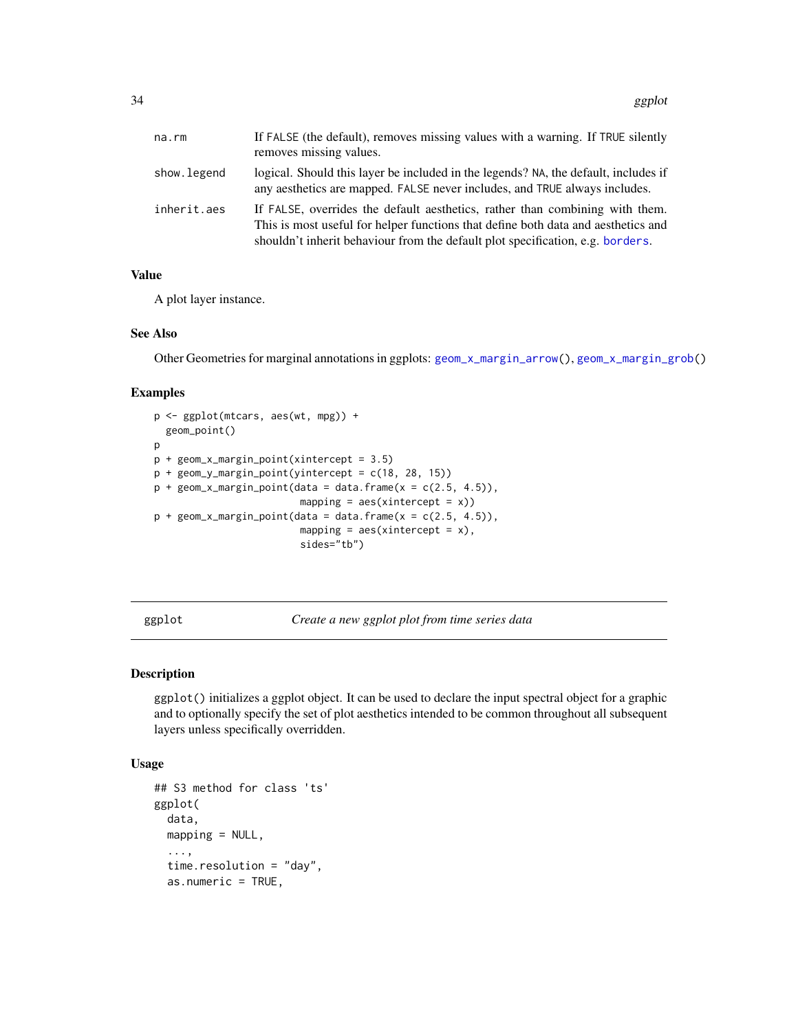| | |
|---|---|
| na.rm | If FALSE (the default), removes missing values with a warning. If TRUE silently removes missing values. |
| show.legend | logical. Should this layer be included in the legends? NA, the default, includes if any aesthetics are mapped. FALSE never includes, and TRUE always includes. |
| inherit.aes | If FALSE, overrides the default aesthetics, rather than combining with them. This is most useful for helper functions that define both data and aesthetics and shouldn't inherit behaviour from the default plot specification, e.g. borders. |

### Value

A plot layer instance.

### See Also

Other Geometries for marginal annotations in ggplots: geom_x_margin_arrow(), geom_x_margin_grob()

### Examples

```
p <- ggplot(mtcars, aes(wt, mpg)) +
  geom_point()
p
p + geom_x_margin_point(xintercept = 3.5)
p + geom_y_margin_point(yintercept = c(18, 28, 15))
p + geom_x_margin_point(data = data.frame(x = c(2.5, 4.5)),
                        mapping = aes(xintercept = x))
p + geom_x_margin_point(data = data.frame(x = c(2.5, 4.5)),
                        mapping = aes(xintercept = x),
                        sides="tb")
```

---

## ggplot — *Create a new ggplot plot from time series data*

### Description

ggplot() initializes a ggplot object. It can be used to declare the input spectral object for a graphic and to optionally specify the set of plot aesthetics intended to be common throughout all subsequent layers unless specifically overridden.

### Usage

```
## S3 method for class 'ts'
ggplot(
  data,
  mapping = NULL,
  ...,
  time.resolution = "day",
  as.numeric = TRUE,
```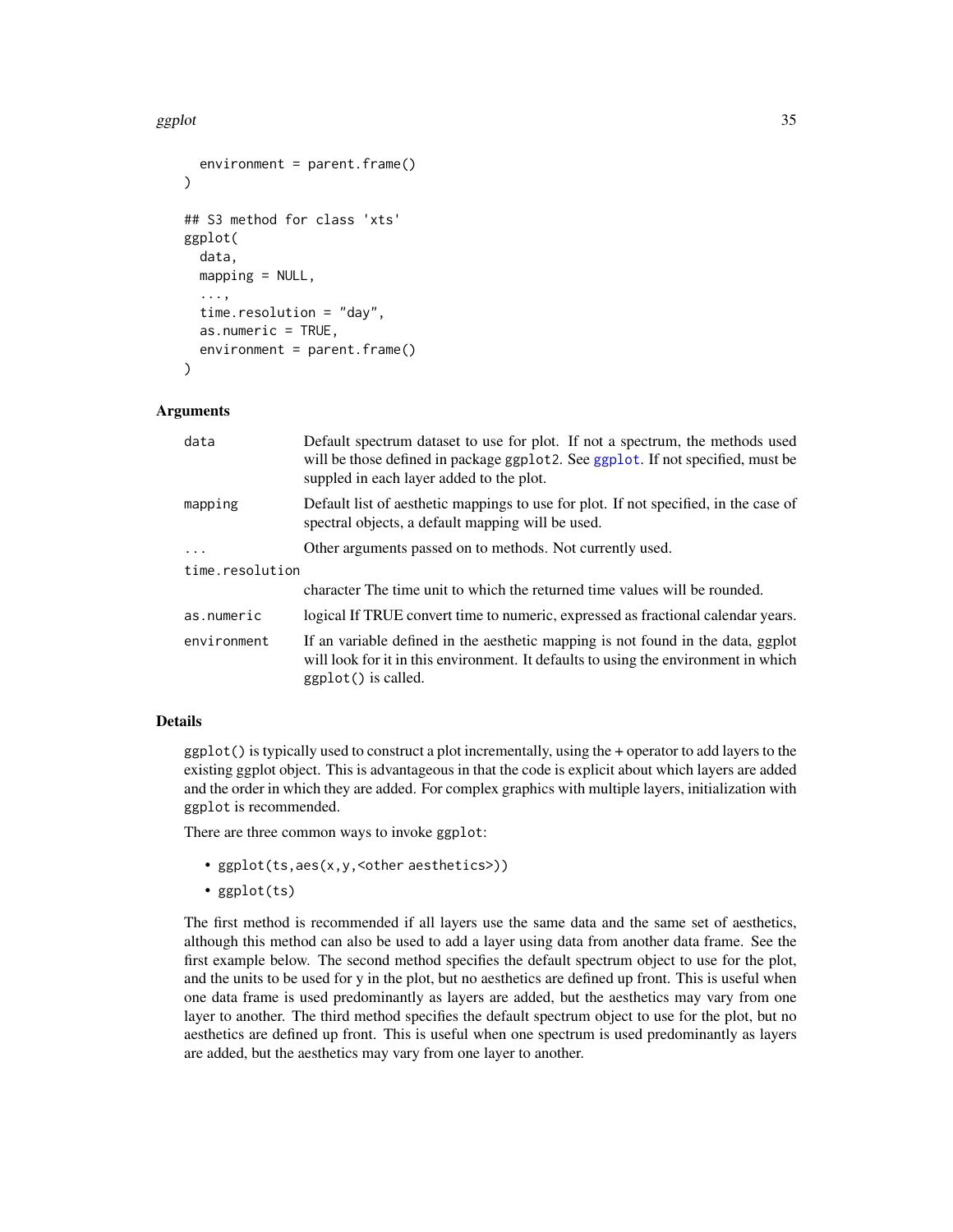```
  environment = parent.frame()
)

## S3 method for class 'xts'
ggplot(
  data,
  mapping = NULL,
  ...,
  time.resolution = "day",
  as.numeric = TRUE,
  environment = parent.frame()
)
```

### Arguments

| | |
|---|---|
| data | Default spectrum dataset to use for plot. If not a spectrum, the methods used will be those defined in package ggplot2. See ggplot. If not specified, must be suppled in each layer added to the plot. |
| mapping | Default list of aesthetic mappings to use for plot. If not specified, in the case of spectral objects, a default mapping will be used. |
| ... | Other arguments passed on to methods. Not currently used. |
| time.resolution | character The time unit to which the returned time values will be rounded. |
| as.numeric | logical If TRUE convert time to numeric, expressed as fractional calendar years. |
| environment | If an variable defined in the aesthetic mapping is not found in the data, ggplot will look for it in this environment. It defaults to using the environment in which ggplot() is called. |

### Details

ggplot() is typically used to construct a plot incrementally, using the + operator to add layers to the existing ggplot object. This is advantageous in that the code is explicit about which layers are added and the order in which they are added. For complex graphics with multiple layers, initialization with ggplot is recommended.

There are three common ways to invoke ggplot:

- ggplot(ts,aes(x,y,<other aesthetics>))
- ggplot(ts)

The first method is recommended if all layers use the same data and the same set of aesthetics, although this method can also be used to add a layer using data from another data frame. See the first example below. The second method specifies the default spectrum object to use for the plot, and the units to be used for y in the plot, but no aesthetics are defined up front. This is useful when one data frame is used predominantly as layers are added, but the aesthetics may vary from one layer to another. The third method specifies the default spectrum object to use for the plot, but no aesthetics are defined up front. This is useful when one spectrum is used predominantly as layers are added, but the aesthetics may vary from one layer to another.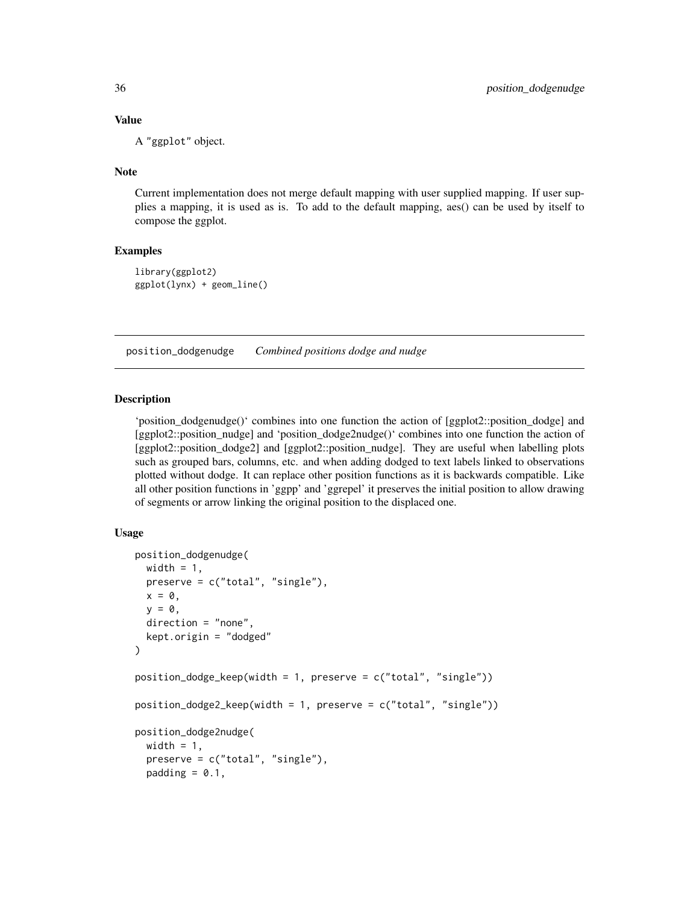### Value

A "ggplot" object.

### Note

Current implementation does not merge default mapping with user supplied mapping. If user supplies a mapping, it is used as is. To add to the default mapping, aes() can be used by itself to compose the ggplot.

### Examples

```
library(ggplot2)
ggplot(lynx) + geom_line()
```

---

## position_dodgenudge    *Combined positions dodge and nudge*

---

### Description

'position_dodgenudge()' combines into one function the action of [ggplot2::position_dodge] and [ggplot2::position_nudge] and 'position_dodge2nudge()' combines into one function the action of [ggplot2::position_dodge2] and [ggplot2::position_nudge]. They are useful when labelling plots such as grouped bars, columns, etc. and when adding dodged to text labels linked to observations plotted without dodge. It can replace other position functions as it is backwards compatible. Like all other position functions in 'ggpp' and 'ggrepel' it preserves the initial position to allow drawing of segments or arrow linking the original position to the displaced one.

### Usage

```
position_dodgenudge(
  width = 1,
  preserve = c("total", "single"),
  x = 0,
  y = 0,
  direction = "none",
  kept.origin = "dodged"
)

position_dodge_keep(width = 1, preserve = c("total", "single"))

position_dodge2_keep(width = 1, preserve = c("total", "single"))

position_dodge2nudge(
  width = 1,
  preserve = c("total", "single"),
  padding = 0.1,
```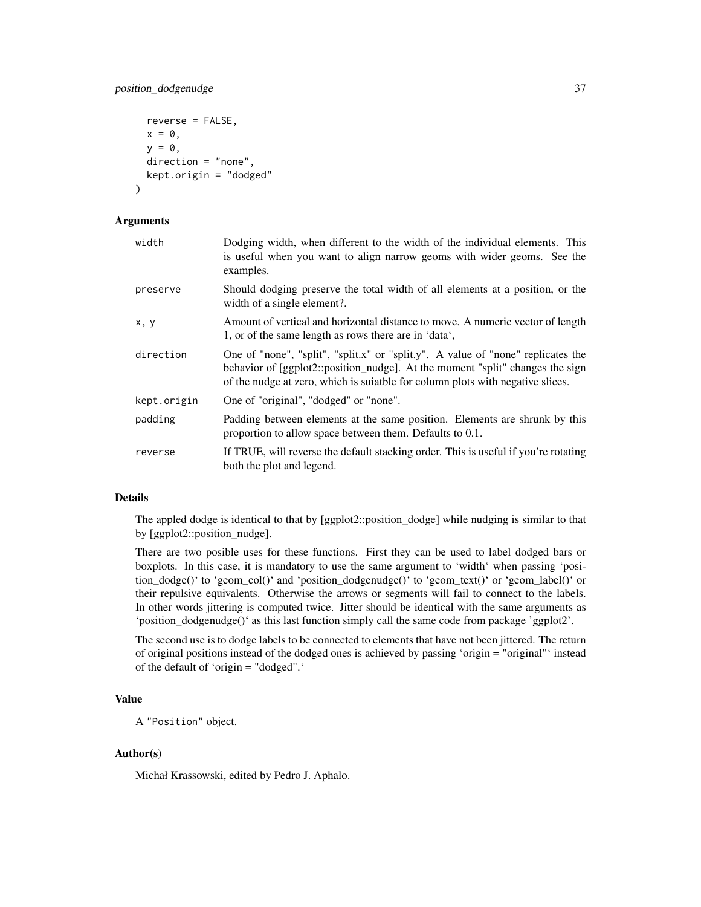```
  reverse = FALSE,
  x = 0,
  y = 0,
  direction = "none",
  kept.origin = "dodged"
)
```

### Arguments

| | |
|---|---|
| width | Dodging width, when different to the width of the individual elements. This is useful when you want to align narrow geoms with wider geoms. See the examples. |
| preserve | Should dodging preserve the total width of all elements at a position, or the width of a single element?. |
| x, y | Amount of vertical and horizontal distance to move. A numeric vector of length 1, or of the same length as rows there are in 'data', |
| direction | One of "none", "split", "split.x" or "split.y". A value of "none" replicates the behavior of [ggplot2::position_nudge]. At the moment "split" changes the sign of the nudge at zero, which is suiatble for column plots with negative slices. |
| kept.origin | One of "original", "dodged" or "none". |
| padding | Padding between elements at the same position. Elements are shrunk by this proportion to allow space between them. Defaults to 0.1. |
| reverse | If TRUE, will reverse the default stacking order. This is useful if you're rotating both the plot and legend. |

### Details

The appled dodge is identical to that by [ggplot2::position_dodge] while nudging is similar to that by [ggplot2::position_nudge].

There are two posible uses for these functions. First they can be used to label dodged bars or boxplots. In this case, it is mandatory to use the same argument to 'width' when passing 'position_dodge()' to 'geom_col()' and 'position_dodgenudge()' to 'geom_text()' or 'geom_label()' or their repulsive equivalents. Otherwise the arrows or segments will fail to connect to the labels. In other words jittering is computed twice. Jitter should be identical with the same arguments as 'position_dodgenudge()' as this last function simply call the same code from package 'ggplot2'.

The second use is to dodge labels to be connected to elements that have not been jittered. The return of original positions instead of the dodged ones is achieved by passing 'origin = "original"' instead of the default of 'origin = "dodged".'

### Value

A "Position" object.

### Author(s)

Michał Krassowski, edited by Pedro J. Aphalo.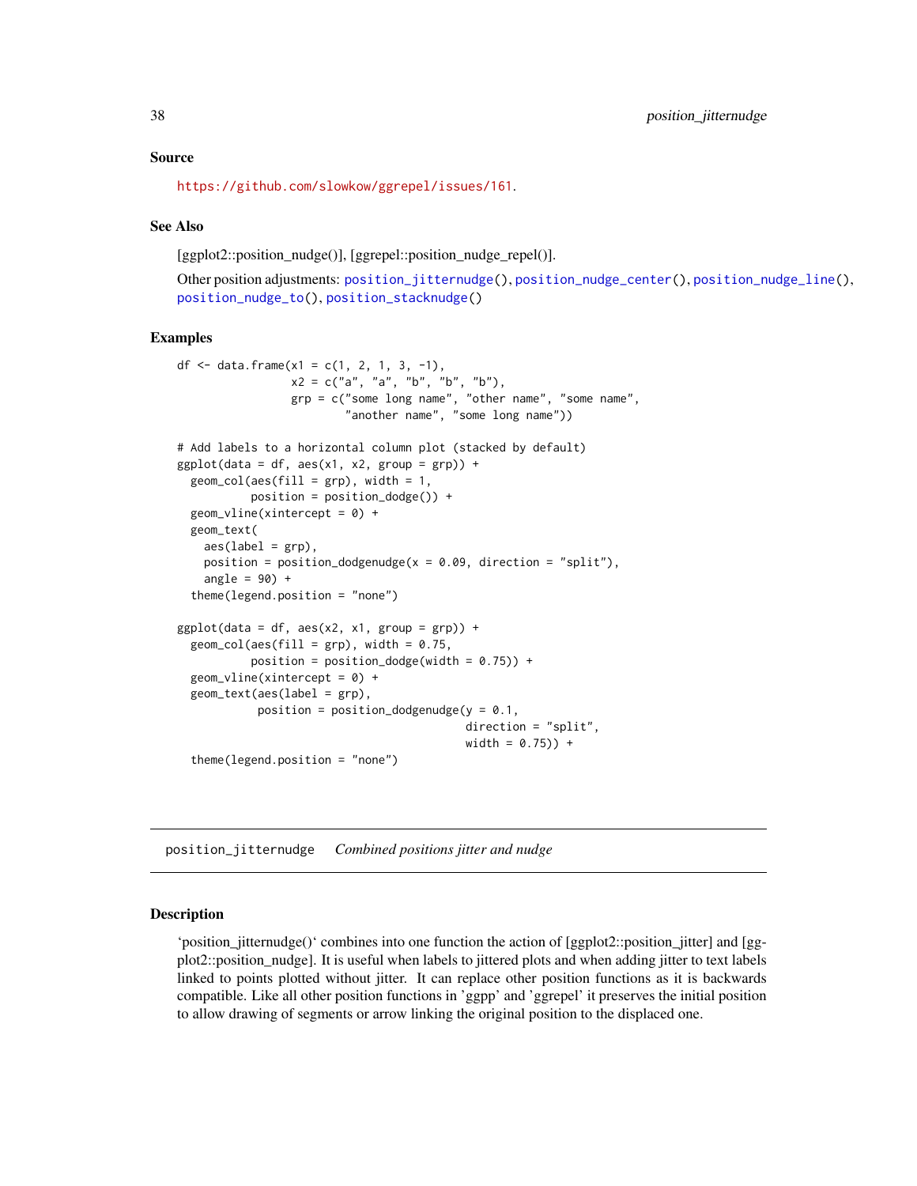## Source

https://github.com/slowkow/ggrepel/issues/161.

## See Also

[ggplot2::position_nudge()], [ggrepel::position_nudge_repel()].

Other position adjustments: position_jitternudge(), position_nudge_center(), position_nudge_line(), position_nudge_to(), position_stacknudge()

## Examples

```
df <- data.frame(x1 = c(1, 2, 1, 3, -1),
                 x2 = c("a", "a", "b", "b", "b"),
                 grp = c("some long name", "other name", "some name",
                         "another name", "some long name"))

# Add labels to a horizontal column plot (stacked by default)
ggplot(data = df, aes(x1, x2, group = grp)) +
  geom_col(aes(fill = grp), width = 1,
           position = position_dodge()) +
  geom_vline(xintercept = 0) +
  geom_text(
    aes(label = grp),
    position = position_dodgenudge(x = 0.09, direction = "split"),
    angle = 90) +
  theme(legend.position = "none")

ggplot(data = df, aes(x2, x1, group = grp)) +
  geom_col(aes(fill = grp), width = 0.75,
           position = position_dodge(width = 0.75)) +
  geom_vline(xintercept = 0) +
  geom_text(aes(label = grp),
            position = position_dodgenudge(y = 0.1,
                                           direction = "split",
                                           width = 0.75)) +
  theme(legend.position = "none")
```

---

# position_jitternudge    *Combined positions jitter and nudge*

## Description

'position_jitternudge()' combines into one function the action of [ggplot2::position_jitter] and [ggplot2::position_nudge]. It is useful when labels to jittered plots and when adding jitter to text labels linked to points plotted without jitter. It can replace other position functions as it is backwards compatible. Like all other position functions in 'ggpp' and 'ggrepel' it preserves the initial position to allow drawing of segments or arrow linking the original position to the displaced one.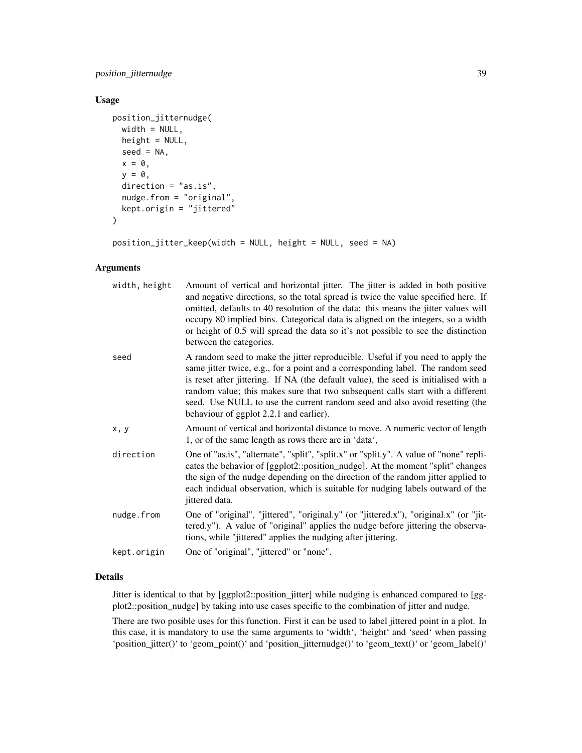## Usage

```
position_jitternudge(
  width = NULL,
  height = NULL,
  seed = NA,
  x = 0,
  y = 0,
  direction = "as.is",
  nudge.from = "original",
  kept.origin = "jittered"
)

position_jitter_keep(width = NULL, height = NULL, seed = NA)
```

## Arguments

| | |
|---|---|
| width, height | Amount of vertical and horizontal jitter. The jitter is added in both positive and negative directions, so the total spread is twice the value specified here. If omitted, defaults to 40 resolution of the data: this means the jitter values will occupy 80 implied bins. Categorical data is aligned on the integers, so a width or height of 0.5 will spread the data so it's not possible to see the distinction between the categories. |
| seed | A random seed to make the jitter reproducible. Useful if you need to apply the same jitter twice, e.g., for a point and a corresponding label. The random seed is reset after jittering. If NA (the default value), the seed is initialised with a random value; this makes sure that two subsequent calls start with a different seed. Use NULL to use the current random seed and also avoid resetting (the behaviour of ggplot 2.2.1 and earlier). |
| x, y | Amount of vertical and horizontal distance to move. A numeric vector of length 1, or of the same length as rows there are in 'data', |
| direction | One of "as.is", "alternate", "split", "split.x" or "split.y". A value of "none" replicates the behavior of [ggplot2::position_nudge]. At the moment "split" changes the sign of the nudge depending on the direction of the random jitter applied to each indidual observation, which is suitable for nudging labels outward of the jittered data. |
| nudge.from | One of "original", "jittered", "original.y" (or "jittered.x"), "original.x" (or "jittered.y"). A value of "original" applies the nudge before jittering the observations, while "jittered" applies the nudging after jittering. |
| kept.origin | One of "original", "jittered" or "none". |

## Details

Jitter is identical to that by [ggplot2::position_jitter] while nudging is enhanced compared to [ggplot2::position_nudge] by taking into use cases specific to the combination of jitter and nudge.

There are two posible uses for this function. First it can be used to label jittered point in a plot. In this case, it is mandatory to use the same arguments to 'width', 'height' and 'seed' when passing 'position_jitter()' to 'geom_point()' and 'position_jitternudge()' to 'geom_text()' or 'geom_label()'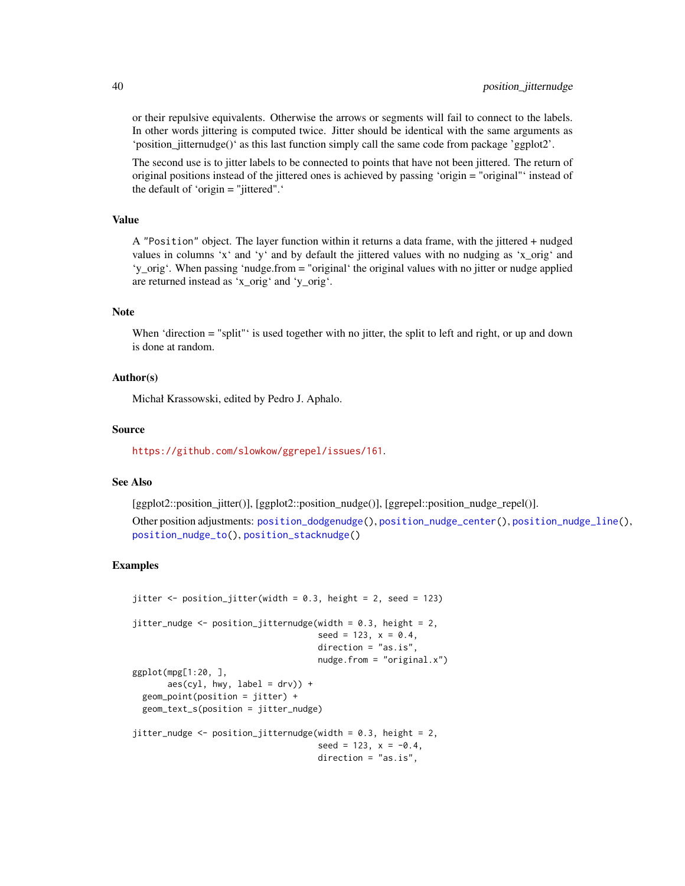or their repulsive equivalents. Otherwise the arrows or segments will fail to connect to the labels. In other words jittering is computed twice. Jitter should be identical with the same arguments as 'position_jitternudge()' as this last function simply call the same code from package 'ggplot2'.

The second use is to jitter labels to be connected to points that have not been jittered. The return of original positions instead of the jittered ones is achieved by passing 'origin = "original"' instead of the default of 'origin = "jittered".'

## Value

A "Position" object. The layer function within it returns a data frame, with the jittered + nudged values in columns 'x' and 'y' and by default the jittered values with no nudging as 'x_orig' and 'y_orig'. When passing 'nudge.from = "original"' the original values with no jitter or nudge applied are returned instead as 'x_orig' and 'y_orig'.

## Note

When 'direction = "split"' is used together with no jitter, the split to left and right, or up and down is done at random.

## Author(s)

Michał Krassowski, edited by Pedro J. Aphalo.

## Source

https://github.com/slowkow/ggrepel/issues/161.

## See Also

[ggplot2::position_jitter()], [ggplot2::position_nudge()], [ggrepel::position_nudge_repel()].

Other position adjustments: position_dodgenudge(), position_nudge_center(), position_nudge_line(), position_nudge_to(), position_stacknudge()

## Examples

```
jitter <- position_jitter(width = 0.3, height = 2, seed = 123)

jitter_nudge <- position_jitternudge(width = 0.3, height = 2,
                                     seed = 123, x = 0.4,
                                     direction = "as.is",
                                     nudge.from = "original.x")
ggplot(mpg[1:20, ],
       aes(cyl, hwy, label = drv)) +
  geom_point(position = jitter) +
  geom_text_s(position = jitter_nudge)

jitter_nudge <- position_jitternudge(width = 0.3, height = 2,
                                     seed = 123, x = -0.4,
                                     direction = "as.is",
```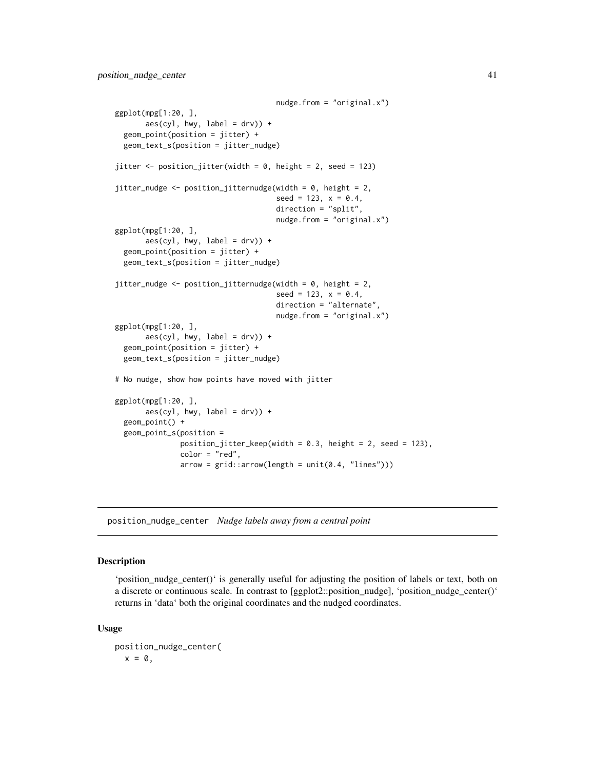```
                                    nudge.from = "original.x")
ggplot(mpg[1:20, ],
       aes(cyl, hwy, label = drv)) +
  geom_point(position = jitter) +
  geom_text_s(position = jitter_nudge)

jitter <- position_jitter(width = 0, height = 2, seed = 123)

jitter_nudge <- position_jitternudge(width = 0, height = 2,
                                    seed = 123, x = 0.4,
                                    direction = "split",
                                    nudge.from = "original.x")
ggplot(mpg[1:20, ],
       aes(cyl, hwy, label = drv)) +
  geom_point(position = jitter) +
  geom_text_s(position = jitter_nudge)

jitter_nudge <- position_jitternudge(width = 0, height = 2,
                                    seed = 123, x = 0.4,
                                    direction = "alternate",
                                    nudge.from = "original.x")
ggplot(mpg[1:20, ],
       aes(cyl, hwy, label = drv)) +
  geom_point(position = jitter) +
  geom_text_s(position = jitter_nudge)

# No nudge, show how points have moved with jitter

ggplot(mpg[1:20, ],
       aes(cyl, hwy, label = drv)) +
  geom_point() +
  geom_point_s(position =
             position_jitter_keep(width = 0.3, height = 2, seed = 123),
             color = "red",
             arrow = grid::arrow(length = unit(0.4, "lines")))
```

## position_nudge_center *Nudge labels away from a central point*

### Description

'position_nudge_center()' is generally useful for adjusting the position of labels or text, both on a discrete or continuous scale. In contrast to [ggplot2::position_nudge], 'position_nudge_center()' returns in 'data' both the original coordinates and the nudged coordinates.

### Usage

```
position_nudge_center(
  x = 0,
```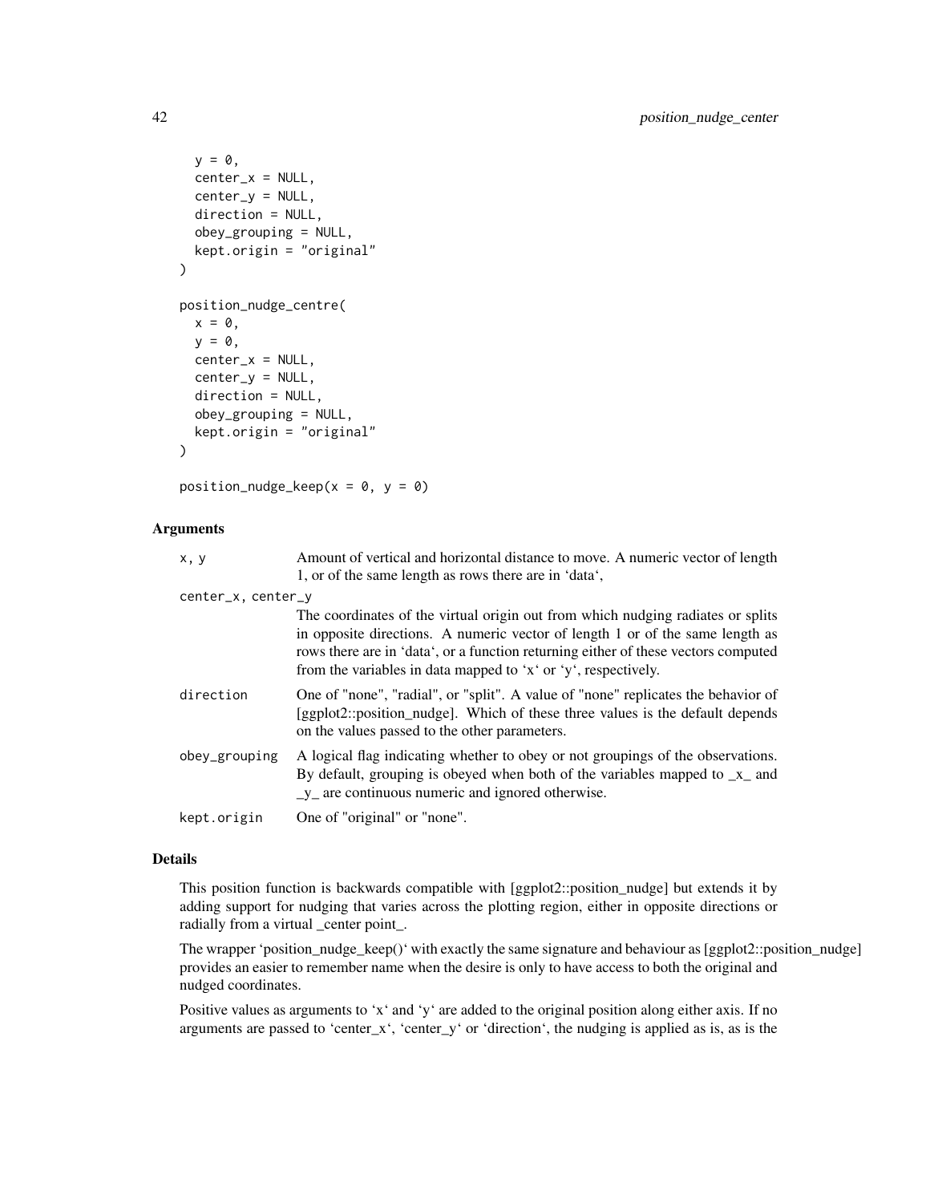```
  y = 0,
  center_x = NULL,
  center_y = NULL,
  direction = NULL,
  obey_grouping = NULL,
  kept.origin = "original"
)

position_nudge_centre(
  x = 0,
  y = 0,
  center_x = NULL,
  center_y = NULL,
  direction = NULL,
  obey_grouping = NULL,
  kept.origin = "original"
)

position_nudge_keep(x = 0, y = 0)
```

### Arguments

| | |
|---|---|
| `x, y` | Amount of vertical and horizontal distance to move. A numeric vector of length 1, or of the same length as rows there are in 'data', |
| `center_x, center_y` | The coordinates of the virtual origin out from which nudging radiates or splits in opposite directions. A numeric vector of length 1 or of the same length as rows there are in 'data', or a function returning either of these vectors computed from the variables in data mapped to 'x' or 'y', respectively. |
| `direction` | One of "none", "radial", or "split". A value of "none" replicates the behavior of [ggplot2::position_nudge]. Which of these three values is the default depends on the values passed to the other parameters. |
| `obey_grouping` | A logical flag indicating whether to obey or not groupings of the observations. By default, grouping is obeyed when both of the variables mapped to _x_ and _y_ are continuous numeric and ignored otherwise. |
| `kept.origin` | One of "original" or "none". |

### Details

This position function is backwards compatible with [ggplot2::position_nudge] but extends it by adding support for nudging that varies across the plotting region, either in opposite directions or radially from a virtual _center point_.

The wrapper 'position_nudge_keep()' with exactly the same signature and behaviour as [ggplot2::position_nudge] provides an easier to remember name when the desire is only to have access to both the original and nudged coordinates.

Positive values as arguments to 'x' and 'y' are added to the original position along either axis. If no arguments are passed to 'center_x', 'center_y' or 'direction', the nudging is applied as is, as is the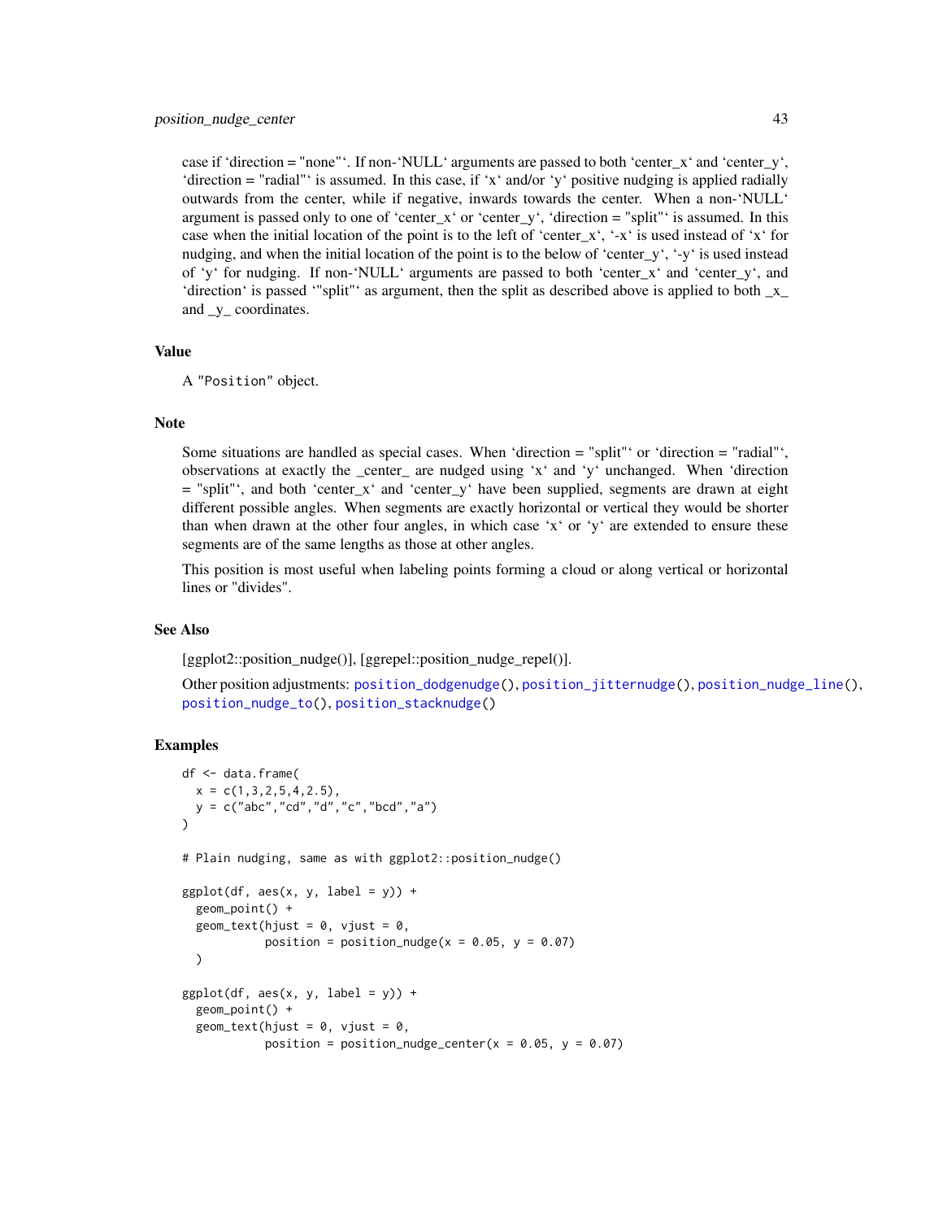case if ‘direction = "none"‘. If non-‘NULL‘ arguments are passed to both ‘center_x‘ and ‘center_y‘, ‘direction = "radial"‘ is assumed. In this case, if ‘x‘ and/or ‘y‘ positive nudging is applied radially outwards from the center, while if negative, inwards towards the center. When a non-‘NULL‘ argument is passed only to one of ‘center_x‘ or ‘center_y‘, ‘direction = "split"‘ is assumed. In this case when the initial location of the point is to the left of ‘center_x‘, ‘-x‘ is used instead of ‘x‘ for nudging, and when the initial location of the point is to the below of ‘center_y‘, ‘-y‘ is used instead of ‘y‘ for nudging. If non-‘NULL‘ arguments are passed to both ‘center_x‘ and ‘center_y‘, and ‘direction‘ is passed ‘"split"‘ as argument, then the split as described above is applied to both _x_ and _y_ coordinates.

### Value

A "Position" object.

### Note

Some situations are handled as special cases. When ‘direction = "split"‘ or ‘direction = "radial"‘, observations at exactly the _center_ are nudged using ‘x‘ and ‘y‘ unchanged. When ‘direction = "split"‘, and both ‘center_x‘ and ‘center_y‘ have been supplied, segments are drawn at eight different possible angles. When segments are exactly horizontal or vertical they would be shorter than when drawn at the other four angles, in which case ‘x‘ or ‘y‘ are extended to ensure these segments are of the same lengths as those at other angles.

This position is most useful when labeling points forming a cloud or along vertical or horizontal lines or "divides".

### See Also

[ggplot2::position_nudge()], [ggrepel::position_nudge_repel()].

Other position adjustments: position_dodgenudge(), position_jitternudge(), position_nudge_line(), position_nudge_to(), position_stacknudge()

### Examples

```
df <- data.frame(
  x = c(1,3,2,5,4,2.5),
  y = c("abc","cd","d","c","bcd","a")
)

# Plain nudging, same as with ggplot2::position_nudge()

ggplot(df, aes(x, y, label = y)) +
  geom_point() +
  geom_text(hjust = 0, vjust = 0,
            position = position_nudge(x = 0.05, y = 0.07)
  )

ggplot(df, aes(x, y, label = y)) +
  geom_point() +
  geom_text(hjust = 0, vjust = 0,
            position = position_nudge_center(x = 0.05, y = 0.07)
```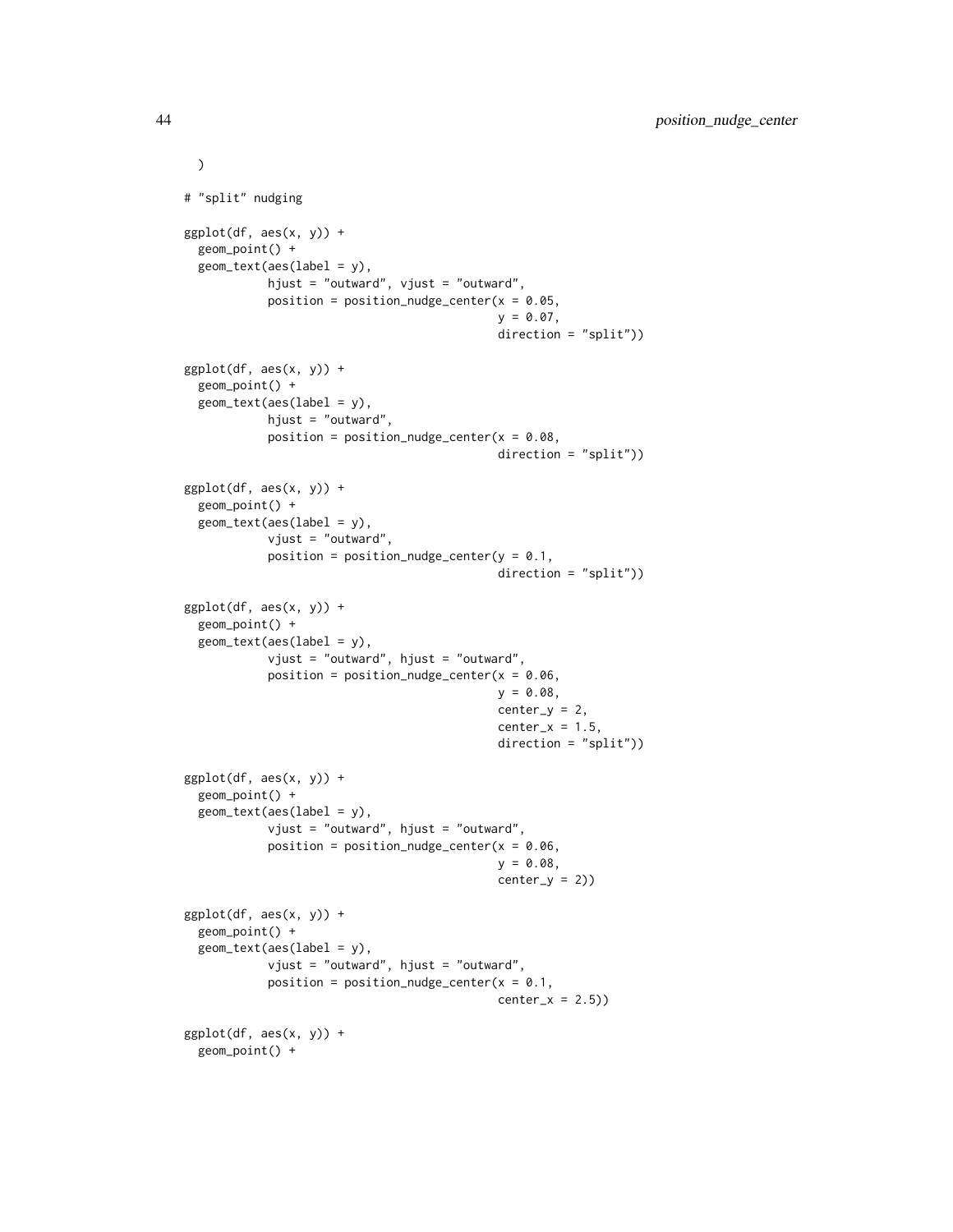```
  )

# "split" nudging

ggplot(df, aes(x, y)) +
  geom_point() +
  geom_text(aes(label = y),
            hjust = "outward", vjust = "outward",
            position = position_nudge_center(x = 0.05,
                                             y = 0.07,
                                             direction = "split"))

ggplot(df, aes(x, y)) +
  geom_point() +
  geom_text(aes(label = y),
            hjust = "outward",
            position = position_nudge_center(x = 0.08,
                                             direction = "split"))

ggplot(df, aes(x, y)) +
  geom_point() +
  geom_text(aes(label = y),
            vjust = "outward",
            position = position_nudge_center(y = 0.1,
                                             direction = "split"))

ggplot(df, aes(x, y)) +
  geom_point() +
  geom_text(aes(label = y),
            vjust = "outward", hjust = "outward",
            position = position_nudge_center(x = 0.06,
                                             y = 0.08,
                                             center_y = 2,
                                             center_x = 1.5,
                                             direction = "split"))

ggplot(df, aes(x, y)) +
  geom_point() +
  geom_text(aes(label = y),
            vjust = "outward", hjust = "outward",
            position = position_nudge_center(x = 0.06,
                                             y = 0.08,
                                             center_y = 2))

ggplot(df, aes(x, y)) +
  geom_point() +
  geom_text(aes(label = y),
            vjust = "outward", hjust = "outward",
            position = position_nudge_center(x = 0.1,
                                             center_x = 2.5))

ggplot(df, aes(x, y)) +
  geom_point() +
```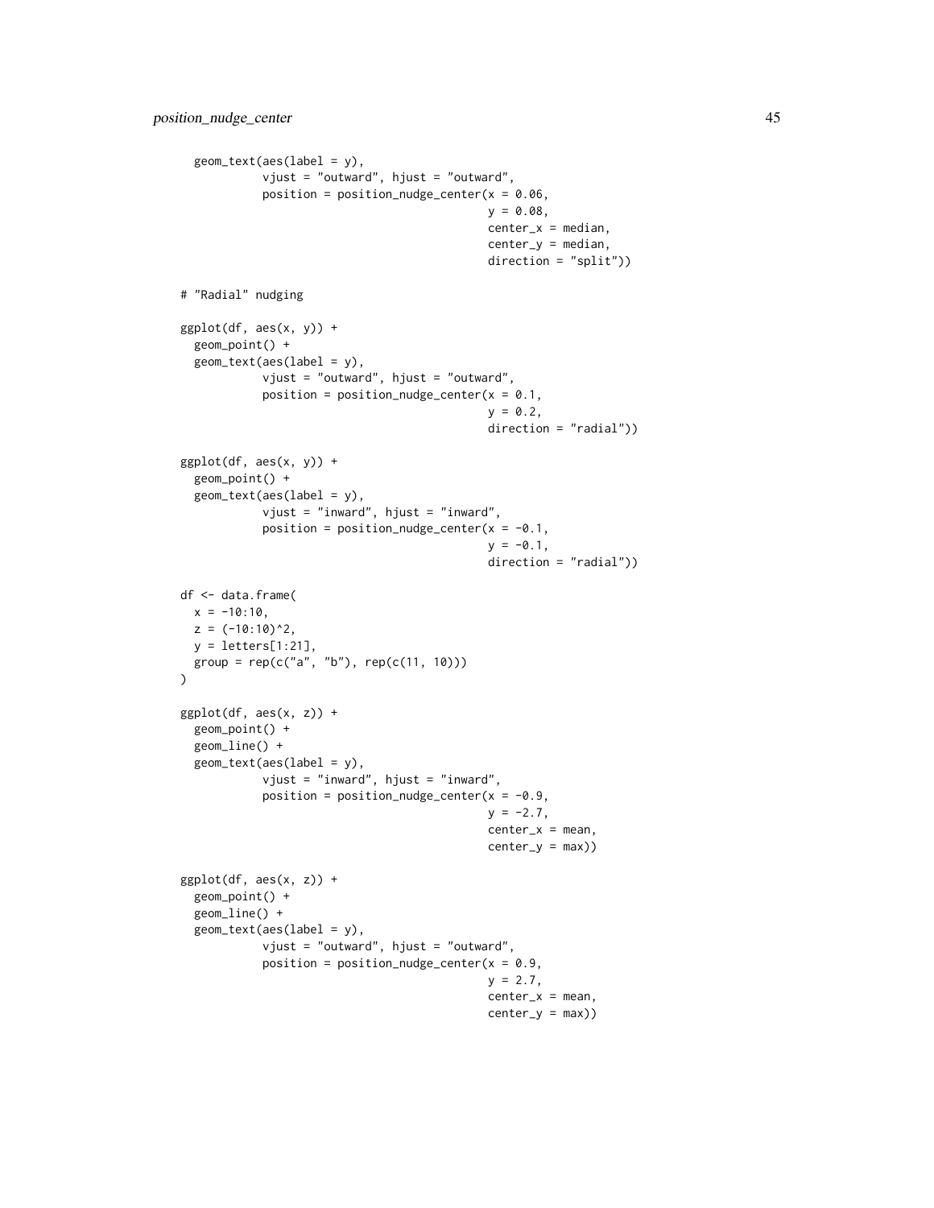```r
  geom_text(aes(label = y),
            vjust = "outward", hjust = "outward",
            position = position_nudge_center(x = 0.06,
                                             y = 0.08,
                                             center_x = median,
                                             center_y = median,
                                             direction = "split"))

# "Radial" nudging

ggplot(df, aes(x, y)) +
  geom_point() +
  geom_text(aes(label = y),
            vjust = "outward", hjust = "outward",
            position = position_nudge_center(x = 0.1,
                                             y = 0.2,
                                             direction = "radial"))

ggplot(df, aes(x, y)) +
  geom_point() +
  geom_text(aes(label = y),
            vjust = "inward", hjust = "inward",
            position = position_nudge_center(x = -0.1,
                                             y = -0.1,
                                             direction = "radial"))

df <- data.frame(
  x = -10:10,
  z = (-10:10)^2,
  y = letters[1:21],
  group = rep(c("a", "b"), rep(c(11, 10)))
)

ggplot(df, aes(x, z)) +
  geom_point() +
  geom_line() +
  geom_text(aes(label = y),
            vjust = "inward", hjust = "inward",
            position = position_nudge_center(x = -0.9,
                                             y = -2.7,
                                             center_x = mean,
                                             center_y = max))

ggplot(df, aes(x, z)) +
  geom_point() +
  geom_line() +
  geom_text(aes(label = y),
            vjust = "outward", hjust = "outward",
            position = position_nudge_center(x = 0.9,
                                             y = 2.7,
                                             center_x = mean,
                                             center_y = max))
```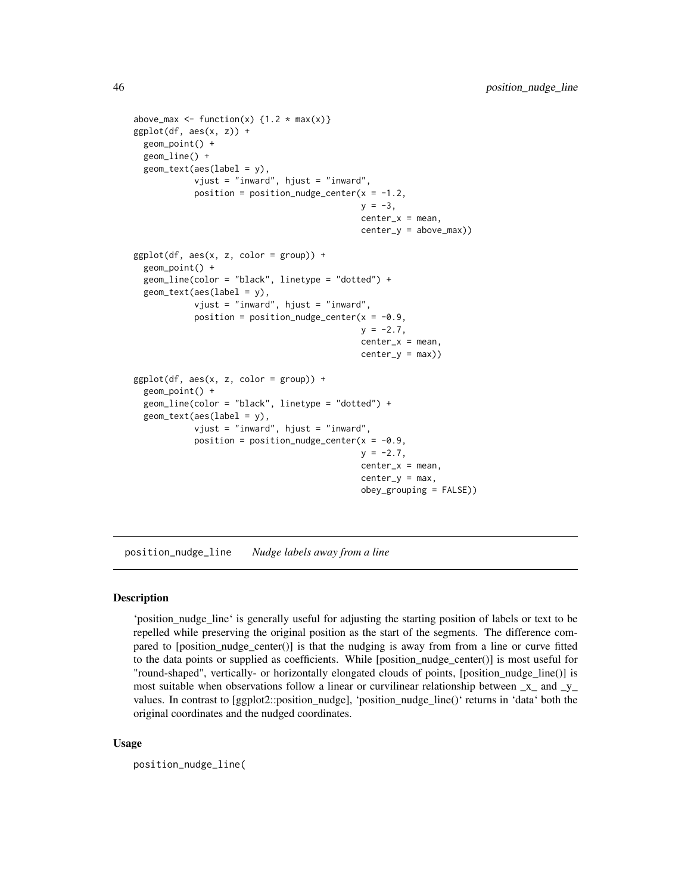```
above_max <- function(x) {1.2 * max(x)}
ggplot(df, aes(x, z)) +
  geom_point() +
  geom_line() +
  geom_text(aes(label = y),
            vjust = "inward", hjust = "inward",
            position = position_nudge_center(x = -1.2,
                                             y = -3,
                                             center_x = mean,
                                             center_y = above_max))

ggplot(df, aes(x, z, color = group)) +
  geom_point() +
  geom_line(color = "black", linetype = "dotted") +
  geom_text(aes(label = y),
            vjust = "inward", hjust = "inward",
            position = position_nudge_center(x = -0.9,
                                             y = -2.7,
                                             center_x = mean,
                                             center_y = max))

ggplot(df, aes(x, z, color = group)) +
  geom_point() +
  geom_line(color = "black", linetype = "dotted") +
  geom_text(aes(label = y),
            vjust = "inward", hjust = "inward",
            position = position_nudge_center(x = -0.9,
                                             y = -2.7,
                                             center_x = mean,
                                             center_y = max,
                                             obey_grouping = FALSE))
```

## position_nudge_line *Nudge labels away from a line*

### Description

'position_nudge_line' is generally useful for adjusting the starting position of labels or text to be repelled while preserving the original position as the start of the segments. The difference compared to [position_nudge_center()] is that the nudging is away from from a line or curve fitted to the data points or supplied as coefficients. While [position_nudge_center()] is most useful for "round-shaped", vertically- or horizontally elongated clouds of points, [position_nudge_line()] is most suitable when observations follow a linear or curvilinear relationship between _x_ and _y_ values. In contrast to [ggplot2::position_nudge], 'position_nudge_line()' returns in 'data' both the original coordinates and the nudged coordinates.

### Usage

```
position_nudge_line(
```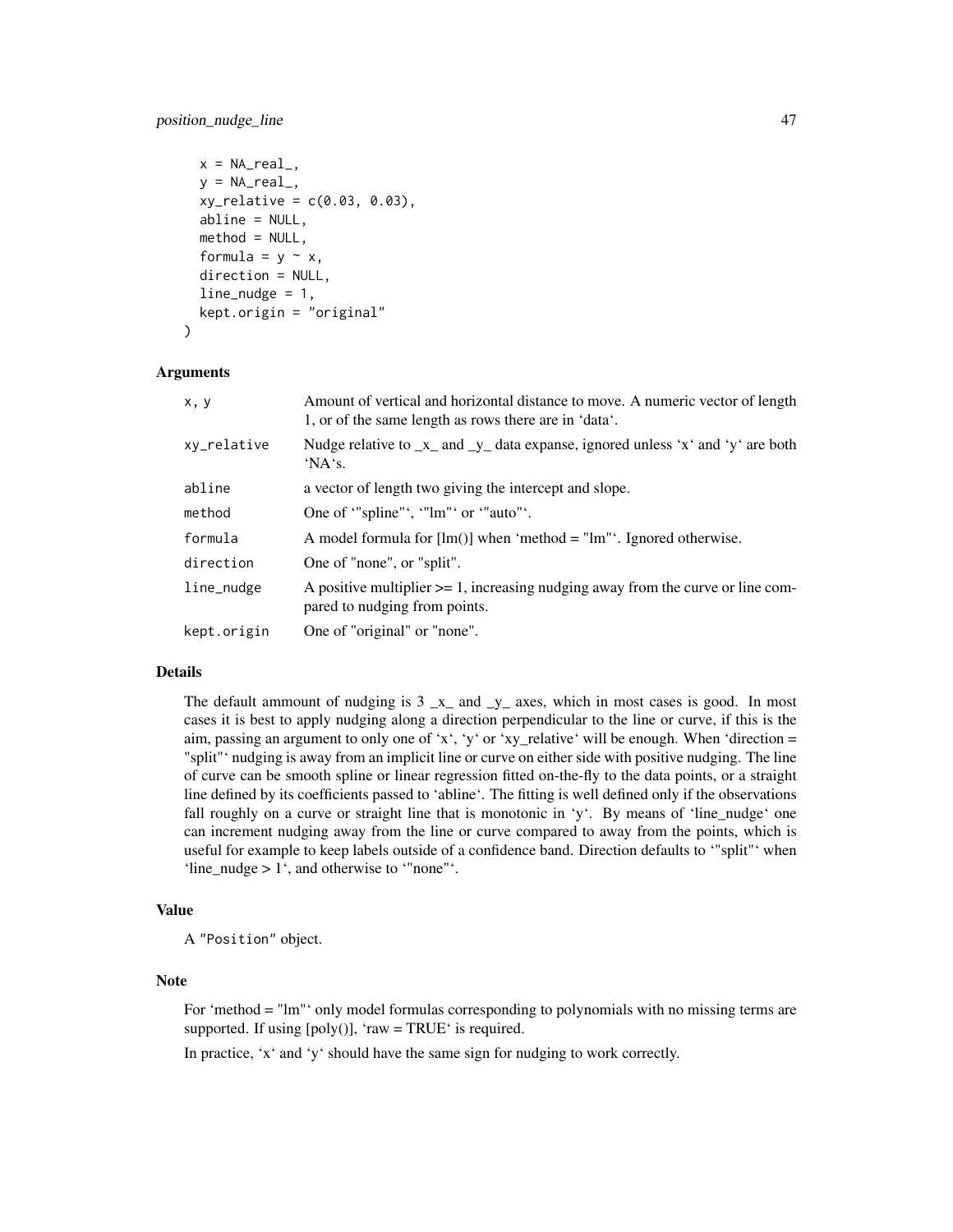```
  x = NA_real_,
  y = NA_real_,
  xy_relative = c(0.03, 0.03),
  abline = NULL,
  method = NULL,
  formula = y ~ x,
  direction = NULL,
  line_nudge = 1,
  kept.origin = "original"
)
```

### Arguments

| | |
|---|---|
| x, y | Amount of vertical and horizontal distance to move. A numeric vector of length 1, or of the same length as rows there are in 'data'. |
| xy_relative | Nudge relative to _x_ and _y_ data expanse, ignored unless 'x' and 'y' are both 'NA's. |
| abline | a vector of length two giving the intercept and slope. |
| method | One of '"spline"', '"lm"' or '"auto"'. |
| formula | A model formula for [lm()] when 'method = "lm"'. Ignored otherwise. |
| direction | One of "none", or "split". |
| line_nudge | A positive multiplier >= 1, increasing nudging away from the curve or line compared to nudging from points. |
| kept.origin | One of "original" or "none". |

### Details

The default ammount of nudging is 3 _x_ and _y_ axes, which in most cases is good. In most cases it is best to apply nudging along a direction perpendicular to the line or curve, if this is the aim, passing an argument to only one of 'x', 'y' or 'xy_relative' will be enough. When 'direction = "split"' nudging is away from an implicit line or curve on either side with positive nudging. The line of curve can be smooth spline or linear regression fitted on-the-fly to the data points, or a straight line defined by its coefficients passed to 'abline'. The fitting is well defined only if the observations fall roughly on a curve or straight line that is monotonic in 'y'. By means of 'line_nudge' one can increment nudging away from the line or curve compared to away from the points, which is useful for example to keep labels outside of a confidence band. Direction defaults to '"split"' when 'line_nudge > 1', and otherwise to '"none"'.

### Value

A "Position" object.

### Note

For 'method = "lm"' only model formulas corresponding to polynomials with no missing terms are supported. If using [poly()], 'raw = TRUE' is required.

In practice, 'x' and 'y' should have the same sign for nudging to work correctly.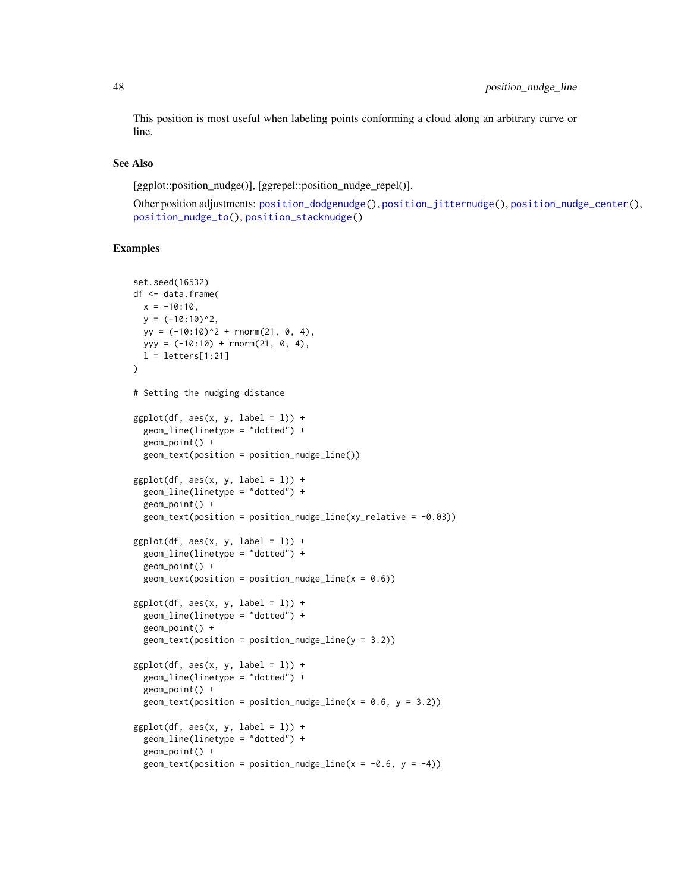This position is most useful when labeling points conforming a cloud along an arbitrary curve or line.

## See Also

[ggplot::position_nudge()], [ggrepel::position_nudge_repel()].

Other position adjustments: position_dodgenudge(), position_jitternudge(), position_nudge_center(), position_nudge_to(), position_stacknudge()

## Examples

```
set.seed(16532)
df <- data.frame(
  x = -10:10,
  y = (-10:10)^2,
  yy = (-10:10)^2 + rnorm(21, 0, 4),
  yyy = (-10:10) + rnorm(21, 0, 4),
  l = letters[1:21]
)

# Setting the nudging distance

ggplot(df, aes(x, y, label = l)) +
  geom_line(linetype = "dotted") +
  geom_point() +
  geom_text(position = position_nudge_line())

ggplot(df, aes(x, y, label = l)) +
  geom_line(linetype = "dotted") +
  geom_point() +
  geom_text(position = position_nudge_line(xy_relative = -0.03))

ggplot(df, aes(x, y, label = l)) +
  geom_line(linetype = "dotted") +
  geom_point() +
  geom_text(position = position_nudge_line(x = 0.6))

ggplot(df, aes(x, y, label = l)) +
  geom_line(linetype = "dotted") +
  geom_point() +
  geom_text(position = position_nudge_line(y = 3.2))

ggplot(df, aes(x, y, label = l)) +
  geom_line(linetype = "dotted") +
  geom_point() +
  geom_text(position = position_nudge_line(x = 0.6, y = 3.2))

ggplot(df, aes(x, y, label = l)) +
  geom_line(linetype = "dotted") +
  geom_point() +
  geom_text(position = position_nudge_line(x = -0.6, y = -4))
```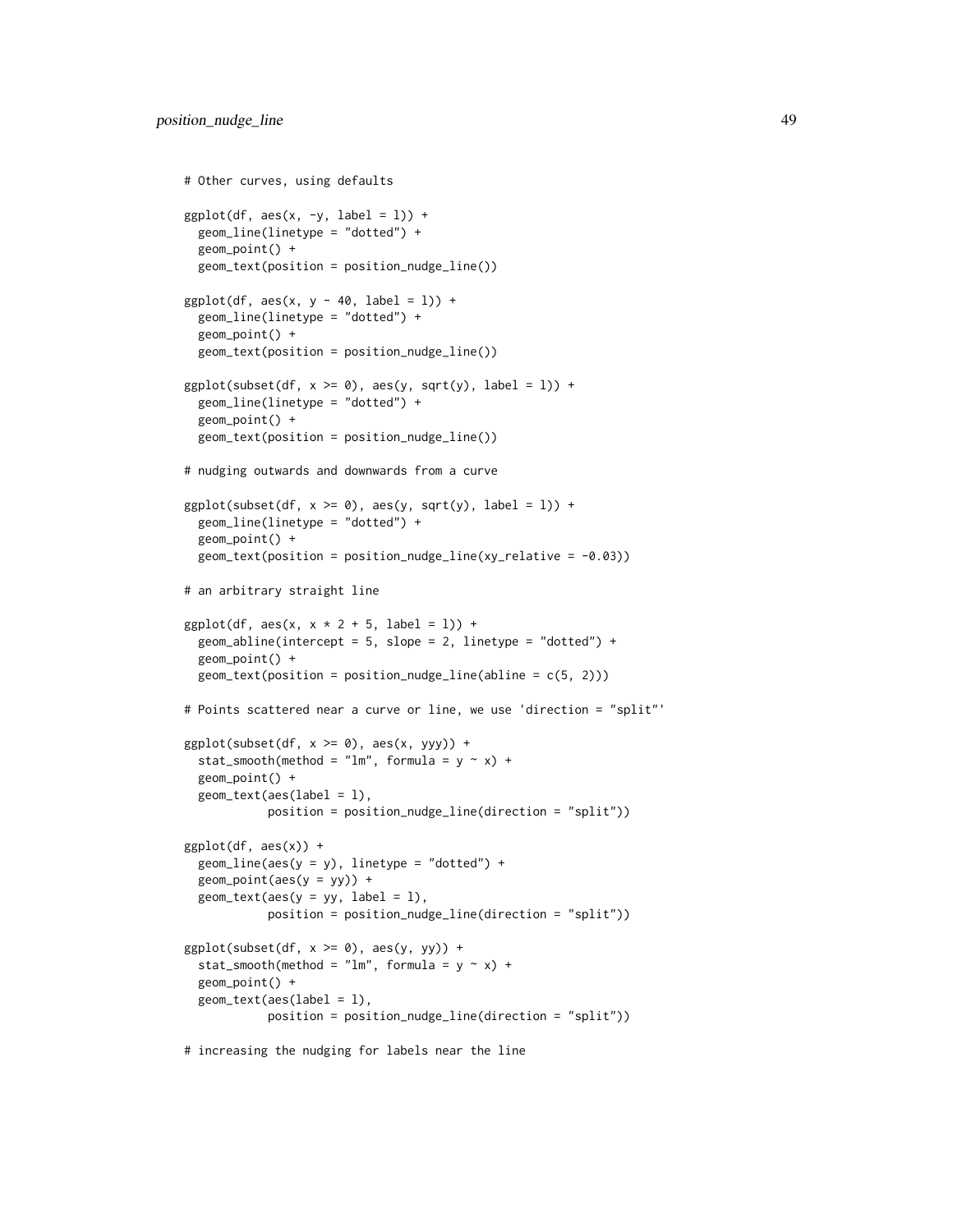```
# Other curves, using defaults

ggplot(df, aes(x, -y, label = l)) +
  geom_line(linetype = "dotted") +
  geom_point() +
  geom_text(position = position_nudge_line())

ggplot(df, aes(x, y - 40, label = l)) +
  geom_line(linetype = "dotted") +
  geom_point() +
  geom_text(position = position_nudge_line())

ggplot(subset(df, x >= 0), aes(y, sqrt(y), label = l)) +
  geom_line(linetype = "dotted") +
  geom_point() +
  geom_text(position = position_nudge_line())

# nudging outwards and downwards from a curve

ggplot(subset(df, x >= 0), aes(y, sqrt(y), label = l)) +
  geom_line(linetype = "dotted") +
  geom_point() +
  geom_text(position = position_nudge_line(xy_relative = -0.03))

# an arbitrary straight line

ggplot(df, aes(x, x * 2 + 5, label = l)) +
  geom_abline(intercept = 5, slope = 2, linetype = "dotted") +
  geom_point() +
  geom_text(position = position_nudge_line(abline = c(5, 2)))

# Points scattered near a curve or line, we use 'direction = "split"'

ggplot(subset(df, x >= 0), aes(x, yyy)) +
  stat_smooth(method = "lm", formula = y ~ x) +
  geom_point() +
  geom_text(aes(label = l),
            position = position_nudge_line(direction = "split"))

ggplot(df, aes(x)) +
  geom_line(aes(y = y), linetype = "dotted") +
  geom_point(aes(y = yy)) +
  geom_text(aes(y = yy, label = l),
            position = position_nudge_line(direction = "split"))

ggplot(subset(df, x >= 0), aes(y, yy)) +
  stat_smooth(method = "lm", formula = y ~ x) +
  geom_point() +
  geom_text(aes(label = l),
            position = position_nudge_line(direction = "split"))

# increasing the nudging for labels near the line
```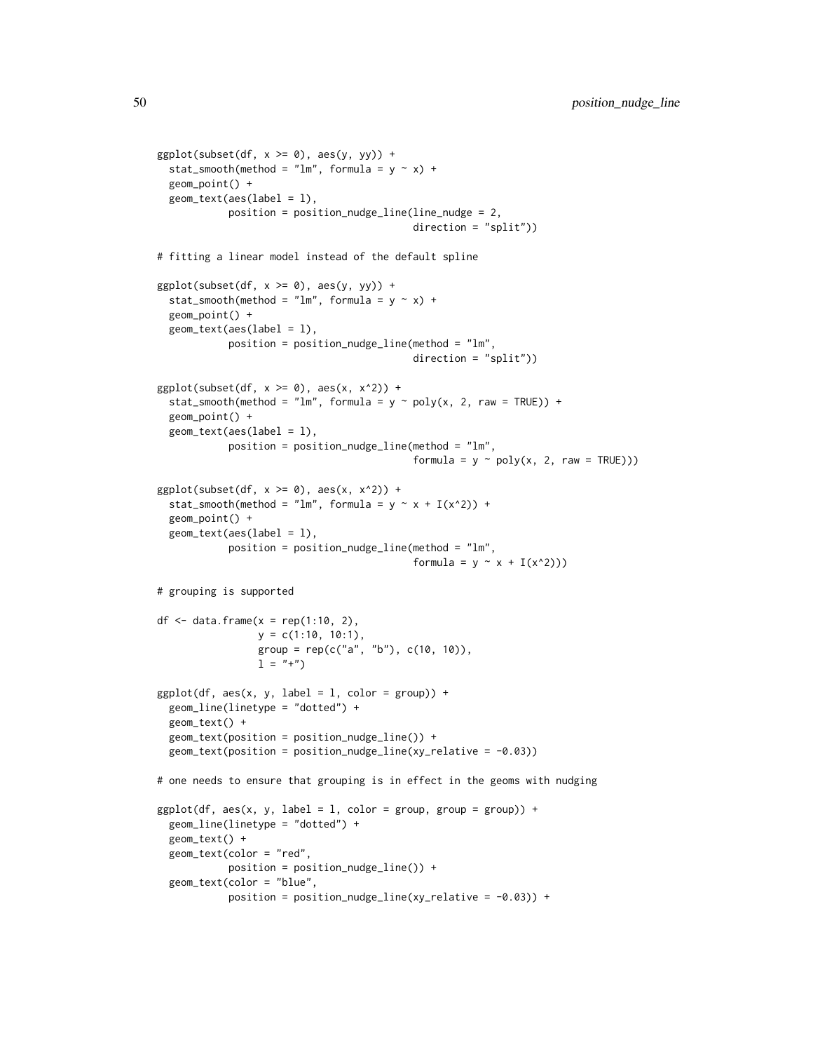```
ggplot(subset(df, x >= 0), aes(y, yy)) +
  stat_smooth(method = "lm", formula = y ~ x) +
  geom_point() +
  geom_text(aes(label = l),
            position = position_nudge_line(line_nudge = 2,
                                           direction = "split"))

# fitting a linear model instead of the default spline

ggplot(subset(df, x >= 0), aes(y, yy)) +
  stat_smooth(method = "lm", formula = y ~ x) +
  geom_point() +
  geom_text(aes(label = l),
            position = position_nudge_line(method = "lm",
                                           direction = "split"))

ggplot(subset(df, x >= 0), aes(x, x^2)) +
  stat_smooth(method = "lm", formula = y ~ poly(x, 2, raw = TRUE)) +
  geom_point() +
  geom_text(aes(label = l),
            position = position_nudge_line(method = "lm",
                                           formula = y ~ poly(x, 2, raw = TRUE)))

ggplot(subset(df, x >= 0), aes(x, x^2)) +
  stat_smooth(method = "lm", formula = y ~ x + I(x^2)) +
  geom_point() +
  geom_text(aes(label = l),
            position = position_nudge_line(method = "lm",
                                           formula = y ~ x + I(x^2)))

# grouping is supported

df <- data.frame(x = rep(1:10, 2),
                 y = c(1:10, 10:1),
                 group = rep(c("a", "b"), c(10, 10)),
                 l = "+")

ggplot(df, aes(x, y, label = l, color = group)) +
  geom_line(linetype = "dotted") +
  geom_text() +
  geom_text(position = position_nudge_line()) +
  geom_text(position = position_nudge_line(xy_relative = -0.03))

# one needs to ensure that grouping is in effect in the geoms with nudging

ggplot(df, aes(x, y, label = l, color = group, group = group)) +
  geom_line(linetype = "dotted") +
  geom_text() +
  geom_text(color = "red",
            position = position_nudge_line()) +
  geom_text(color = "blue",
            position = position_nudge_line(xy_relative = -0.03)) +
```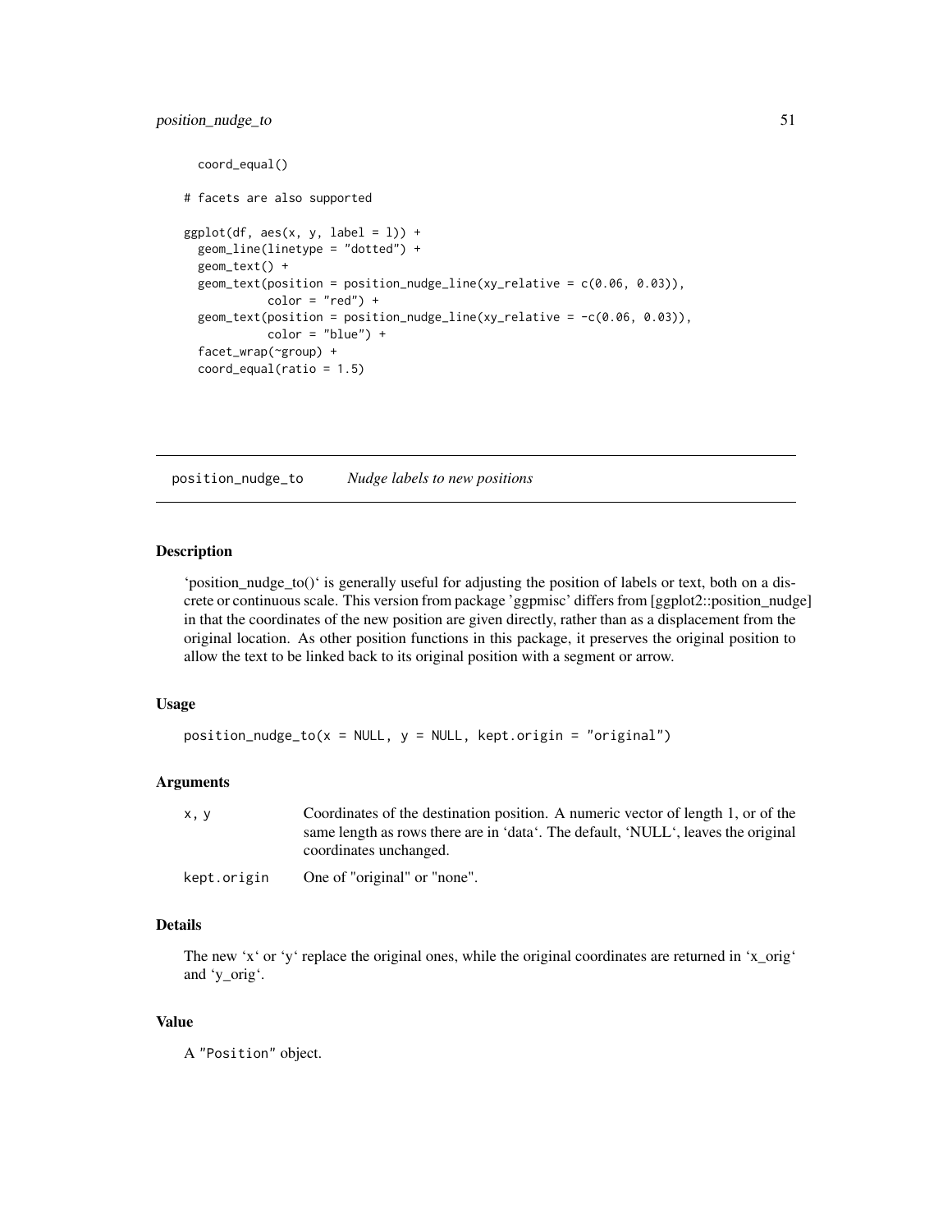```
  coord_equal()

# facets are also supported

ggplot(df, aes(x, y, label = l)) +
  geom_line(linetype = "dotted") +
  geom_text() +
  geom_text(position = position_nudge_line(xy_relative = c(0.06, 0.03)),
            color = "red") +
  geom_text(position = position_nudge_line(xy_relative = -c(0.06, 0.03)),
            color = "blue") +
  facet_wrap(~group) +
  coord_equal(ratio = 1.5)
```

---

## position_nudge_to — *Nudge labels to new positions*

### Description

'position_nudge_to()' is generally useful for adjusting the position of labels or text, both on a discrete or continuous scale. This version from package 'ggpmisc' differs from [ggplot2::position_nudge] in that the coordinates of the new position are given directly, rather than as a displacement from the original location. As other position functions in this package, it preserves the original position to allow the text to be linked back to its original position with a segment or arrow.

### Usage

```
position_nudge_to(x = NULL, y = NULL, kept.origin = "original")
```

### Arguments

| | |
|---|---|
| `x, y` | Coordinates of the destination position. A numeric vector of length 1, or of the same length as rows there are in 'data'. The default, 'NULL', leaves the original coordinates unchanged. |
| `kept.origin` | One of "original" or "none". |

### Details

The new 'x' or 'y' replace the original ones, while the original coordinates are returned in 'x_orig' and 'y_orig'.

### Value

A "Position" object.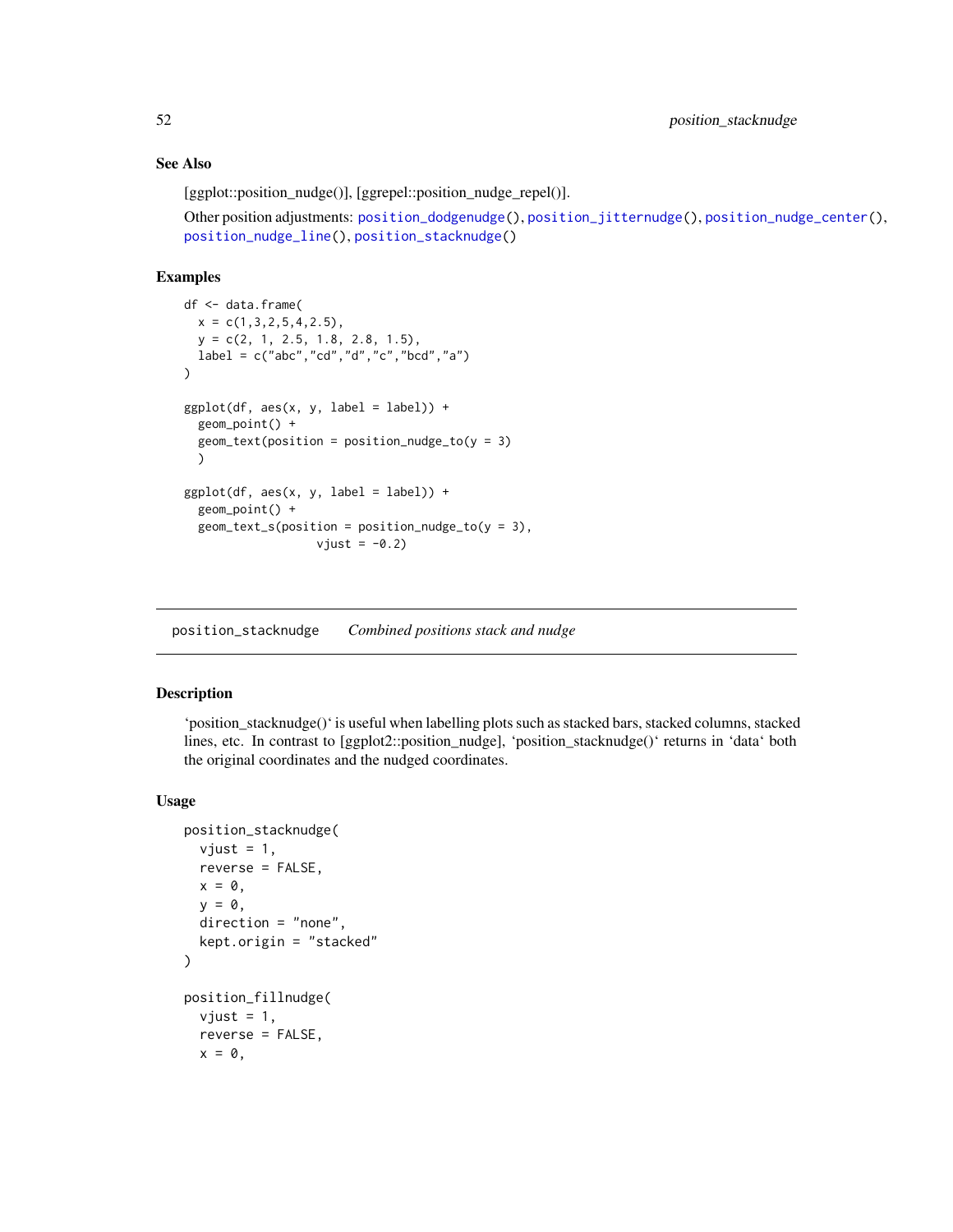### See Also

[ggplot::position_nudge()], [ggrepel::position_nudge_repel()].

Other position adjustments: position_dodgenudge(), position_jitternudge(), position_nudge_center(), position_nudge_line(), position_stacknudge()

### Examples

```
df <- data.frame(
  x = c(1,3,2,5,4,2.5),
  y = c(2, 1, 2.5, 1.8, 2.8, 1.5),
  label = c("abc","cd","d","c","bcd","a")
)

ggplot(df, aes(x, y, label = label)) +
  geom_point() +
  geom_text(position = position_nudge_to(y = 3)
  )

ggplot(df, aes(x, y, label = label)) +
  geom_point() +
  geom_text_s(position = position_nudge_to(y = 3),
                 vjust = -0.2)
```

---

## position_stacknudge *Combined positions stack and nudge*

---

### Description

'position_stacknudge()' is useful when labelling plots such as stacked bars, stacked columns, stacked lines, etc. In contrast to [ggplot2::position_nudge], 'position_stacknudge()' returns in 'data' both the original coordinates and the nudged coordinates.

### Usage

```
position_stacknudge(
  vjust = 1,
  reverse = FALSE,
  x = 0,
  y = 0,
  direction = "none",
  kept.origin = "stacked"
)

position_fillnudge(
  vjust = 1,
  reverse = FALSE,
  x = 0,
```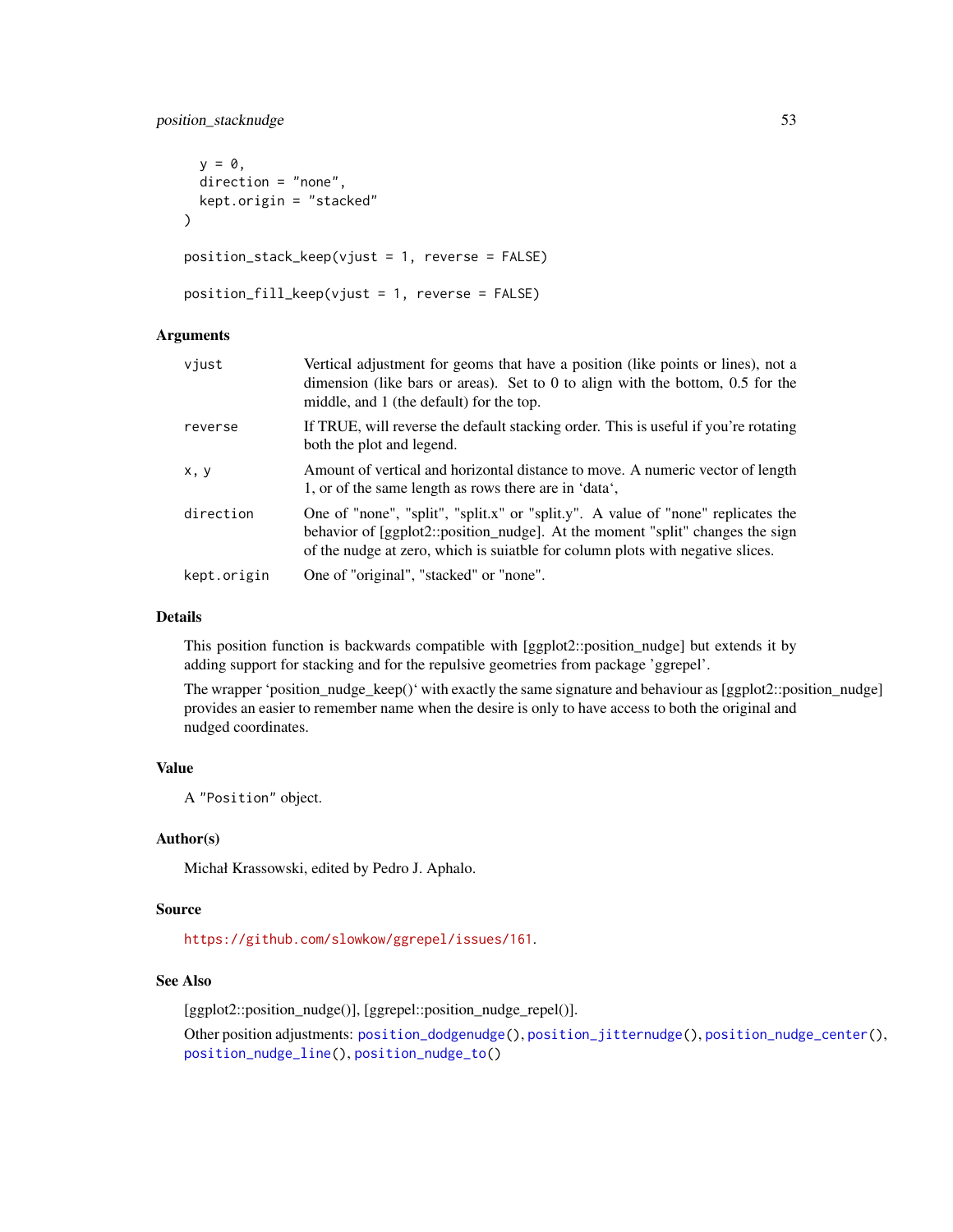```
  y = 0,
  direction = "none",
  kept.origin = "stacked"
)

position_stack_keep(vjust = 1, reverse = FALSE)

position_fill_keep(vjust = 1, reverse = FALSE)
```

## Arguments

| | |
|---|---|
| vjust | Vertical adjustment for geoms that have a position (like points or lines), not a dimension (like bars or areas). Set to 0 to align with the bottom, 0.5 for the middle, and 1 (the default) for the top. |
| reverse | If TRUE, will reverse the default stacking order. This is useful if you're rotating both the plot and legend. |
| x, y | Amount of vertical and horizontal distance to move. A numeric vector of length 1, or of the same length as rows there are in 'data', |
| direction | One of "none", "split", "split.x" or "split.y". A value of "none" replicates the behavior of [ggplot2::position_nudge]. At the moment "split" changes the sign of the nudge at zero, which is suiatble for column plots with negative slices. |
| kept.origin | One of "original", "stacked" or "none". |

## Details

This position function is backwards compatible with [ggplot2::position_nudge] but extends it by adding support for stacking and for the repulsive geometries from package 'ggrepel'.

The wrapper 'position_nudge_keep()' with exactly the same signature and behaviour as [ggplot2::position_nudge] provides an easier to remember name when the desire is only to have access to both the original and nudged coordinates.

## Value

A "Position" object.

## Author(s)

Michał Krassowski, edited by Pedro J. Aphalo.

## Source

https://github.com/slowkow/ggrepel/issues/161.

## See Also

[ggplot2::position_nudge()], [ggrepel::position_nudge_repel()].

Other position adjustments: position_dodgenudge(), position_jitternudge(), position_nudge_center(), position_nudge_line(), position_nudge_to()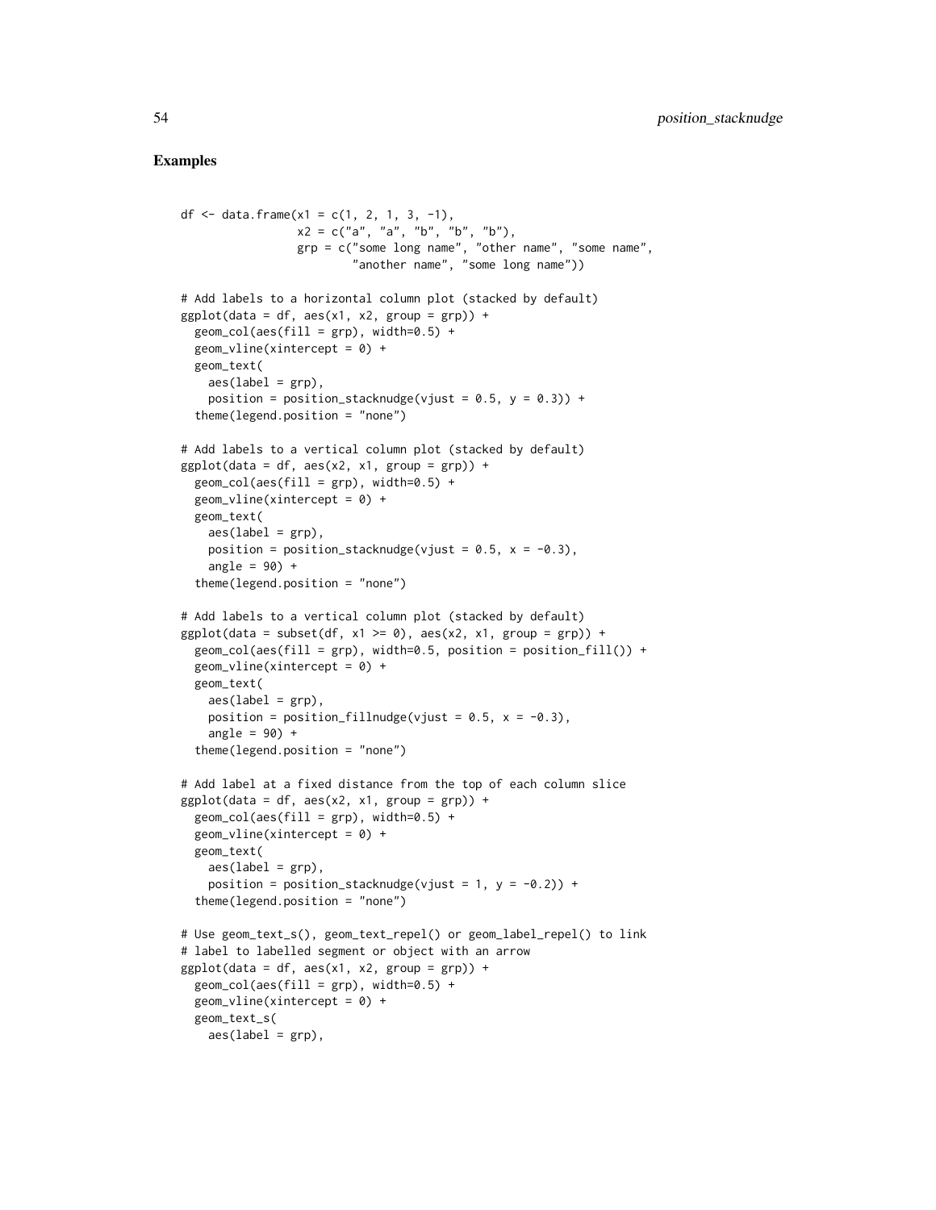## Examples

```
df <- data.frame(x1 = c(1, 2, 1, 3, -1),
                 x2 = c("a", "a", "b", "b", "b"),
                 grp = c("some long name", "other name", "some name",
                         "another name", "some long name"))

# Add labels to a horizontal column plot (stacked by default)
ggplot(data = df, aes(x1, x2, group = grp)) +
  geom_col(aes(fill = grp), width=0.5) +
  geom_vline(xintercept = 0) +
  geom_text(
    aes(label = grp),
    position = position_stacknudge(vjust = 0.5, y = 0.3)) +
  theme(legend.position = "none")

# Add labels to a vertical column plot (stacked by default)
ggplot(data = df, aes(x2, x1, group = grp)) +
  geom_col(aes(fill = grp), width=0.5) +
  geom_vline(xintercept = 0) +
  geom_text(
    aes(label = grp),
    position = position_stacknudge(vjust = 0.5, x = -0.3),
    angle = 90) +
  theme(legend.position = "none")

# Add labels to a vertical column plot (stacked by default)
ggplot(data = subset(df, x1 >= 0), aes(x2, x1, group = grp)) +
  geom_col(aes(fill = grp), width=0.5, position = position_fill()) +
  geom_vline(xintercept = 0) +
  geom_text(
    aes(label = grp),
    position = position_fillnudge(vjust = 0.5, x = -0.3),
    angle = 90) +
  theme(legend.position = "none")

# Add label at a fixed distance from the top of each column slice
ggplot(data = df, aes(x2, x1, group = grp)) +
  geom_col(aes(fill = grp), width=0.5) +
  geom_vline(xintercept = 0) +
  geom_text(
    aes(label = grp),
    position = position_stacknudge(vjust = 1, y = -0.2)) +
  theme(legend.position = "none")

# Use geom_text_s(), geom_text_repel() or geom_label_repel() to link
# label to labelled segment or object with an arrow
ggplot(data = df, aes(x1, x2, group = grp)) +
  geom_col(aes(fill = grp), width=0.5) +
  geom_vline(xintercept = 0) +
  geom_text_s(
    aes(label = grp),
```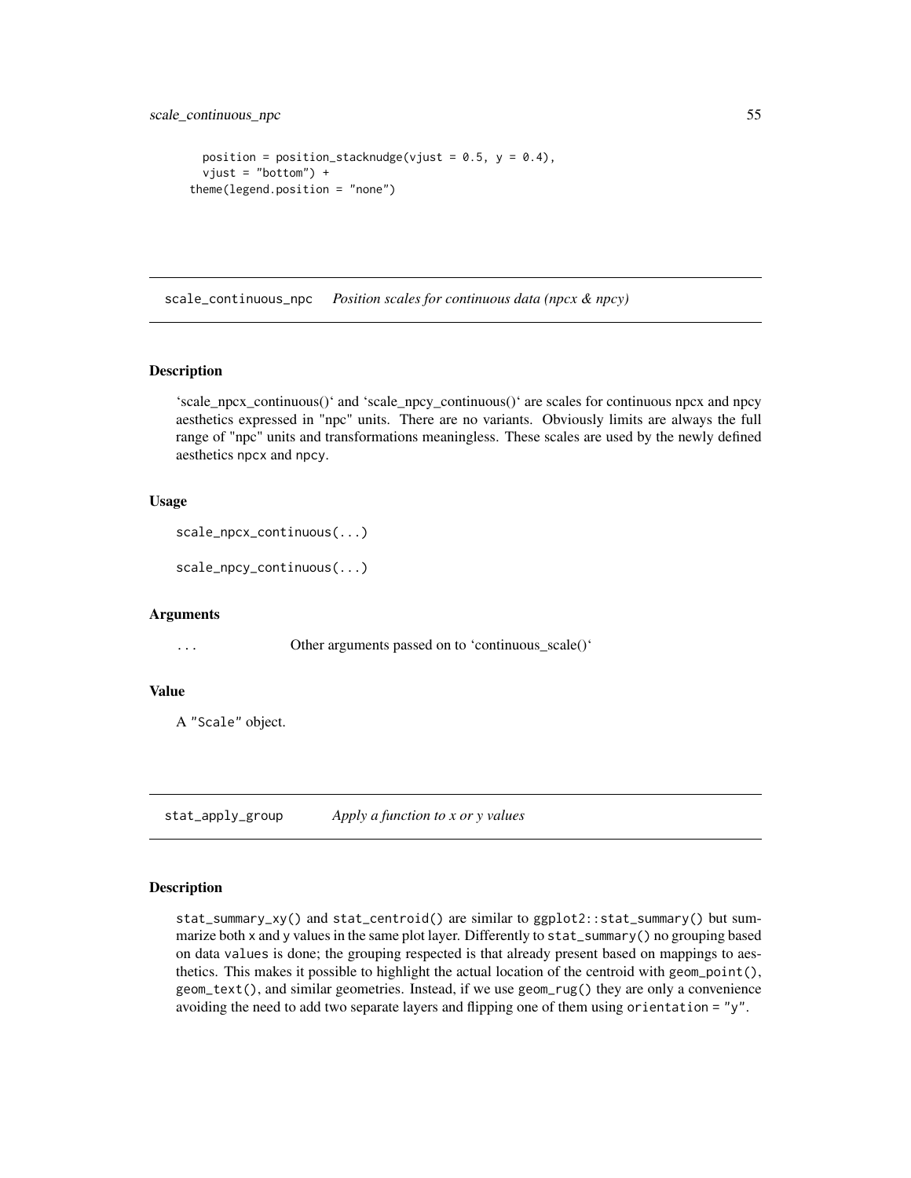```
    position = position_stacknudge(vjust = 0.5, y = 0.4),
    vjust = "bottom") +
  theme(legend.position = "none")
```

## scale_continuous_npc    *Position scales for continuous data (npcx & npcy)*

### Description

'scale_npcx_continuous()' and 'scale_npcy_continuous()' are scales for continuous npcx and npcy aesthetics expressed in "npc" units. There are no variants. Obviously limits are always the full range of "npc" units and transformations meaningless. These scales are used by the newly defined aesthetics npcx and npcy.

### Usage

```
scale_npcx_continuous(...)

scale_npcy_continuous(...)
```

### Arguments

| | |
|---|---|
| ... | Other arguments passed on to 'continuous_scale()' |

### Value

A "Scale" object.

## stat_apply_group    *Apply a function to x or y values*

### Description

stat_summary_xy() and stat_centroid() are similar to ggplot2::stat_summary() but summarize both x and y values in the same plot layer. Differently to stat_summary() no grouping based on data values is done; the grouping respected is that already present based on mappings to aesthetics. This makes it possible to highlight the actual location of the centroid with geom_point(), geom_text(), and similar geometries. Instead, if we use geom_rug() they are only a convenience avoiding the need to add two separate layers and flipping one of them using orientation = "y".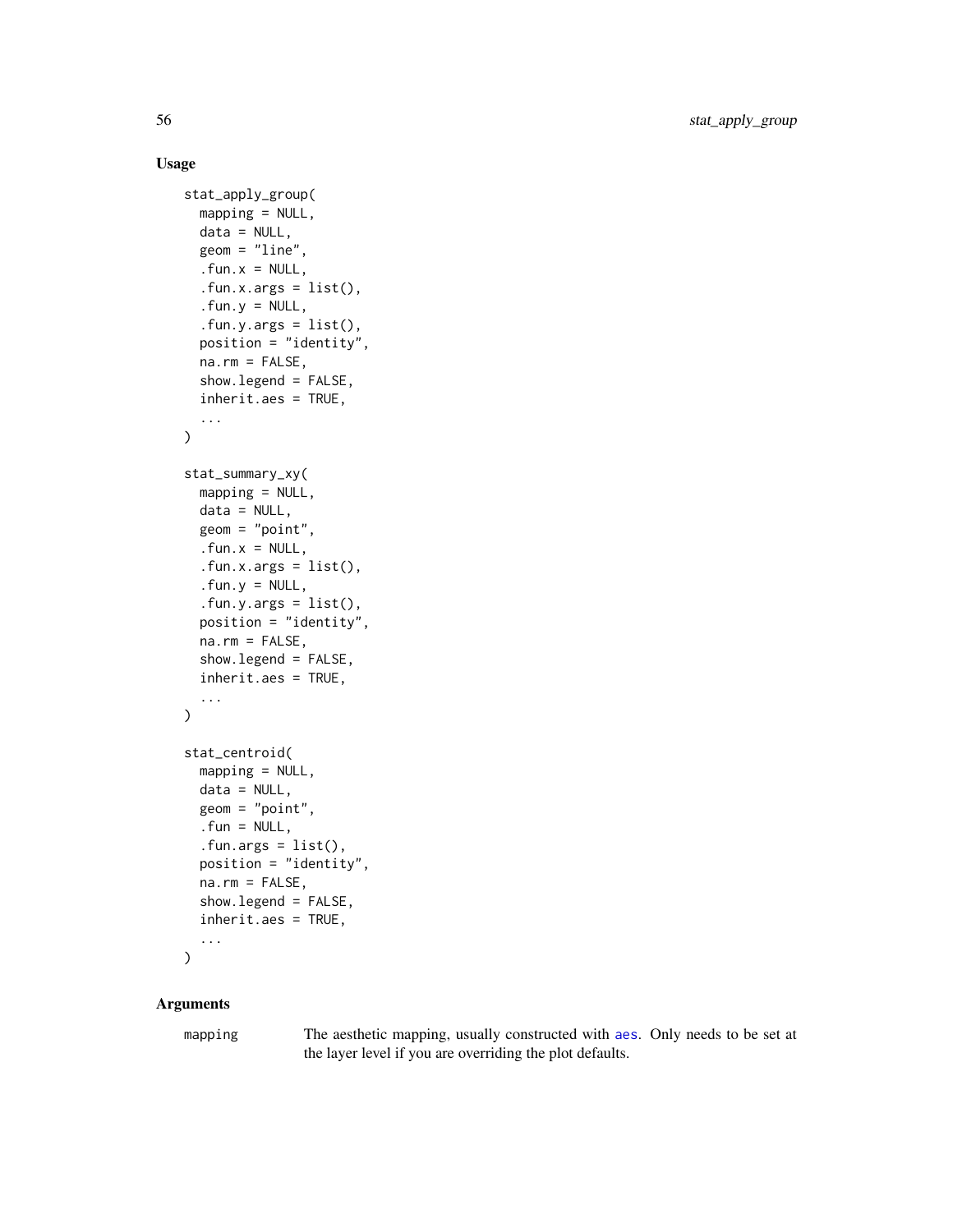### Usage

```
stat_apply_group(
  mapping = NULL,
  data = NULL,
  geom = "line",
  .fun.x = NULL,
  .fun.x.args = list(),
  .fun.y = NULL,
  .fun.y.args = list(),
  position = "identity",
  na.rm = FALSE,
  show.legend = FALSE,
  inherit.aes = TRUE,
  ...
)

stat_summary_xy(
  mapping = NULL,
  data = NULL,
  geom = "point",
  .fun.x = NULL,
  .fun.x.args = list(),
  .fun.y = NULL,
  .fun.y.args = list(),
  position = "identity",
  na.rm = FALSE,
  show.legend = FALSE,
  inherit.aes = TRUE,
  ...
)

stat_centroid(
  mapping = NULL,
  data = NULL,
  geom = "point",
  .fun = NULL,
  .fun.args = list(),
  position = "identity",
  na.rm = FALSE,
  show.legend = FALSE,
  inherit.aes = TRUE,
  ...
)
```

### Arguments

| | |
|---|---|
| mapping | The aesthetic mapping, usually constructed with aes. Only needs to be set at the layer level if you are overriding the plot defaults. |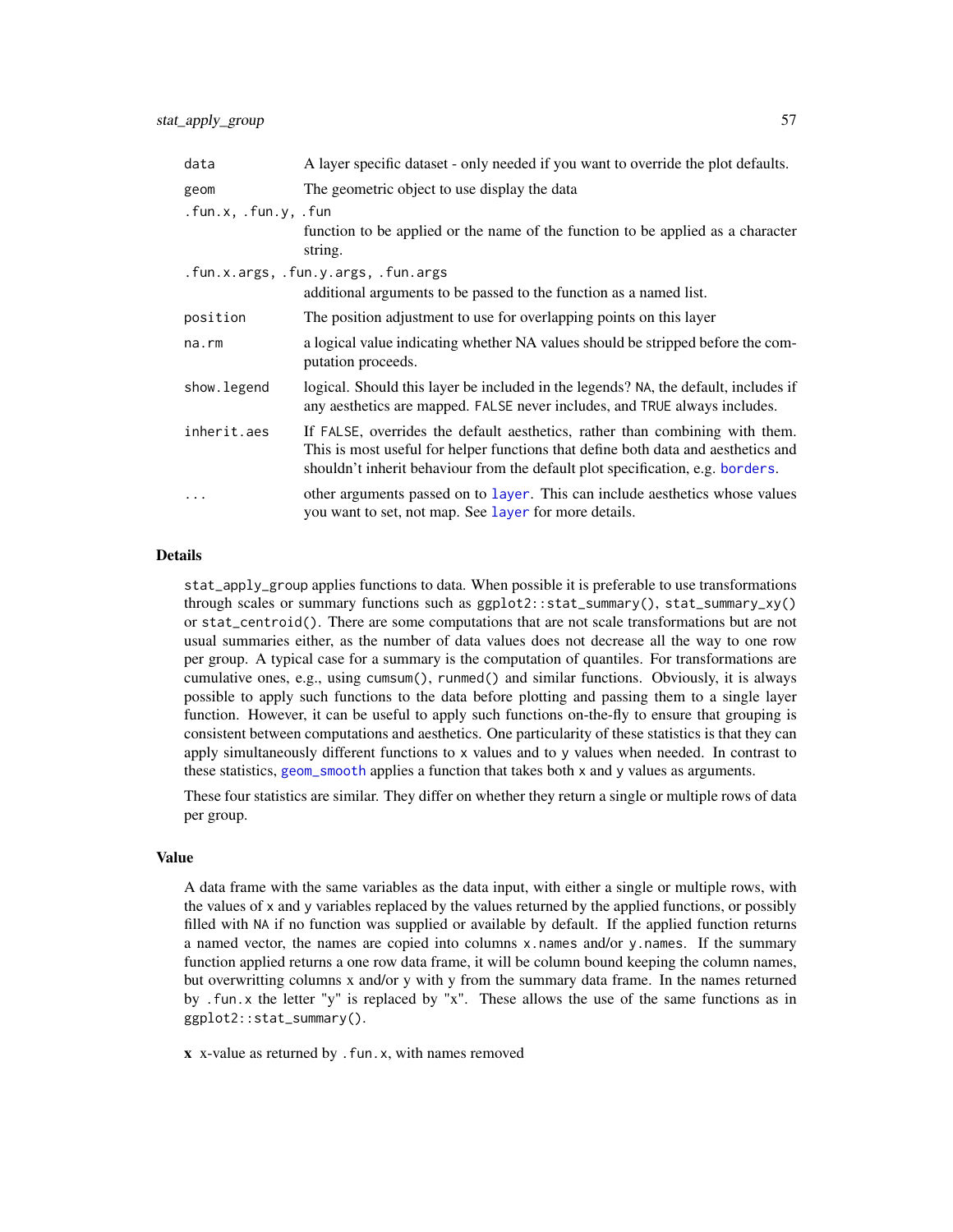| | |
|---|---|
| `data` | A layer specific dataset - only needed if you want to override the plot defaults. |
| `geom` | The geometric object to use display the data |
| `.fun.x, .fun.y, .fun` | function to be applied or the name of the function to be applied as a character string. |
| `.fun.x.args, .fun.y.args, .fun.args` | additional arguments to be passed to the function as a named list. |
| `position` | The position adjustment to use for overlapping points on this layer |
| `na.rm` | a logical value indicating whether NA values should be stripped before the computation proceeds. |
| `show.legend` | logical. Should this layer be included in the legends? `NA`, the default, includes if any aesthetics are mapped. `FALSE` never includes, and `TRUE` always includes. |
| `inherit.aes` | If `FALSE`, overrides the default aesthetics, rather than combining with them. This is most useful for helper functions that define both data and aesthetics and shouldn't inherit behaviour from the default plot specification, e.g. `borders`. |
| `...` | other arguments passed on to `layer`. This can include aesthetics whose values you want to set, not map. See `layer` for more details. |

## Details

`stat_apply_group` applies functions to data. When possible it is preferable to use transformations through scales or summary functions such as `ggplot2::stat_summary()`, `stat_summary_xy()` or `stat_centroid()`. There are some computations that are not scale transformations but are not usual summaries either, as the number of data values does not decrease all the way to one row per group. A typical case for a summary is the computation of quantiles. For transformations are cumulative ones, e.g., using `cumsum()`, `runmed()` and similar functions. Obviously, it is always possible to apply such functions to the data before plotting and passing them to a single layer function. However, it can be useful to apply such functions on-the-fly to ensure that grouping is consistent between computations and aesthetics. One particularity of these statistics is that they can apply simultaneously different functions to `x` values and to `y` values when needed. In contrast to these statistics, `geom_smooth` applies a function that takes both `x` and `y` values as arguments.

These four statistics are similar. They differ on whether they return a single or multiple rows of data per group.

## Value

A data frame with the same variables as the data input, with either a single or multiple rows, with the values of `x` and `y` variables replaced by the values returned by the applied functions, or possibly filled with `NA` if no function was supplied or available by default. If the applied function returns a named vector, the names are copied into columns `x.names` and/or `y.names`. If the summary function applied returns a one row data frame, it will be column bound keeping the column names, but overwritting columns `x` and/or `y` with `y` from the summary data frame. In the names returned by `.fun.x` the letter "y" is replaced by "x". These allows the use of the same functions as in `ggplot2::stat_summary()`.

**x** x-value as returned by `.fun.x`, with names removed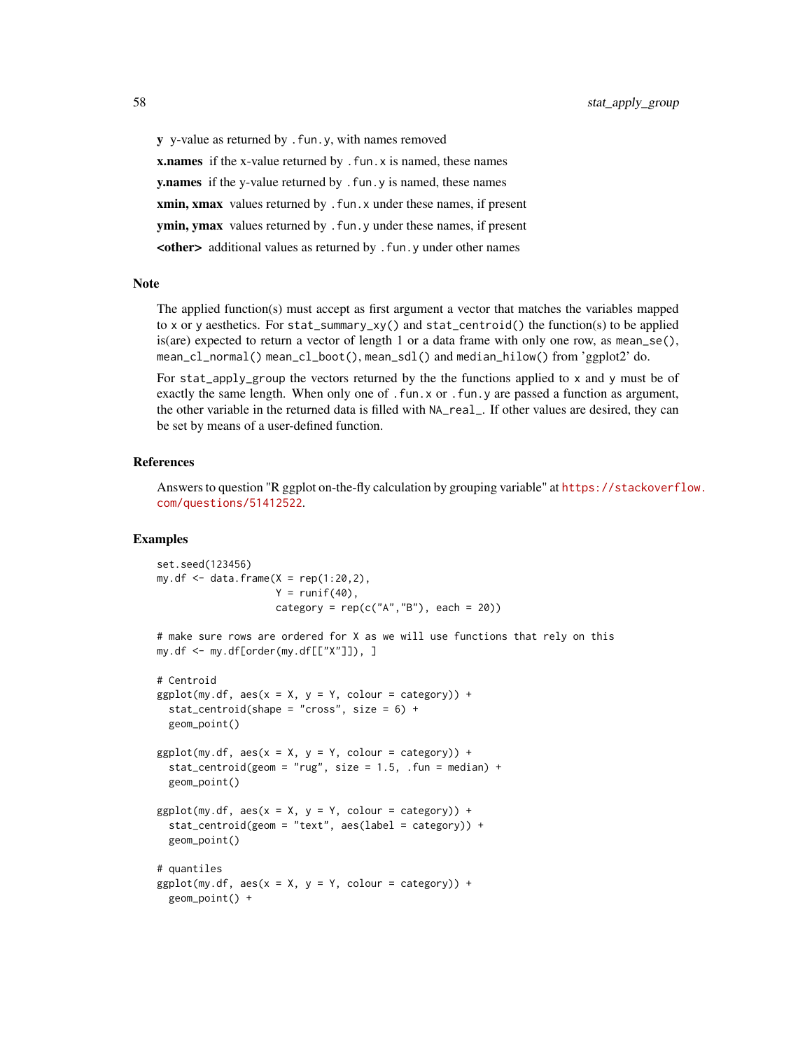**y** y-value as returned by `.fun.y`, with names removed

**x.names** if the x-value returned by `.fun.x` is named, these names

**y.names** if the y-value returned by `.fun.y` is named, these names

**xmin, xmax** values returned by `.fun.x` under these names, if present

**ymin, ymax** values returned by `.fun.y` under these names, if present

**<other>** additional values as returned by `.fun.y` under other names

## Note

The applied function(s) must accept as first argument a vector that matches the variables mapped to `x` or `y` aesthetics. For `stat_summary_xy()` and `stat_centroid()` the function(s) to be applied is(are) expected to return a vector of length 1 or a data frame with only one row, as `mean_se()`, `mean_cl_normal()` `mean_cl_boot()`, `mean_sdl()` and `median_hilow()` from 'ggplot2' do.

For `stat_apply_group` the vectors returned by the the functions applied to `x` and `y` must be of exactly the same length. When only one of `.fun.x` or `.fun.y` are passed a function as argument, the other variable in the returned data is filled with `NA_real_`. If other values are desired, they can be set by means of a user-defined function.

## References

Answers to question "R ggplot on-the-fly calculation by grouping variable" at https://stackoverflow.com/questions/51412522.

## Examples

```
set.seed(123456)
my.df <- data.frame(X = rep(1:20,2),
                    Y = runif(40),
                    category = rep(c("A","B"), each = 20))

# make sure rows are ordered for X as we will use functions that rely on this
my.df <- my.df[order(my.df[["X"]]), ]

# Centroid
ggplot(my.df, aes(x = X, y = Y, colour = category)) +
  stat_centroid(shape = "cross", size = 6) +
  geom_point()

ggplot(my.df, aes(x = X, y = Y, colour = category)) +
  stat_centroid(geom = "rug", size = 1.5, .fun = median) +
  geom_point()

ggplot(my.df, aes(x = X, y = Y, colour = category)) +
  stat_centroid(geom = "text", aes(label = category)) +
  geom_point()

# quantiles
ggplot(my.df, aes(x = X, y = Y, colour = category)) +
  geom_point() +
```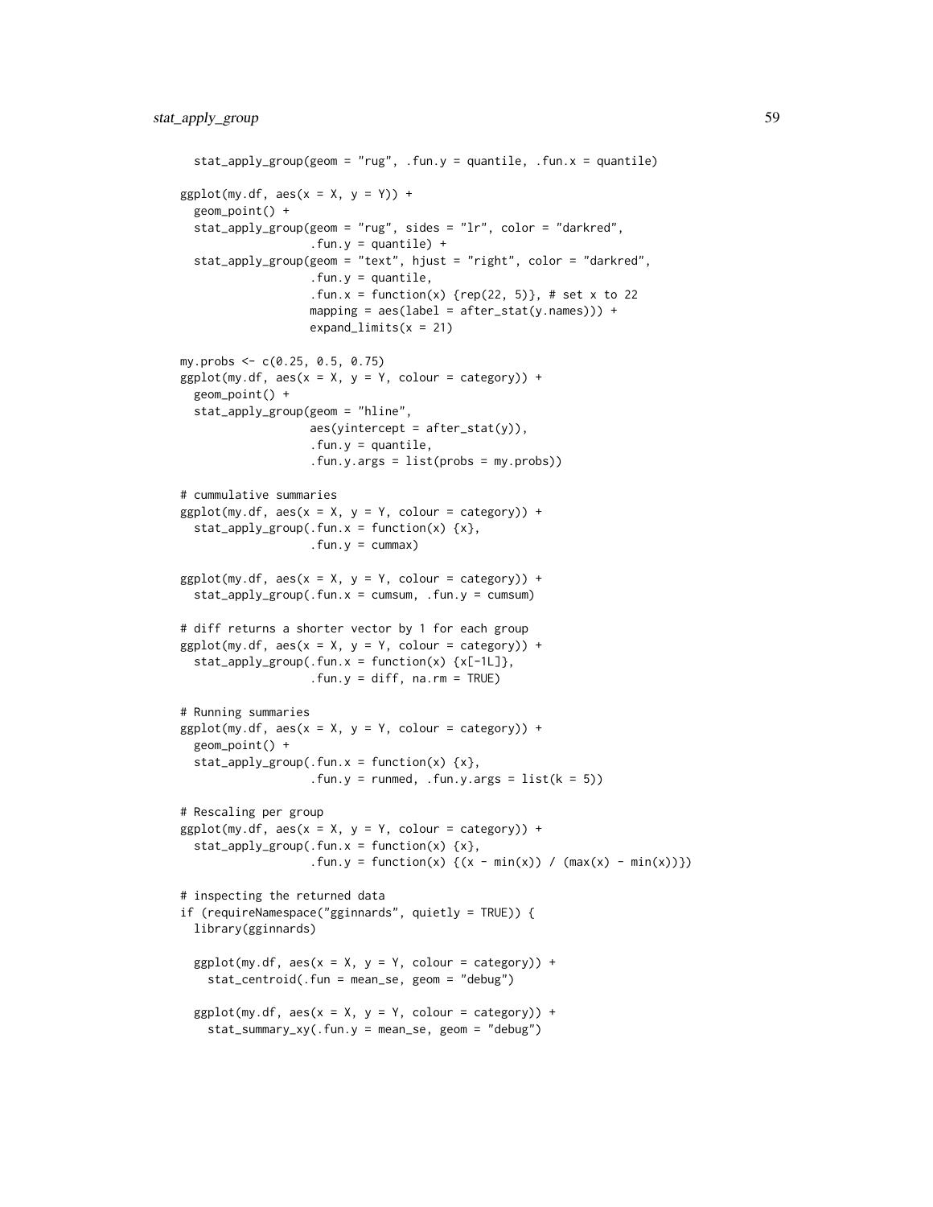```
  stat_apply_group(geom = "rug", .fun.y = quantile, .fun.x = quantile)

ggplot(my.df, aes(x = X, y = Y)) +
  geom_point() +
  stat_apply_group(geom = "rug", sides = "lr", color = "darkred",
                   .fun.y = quantile) +
  stat_apply_group(geom = "text", hjust = "right", color = "darkred",
                   .fun.y = quantile,
                   .fun.x = function(x) {rep(22, 5)}, # set x to 22
                   mapping = aes(label = after_stat(y.names))) +
                   expand_limits(x = 21)

my.probs <- c(0.25, 0.5, 0.75)
ggplot(my.df, aes(x = X, y = Y, colour = category)) +
  geom_point() +
  stat_apply_group(geom = "hline",
                   aes(yintercept = after_stat(y)),
                   .fun.y = quantile,
                   .fun.y.args = list(probs = my.probs))

# cummulative summaries
ggplot(my.df, aes(x = X, y = Y, colour = category)) +
  stat_apply_group(.fun.x = function(x) {x},
                   .fun.y = cummax)

ggplot(my.df, aes(x = X, y = Y, colour = category)) +
  stat_apply_group(.fun.x = cumsum, .fun.y = cumsum)

# diff returns a shorter vector by 1 for each group
ggplot(my.df, aes(x = X, y = Y, colour = category)) +
  stat_apply_group(.fun.x = function(x) {x[-1L]},
                   .fun.y = diff, na.rm = TRUE)

# Running summaries
ggplot(my.df, aes(x = X, y = Y, colour = category)) +
  geom_point() +
  stat_apply_group(.fun.x = function(x) {x},
                   .fun.y = runmed, .fun.y.args = list(k = 5))

# Rescaling per group
ggplot(my.df, aes(x = X, y = Y, colour = category)) +
  stat_apply_group(.fun.x = function(x) {x},
                   .fun.y = function(x) {(x - min(x)) / (max(x) - min(x))})

# inspecting the returned data
if (requireNamespace("gginnards", quietly = TRUE)) {
  library(gginnards)

  ggplot(my.df, aes(x = X, y = Y, colour = category)) +
    stat_centroid(.fun = mean_se, geom = "debug")

  ggplot(my.df, aes(x = X, y = Y, colour = category)) +
    stat_summary_xy(.fun.y = mean_se, geom = "debug")
```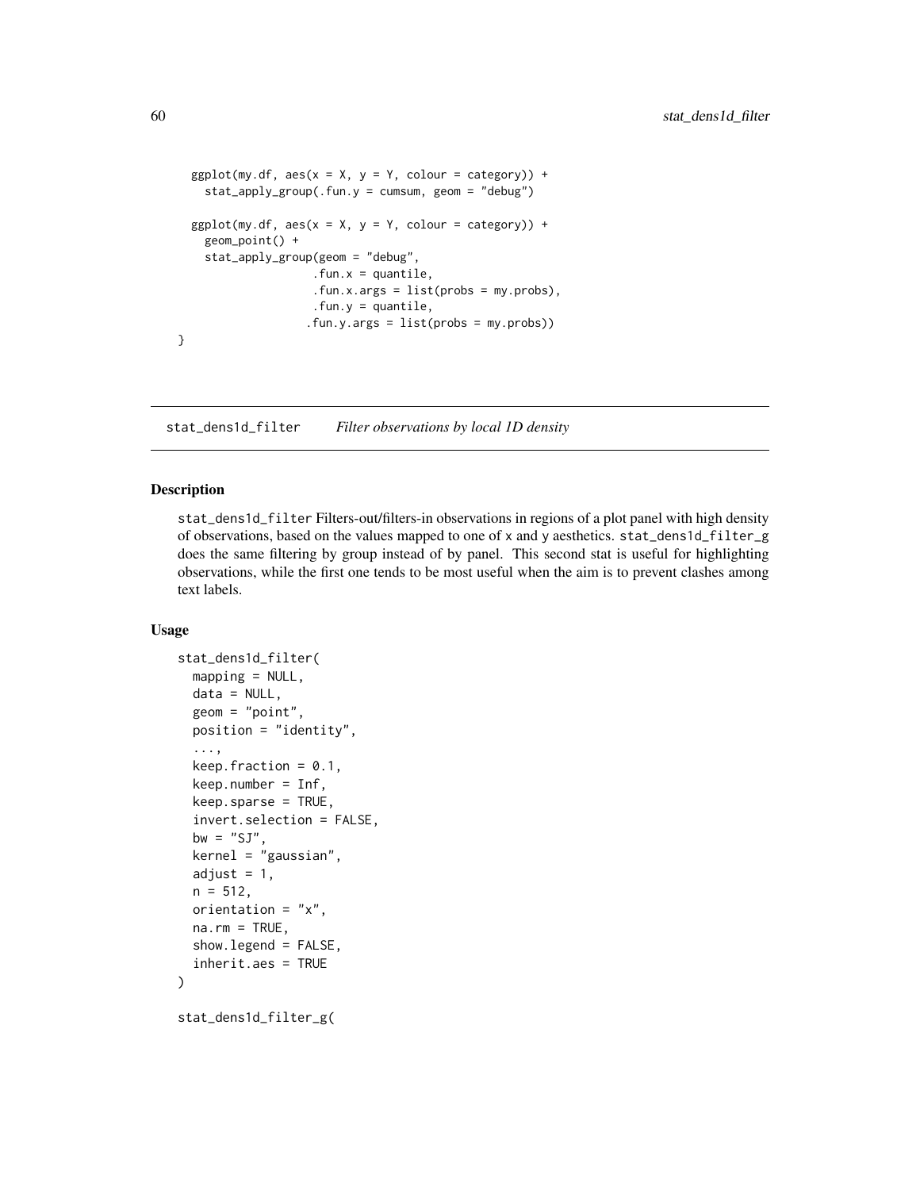```
  ggplot(my.df, aes(x = X, y = Y, colour = category)) +
    stat_apply_group(.fun.y = cumsum, geom = "debug")

  ggplot(my.df, aes(x = X, y = Y, colour = category)) +
    geom_point() +
    stat_apply_group(geom = "debug",
                     .fun.x = quantile,
                     .fun.x.args = list(probs = my.probs),
                     .fun.y = quantile,
                    .fun.y.args = list(probs = my.probs))
}
```

## stat_dens1d_filter    *Filter observations by local 1D density*

### Description

stat_dens1d_filter Filters-out/filters-in observations in regions of a plot panel with high density of observations, based on the values mapped to one of x and y aesthetics. stat_dens1d_filter_g does the same filtering by group instead of by panel. This second stat is useful for highlighting observations, while the first one tends to be most useful when the aim is to prevent clashes among text labels.

### Usage

```
stat_dens1d_filter(
  mapping = NULL,
  data = NULL,
  geom = "point",
  position = "identity",
  ...,
  keep.fraction = 0.1,
  keep.number = Inf,
  keep.sparse = TRUE,
  invert.selection = FALSE,
  bw = "SJ",
  kernel = "gaussian",
  adjust = 1,
  n = 512,
  orientation = "x",
  na.rm = TRUE,
  show.legend = FALSE,
  inherit.aes = TRUE
)

stat_dens1d_filter_g(
```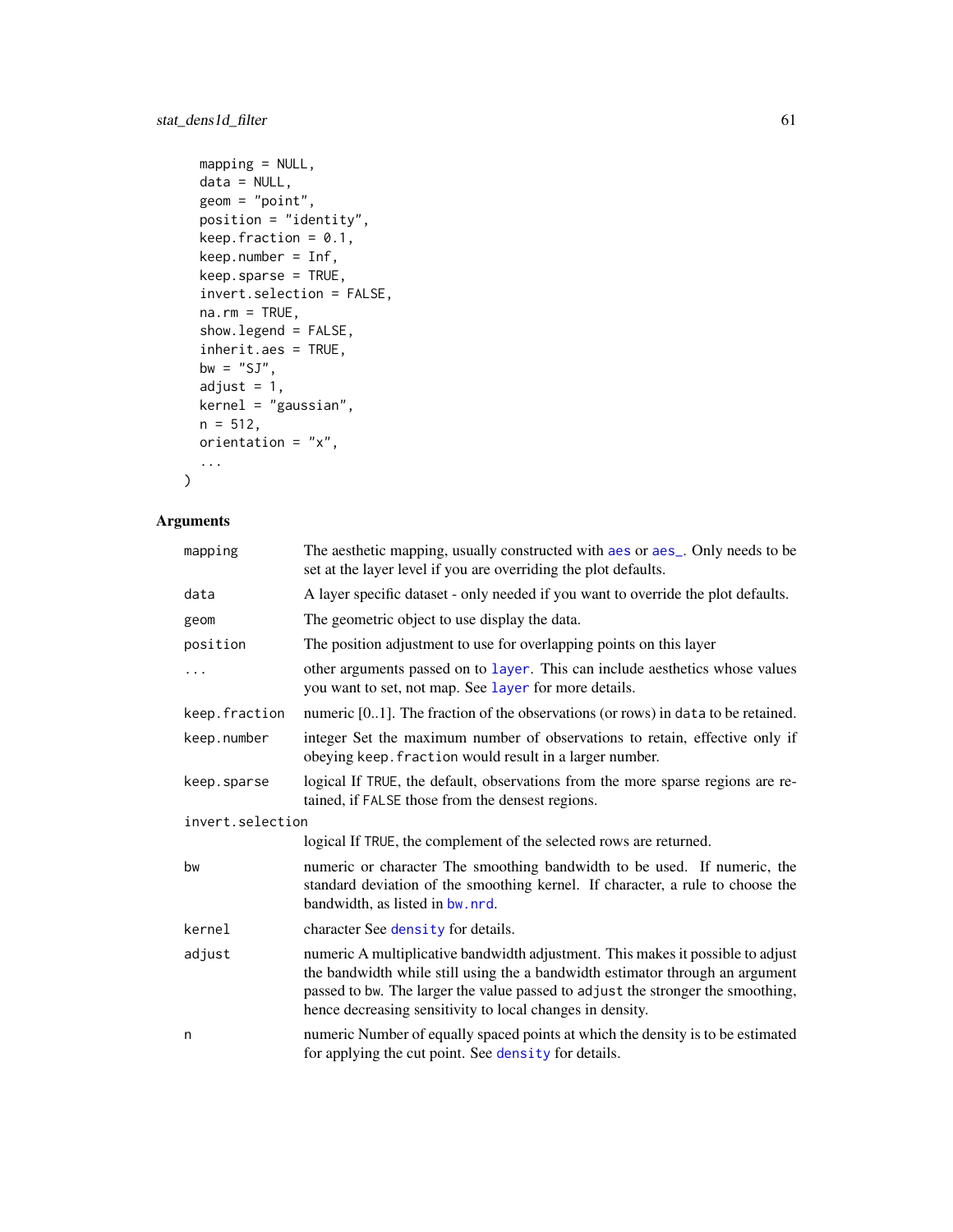```
  mapping = NULL,
  data = NULL,
  geom = "point",
  position = "identity",
  keep.fraction = 0.1,
  keep.number = Inf,
  keep.sparse = TRUE,
  invert.selection = FALSE,
  na.rm = TRUE,
  show.legend = FALSE,
  inherit.aes = TRUE,
  bw = "SJ",
  adjust = 1,
  kernel = "gaussian",
  n = 512,
  orientation = "x",
  ...
)
```

## Arguments

| | |
|---|---|
| mapping | The aesthetic mapping, usually constructed with aes or aes_. Only needs to be set at the layer level if you are overriding the plot defaults. |
| data | A layer specific dataset - only needed if you want to override the plot defaults. |
| geom | The geometric object to use display the data. |
| position | The position adjustment to use for overlapping points on this layer |
| ... | other arguments passed on to layer. This can include aesthetics whose values you want to set, not map. See layer for more details. |
| keep.fraction | numeric [0..1]. The fraction of the observations (or rows) in data to be retained. |
| keep.number | integer Set the maximum number of observations to retain, effective only if obeying keep.fraction would result in a larger number. |
| keep.sparse | logical If TRUE, the default, observations from the more sparse regions are retained, if FALSE those from the densest regions. |
| invert.selection | logical If TRUE, the complement of the selected rows are returned. |
| bw | numeric or character The smoothing bandwidth to be used. If numeric, the standard deviation of the smoothing kernel. If character, a rule to choose the bandwidth, as listed in bw.nrd. |
| kernel | character See density for details. |
| adjust | numeric A multiplicative bandwidth adjustment. This makes it possible to adjust the bandwidth while still using the a bandwidth estimator through an argument passed to bw. The larger the value passed to adjust the stronger the smoothing, hence decreasing sensitivity to local changes in density. |
| n | numeric Number of equally spaced points at which the density is to be estimated for applying the cut point. See density for details. |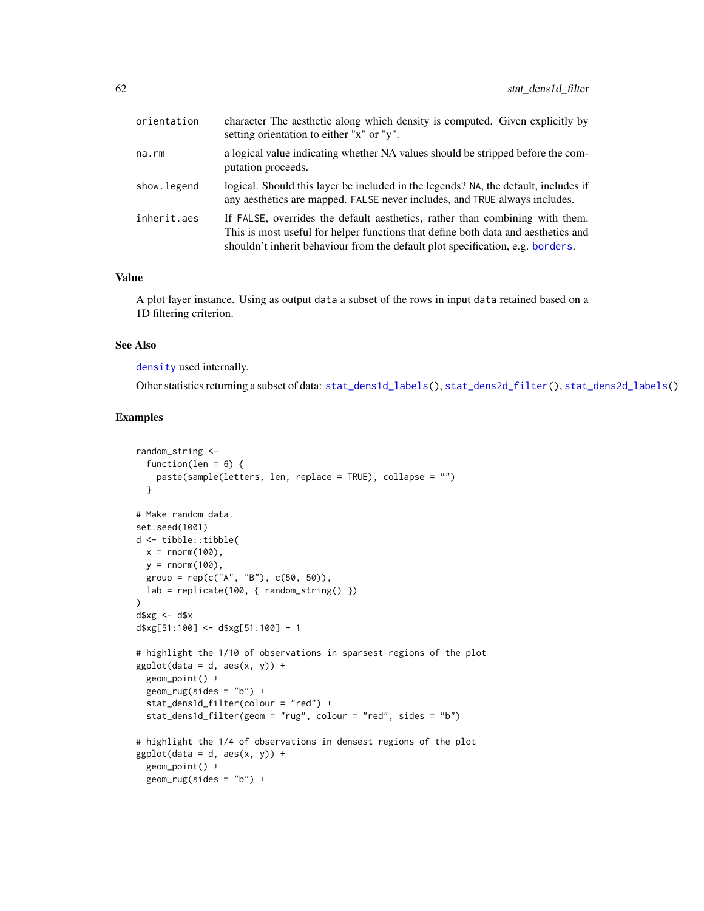| | |
|---|---|
| orientation | character The aesthetic along which density is computed. Given explicitly by setting orientation to either "x" or "y". |
| na.rm | a logical value indicating whether NA values should be stripped before the computation proceeds. |
| show.legend | logical. Should this layer be included in the legends? NA, the default, includes if any aesthetics are mapped. FALSE never includes, and TRUE always includes. |
| inherit.aes | If FALSE, overrides the default aesthetics, rather than combining with them. This is most useful for helper functions that define both data and aesthetics and shouldn't inherit behaviour from the default plot specification, e.g. borders. |

## Value

A plot layer instance. Using as output data a subset of the rows in input data retained based on a 1D filtering criterion.

## See Also

density used internally.

Other statistics returning a subset of data: stat_dens1d_labels(), stat_dens2d_filter(), stat_dens2d_labels()

## Examples

```
random_string <-
  function(len = 6) {
    paste(sample(letters, len, replace = TRUE), collapse = "")
  }

# Make random data.
set.seed(1001)
d <- tibble::tibble(
  x = rnorm(100),
  y = rnorm(100),
  group = rep(c("A", "B"), c(50, 50)),
  lab = replicate(100, { random_string() })
)
d$xg <- d$x
d$xg[51:100] <- d$xg[51:100] + 1

# highlight the 1/10 of observations in sparsest regions of the plot
ggplot(data = d, aes(x, y)) +
  geom_point() +
  geom_rug(sides = "b") +
  stat_dens1d_filter(colour = "red") +
  stat_dens1d_filter(geom = "rug", colour = "red", sides = "b")

# highlight the 1/4 of observations in densest regions of the plot
ggplot(data = d, aes(x, y)) +
  geom_point() +
  geom_rug(sides = "b") +
```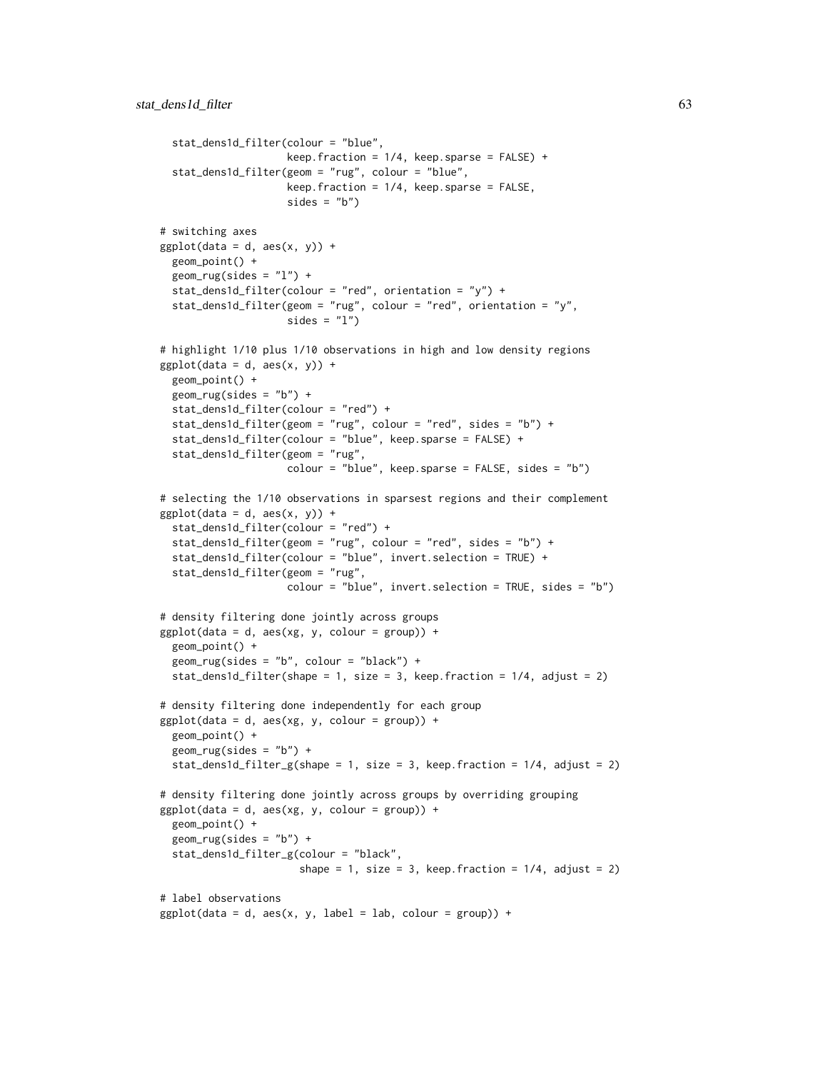```
  stat_dens1d_filter(colour = "blue",
                     keep.fraction = 1/4, keep.sparse = FALSE) +
  stat_dens1d_filter(geom = "rug", colour = "blue",
                     keep.fraction = 1/4, keep.sparse = FALSE,
                     sides = "b")

# switching axes
ggplot(data = d, aes(x, y)) +
  geom_point() +
  geom_rug(sides = "l") +
  stat_dens1d_filter(colour = "red", orientation = "y") +
  stat_dens1d_filter(geom = "rug", colour = "red", orientation = "y",
                     sides = "l")

# highlight 1/10 plus 1/10 observations in high and low density regions
ggplot(data = d, aes(x, y)) +
  geom_point() +
  geom_rug(sides = "b") +
  stat_dens1d_filter(colour = "red") +
  stat_dens1d_filter(geom = "rug", colour = "red", sides = "b") +
  stat_dens1d_filter(colour = "blue", keep.sparse = FALSE) +
  stat_dens1d_filter(geom = "rug",
                     colour = "blue", keep.sparse = FALSE, sides = "b")

# selecting the 1/10 observations in sparsest regions and their complement
ggplot(data = d, aes(x, y)) +
  stat_dens1d_filter(colour = "red") +
  stat_dens1d_filter(geom = "rug", colour = "red", sides = "b") +
  stat_dens1d_filter(colour = "blue", invert.selection = TRUE) +
  stat_dens1d_filter(geom = "rug",
                     colour = "blue", invert.selection = TRUE, sides = "b")

# density filtering done jointly across groups
ggplot(data = d, aes(xg, y, colour = group)) +
  geom_point() +
  geom_rug(sides = "b", colour = "black") +
  stat_dens1d_filter(shape = 1, size = 3, keep.fraction = 1/4, adjust = 2)

# density filtering done independently for each group
ggplot(data = d, aes(xg, y, colour = group)) +
  geom_point() +
  geom_rug(sides = "b") +
  stat_dens1d_filter_g(shape = 1, size = 3, keep.fraction = 1/4, adjust = 2)

# density filtering done jointly across groups by overriding grouping
ggplot(data = d, aes(xg, y, colour = group)) +
  geom_point() +
  geom_rug(sides = "b") +
  stat_dens1d_filter_g(colour = "black",
                       shape = 1, size = 3, keep.fraction = 1/4, adjust = 2)

# label observations
ggplot(data = d, aes(x, y, label = lab, colour = group)) +
```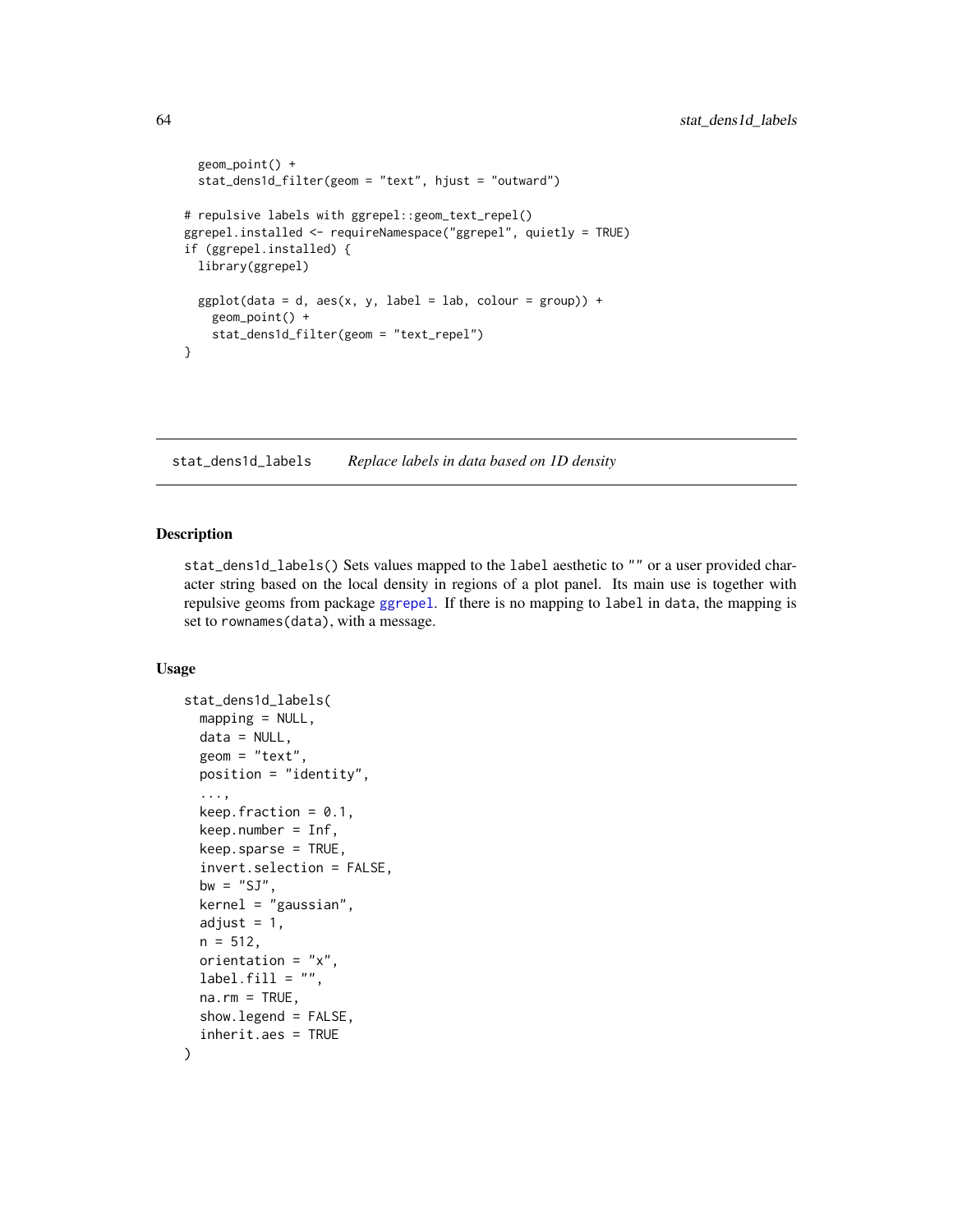```
  geom_point() +
  stat_dens1d_filter(geom = "text", hjust = "outward")

# repulsive labels with ggrepel::geom_text_repel()
ggrepel.installed <- requireNamespace("ggrepel", quietly = TRUE)
if (ggrepel.installed) {
  library(ggrepel)

  ggplot(data = d, aes(x, y, label = lab, colour = group)) +
    geom_point() +
    stat_dens1d_filter(geom = "text_repel")
}
```

---

## stat_dens1d_labels *Replace labels in data based on 1D density*

---

### Description

`stat_dens1d_labels()` Sets values mapped to the `label` aesthetic to `""` or a user provided character string based on the local density in regions of a plot panel. Its main use is together with repulsive geoms from package ggrepel. If there is no mapping to `label` in `data`, the mapping is set to `rownames(data)`, with a message.

### Usage

```
stat_dens1d_labels(
  mapping = NULL,
  data = NULL,
  geom = "text",
  position = "identity",
  ...,
  keep.fraction = 0.1,
  keep.number = Inf,
  keep.sparse = TRUE,
  invert.selection = FALSE,
  bw = "SJ",
  kernel = "gaussian",
  adjust = 1,
  n = 512,
  orientation = "x",
  label.fill = "",
  na.rm = TRUE,
  show.legend = FALSE,
  inherit.aes = TRUE
)
```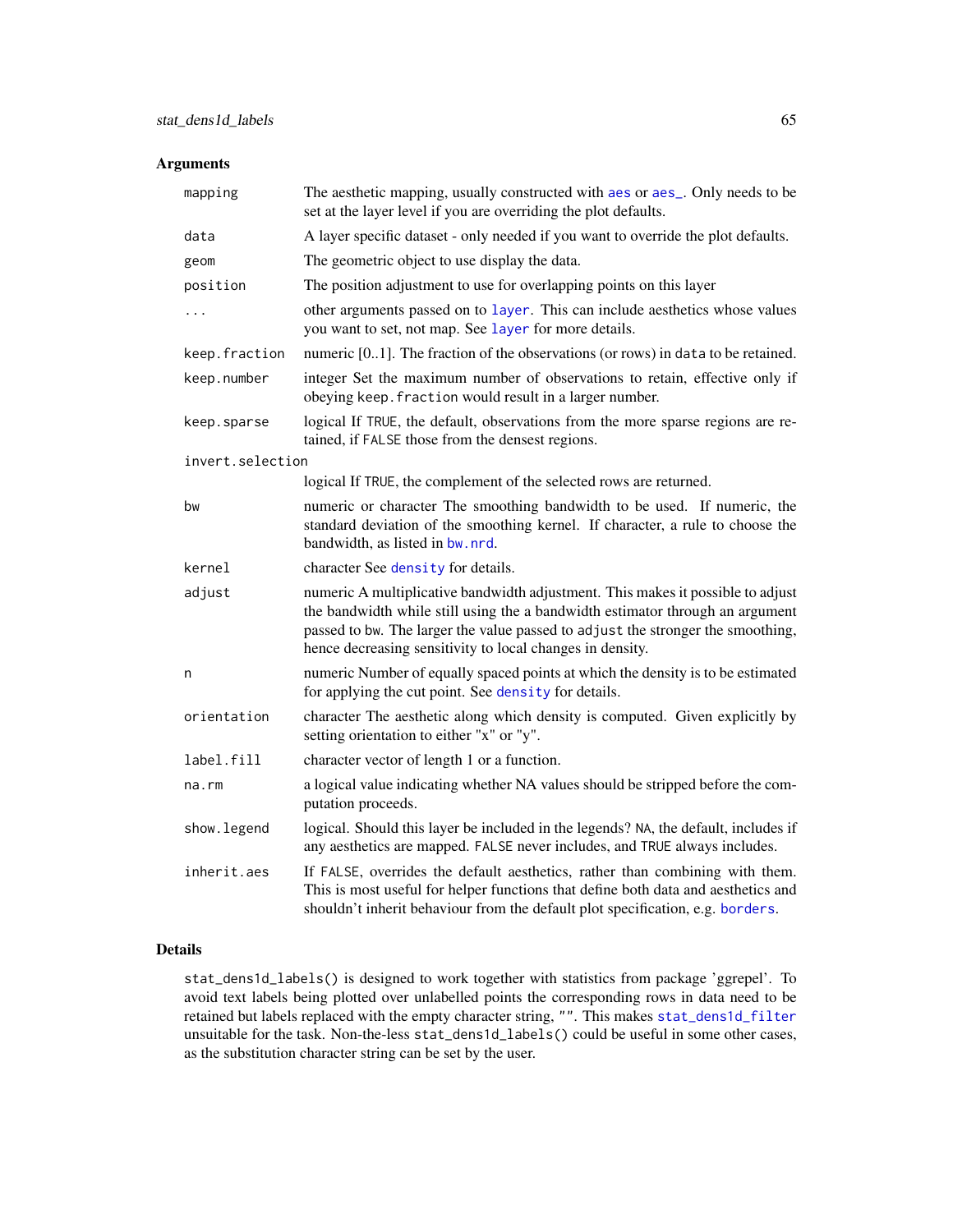## Arguments

| | |
|---|---|
| `mapping` | The aesthetic mapping, usually constructed with `aes` or `aes_`. Only needs to be set at the layer level if you are overriding the plot defaults. |
| `data` | A layer specific dataset - only needed if you want to override the plot defaults. |
| `geom` | The geometric object to use display the data. |
| `position` | The position adjustment to use for overlapping points on this layer |
| `...` | other arguments passed on to `layer`. This can include aesthetics whose values you want to set, not map. See `layer` for more details. |
| `keep.fraction` | numeric [0..1]. The fraction of the observations (or rows) in `data` to be retained. |
| `keep.number` | integer Set the maximum number of observations to retain, effective only if obeying `keep.fraction` would result in a larger number. |
| `keep.sparse` | logical If `TRUE`, the default, observations from the more sparse regions are retained, if `FALSE` those from the densest regions. |
| `invert.selection` | logical If `TRUE`, the complement of the selected rows are returned. |
| `bw` | numeric or character The smoothing bandwidth to be used. If numeric, the standard deviation of the smoothing kernel. If character, a rule to choose the bandwidth, as listed in `bw.nrd`. |
| `kernel` | character See `density` for details. |
| `adjust` | numeric A multiplicative bandwidth adjustment. This makes it possible to adjust the bandwidth while still using the a bandwidth estimator through an argument passed to `bw`. The larger the value passed to `adjust` the stronger the smoothing, hence decreasing sensitivity to local changes in density. |
| `n` | numeric Number of equally spaced points at which the density is to be estimated for applying the cut point. See `density` for details. |
| `orientation` | character The aesthetic along which density is computed. Given explicitly by setting orientation to either "x" or "y". |
| `label.fill` | character vector of length 1 or a function. |
| `na.rm` | a logical value indicating whether NA values should be stripped before the computation proceeds. |
| `show.legend` | logical. Should this layer be included in the legends? `NA`, the default, includes if any aesthetics are mapped. `FALSE` never includes, and `TRUE` always includes. |
| `inherit.aes` | If `FALSE`, overrides the default aesthetics, rather than combining with them. This is most useful for helper functions that define both data and aesthetics and shouldn't inherit behaviour from the default plot specification, e.g. `borders`. |

## Details

`stat_dens1d_labels()` is designed to work together with statistics from package 'ggrepel'. To avoid text labels being plotted over unlabelled points the corresponding rows in data need to be retained but labels replaced with the empty character string, `""`. This makes `stat_dens1d_filter` unsuitable for the task. Non-the-less `stat_dens1d_labels()` could be useful in some other cases, as the substitution character string can be set by the user.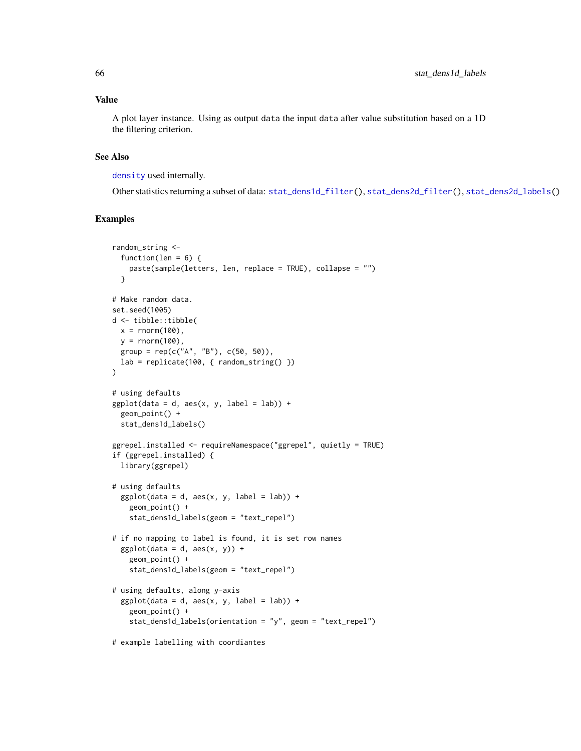### Value

A plot layer instance. Using as output data the input data after value substitution based on a 1D the filtering criterion.

### See Also

density used internally.

Other statistics returning a subset of data: stat_dens1d_filter(), stat_dens2d_filter(), stat_dens2d_labels()

### Examples

```
random_string <-
  function(len = 6) {
    paste(sample(letters, len, replace = TRUE), collapse = "")
  }

# Make random data.
set.seed(1005)
d <- tibble::tibble(
  x = rnorm(100),
  y = rnorm(100),
  group = rep(c("A", "B"), c(50, 50)),
  lab = replicate(100, { random_string() })
)

# using defaults
ggplot(data = d, aes(x, y, label = lab)) +
  geom_point() +
  stat_dens1d_labels()

ggrepel.installed <- requireNamespace("ggrepel", quietly = TRUE)
if (ggrepel.installed) {
  library(ggrepel)

# using defaults
  ggplot(data = d, aes(x, y, label = lab)) +
    geom_point() +
    stat_dens1d_labels(geom = "text_repel")

# if no mapping to label is found, it is set row names
  ggplot(data = d, aes(x, y)) +
    geom_point() +
    stat_dens1d_labels(geom = "text_repel")

# using defaults, along y-axis
  ggplot(data = d, aes(x, y, label = lab)) +
    geom_point() +
    stat_dens1d_labels(orientation = "y", geom = "text_repel")

# example labelling with coordiantes
```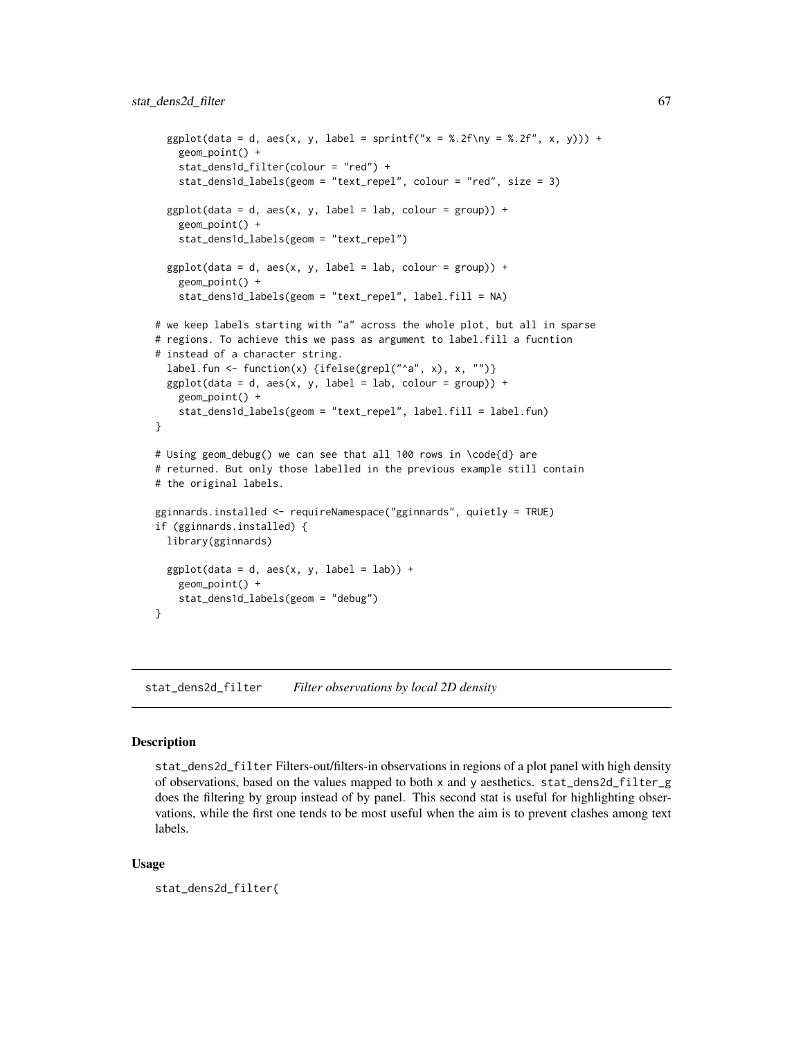```
  ggplot(data = d, aes(x, y, label = sprintf("x = %.2f\ny = %.2f", x, y))) +
    geom_point() +
    stat_dens1d_filter(colour = "red") +
    stat_dens1d_labels(geom = "text_repel", colour = "red", size = 3)

  ggplot(data = d, aes(x, y, label = lab, colour = group)) +
    geom_point() +
    stat_dens1d_labels(geom = "text_repel")

  ggplot(data = d, aes(x, y, label = lab, colour = group)) +
    geom_point() +
    stat_dens1d_labels(geom = "text_repel", label.fill = NA)

# we keep labels starting with "a" across the whole plot, but all in sparse
# regions. To achieve this we pass as argument to label.fill a fucntion
# instead of a character string.
  label.fun <- function(x) {ifelse(grepl("^a", x), x, "")}
  ggplot(data = d, aes(x, y, label = lab, colour = group)) +
    geom_point() +
    stat_dens1d_labels(geom = "text_repel", label.fill = label.fun)
}

# Using geom_debug() we can see that all 100 rows in \code{d} are
# returned. But only those labelled in the previous example still contain
# the original labels.

gginnards.installed <- requireNamespace("gginnards", quietly = TRUE)
if (gginnards.installed) {
  library(gginnards)

  ggplot(data = d, aes(x, y, label = lab)) +
    geom_point() +
    stat_dens1d_labels(geom = "debug")
}
```

---

## stat_dens2d_filter *Filter observations by local 2D density*

---

### Description

stat_dens2d_filter Filters-out/filters-in observations in regions of a plot panel with high density of observations, based on the values mapped to both x and y aesthetics. stat_dens2d_filter_g does the filtering by group instead of by panel. This second stat is useful for highlighting observations, while the first one tends to be most useful when the aim is to prevent clashes among text labels.

### Usage

```
stat_dens2d_filter(
```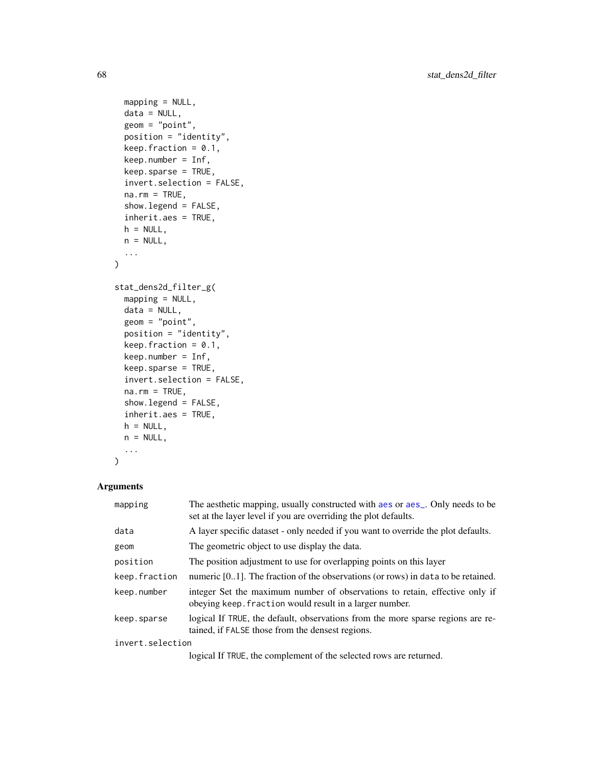```
  mapping = NULL,
  data = NULL,
  geom = "point",
  position = "identity",
  keep.fraction = 0.1,
  keep.number = Inf,
  keep.sparse = TRUE,
  invert.selection = FALSE,
  na.rm = TRUE,
  show.legend = FALSE,
  inherit.aes = TRUE,
  h = NULL,
  n = NULL,
  ...
)

stat_dens2d_filter_g(
  mapping = NULL,
  data = NULL,
  geom = "point",
  position = "identity",
  keep.fraction = 0.1,
  keep.number = Inf,
  keep.sparse = TRUE,
  invert.selection = FALSE,
  na.rm = TRUE,
  show.legend = FALSE,
  inherit.aes = TRUE,
  h = NULL,
  n = NULL,
  ...
)
```

## Arguments

| Argument | Description |
|---|---|
| mapping | The aesthetic mapping, usually constructed with aes or aes_. Only needs to be set at the layer level if you are overriding the plot defaults. |
| data | A layer specific dataset - only needed if you want to override the plot defaults. |
| geom | The geometric object to use display the data. |
| position | The position adjustment to use for overlapping points on this layer |
| keep.fraction | numeric [0..1]. The fraction of the observations (or rows) in data to be retained. |
| keep.number | integer Set the maximum number of observations to retain, effective only if obeying keep.fraction would result in a larger number. |
| keep.sparse | logical If TRUE, the default, observations from the more sparse regions are retained, if FALSE those from the densest regions. |
| invert.selection | logical If TRUE, the complement of the selected rows are returned. |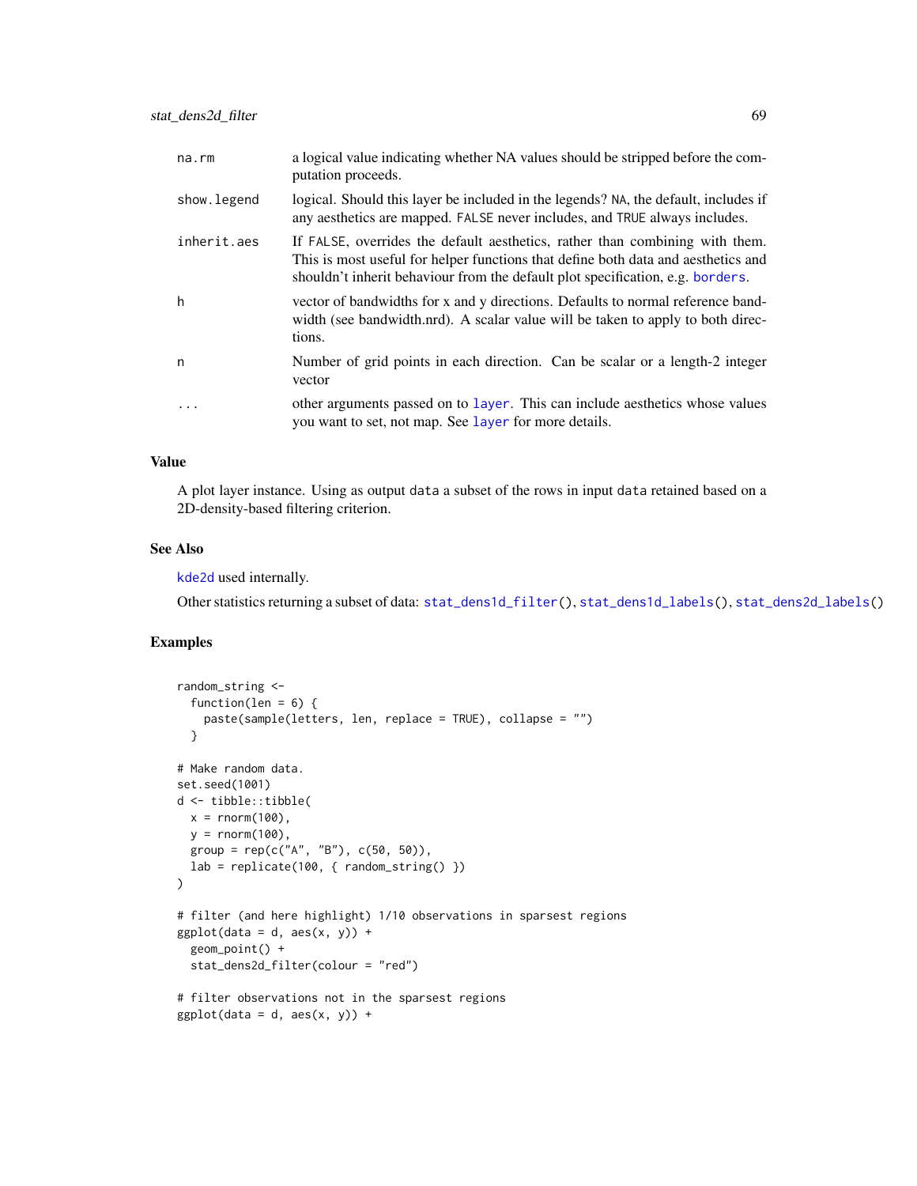| | |
|---|---|
| na.rm | a logical value indicating whether NA values should be stripped before the computation proceeds. |
| show.legend | logical. Should this layer be included in the legends? NA, the default, includes if any aesthetics are mapped. FALSE never includes, and TRUE always includes. |
| inherit.aes | If FALSE, overrides the default aesthetics, rather than combining with them. This is most useful for helper functions that define both data and aesthetics and shouldn't inherit behaviour from the default plot specification, e.g. borders. |
| h | vector of bandwidths for x and y directions. Defaults to normal reference bandwidth (see bandwidth.nrd). A scalar value will be taken to apply to both directions. |
| n | Number of grid points in each direction. Can be scalar or a length-2 integer vector |
| ... | other arguments passed on to layer. This can include aesthetics whose values you want to set, not map. See layer for more details. |

## Value

A plot layer instance. Using as output data a subset of the rows in input data retained based on a 2D-density-based filtering criterion.

## See Also

kde2d used internally.

Other statistics returning a subset of data: stat_dens1d_filter(), stat_dens1d_labels(), stat_dens2d_labels()

## Examples

```
random_string <-
  function(len = 6) {
    paste(sample(letters, len, replace = TRUE), collapse = "")
  }

# Make random data.
set.seed(1001)
d <- tibble::tibble(
  x = rnorm(100),
  y = rnorm(100),
  group = rep(c("A", "B"), c(50, 50)),
  lab = replicate(100, { random_string() })
)

# filter (and here highlight) 1/10 observations in sparsest regions
ggplot(data = d, aes(x, y)) +
  geom_point() +
  stat_dens2d_filter(colour = "red")

# filter observations not in the sparsest regions
ggplot(data = d, aes(x, y)) +
```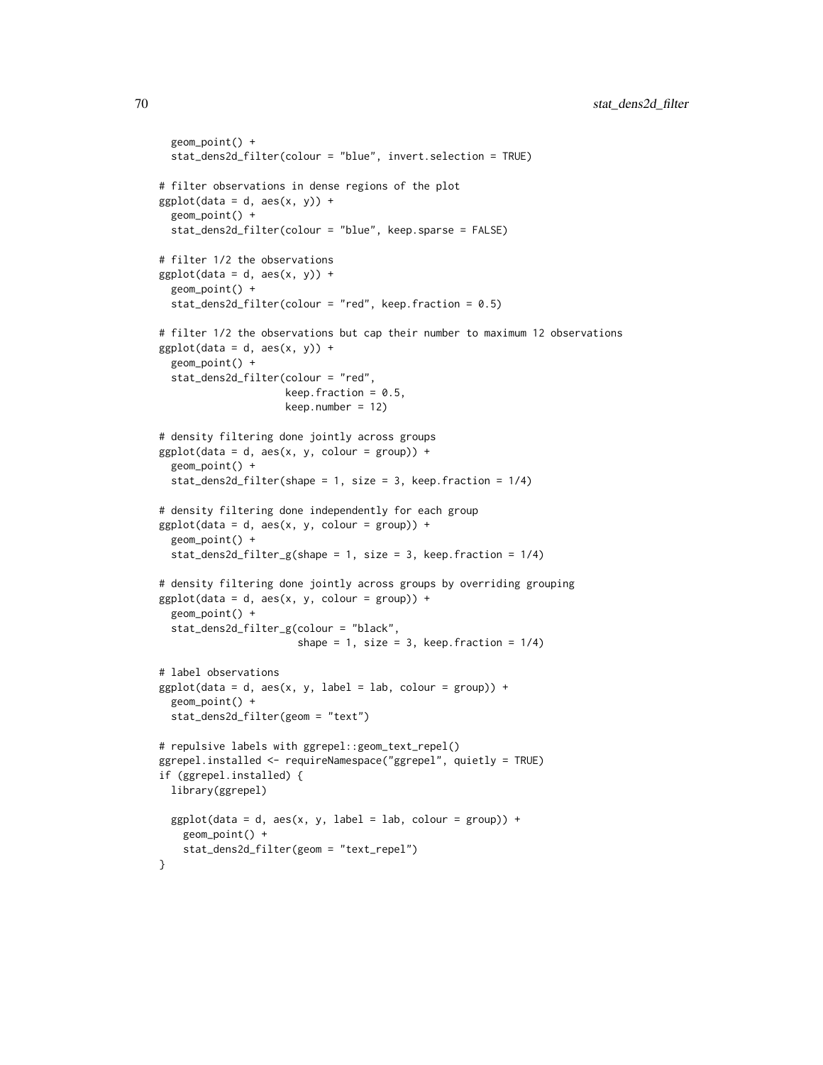```
  geom_point() +
  stat_dens2d_filter(colour = "blue", invert.selection = TRUE)

# filter observations in dense regions of the plot
ggplot(data = d, aes(x, y)) +
  geom_point() +
  stat_dens2d_filter(colour = "blue", keep.sparse = FALSE)

# filter 1/2 the observations
ggplot(data = d, aes(x, y)) +
  geom_point() +
  stat_dens2d_filter(colour = "red", keep.fraction = 0.5)

# filter 1/2 the observations but cap their number to maximum 12 observations
ggplot(data = d, aes(x, y)) +
  geom_point() +
  stat_dens2d_filter(colour = "red",
                     keep.fraction = 0.5,
                     keep.number = 12)

# density filtering done jointly across groups
ggplot(data = d, aes(x, y, colour = group)) +
  geom_point() +
  stat_dens2d_filter(shape = 1, size = 3, keep.fraction = 1/4)

# density filtering done independently for each group
ggplot(data = d, aes(x, y, colour = group)) +
  geom_point() +
  stat_dens2d_filter_g(shape = 1, size = 3, keep.fraction = 1/4)

# density filtering done jointly across groups by overriding grouping
ggplot(data = d, aes(x, y, colour = group)) +
  geom_point() +
  stat_dens2d_filter_g(colour = "black",
                       shape = 1, size = 3, keep.fraction = 1/4)

# label observations
ggplot(data = d, aes(x, y, label = lab, colour = group)) +
  geom_point() +
  stat_dens2d_filter(geom = "text")

# repulsive labels with ggrepel::geom_text_repel()
ggrepel.installed <- requireNamespace("ggrepel", quietly = TRUE)
if (ggrepel.installed) {
  library(ggrepel)

  ggplot(data = d, aes(x, y, label = lab, colour = group)) +
    geom_point() +
    stat_dens2d_filter(geom = "text_repel")
}
```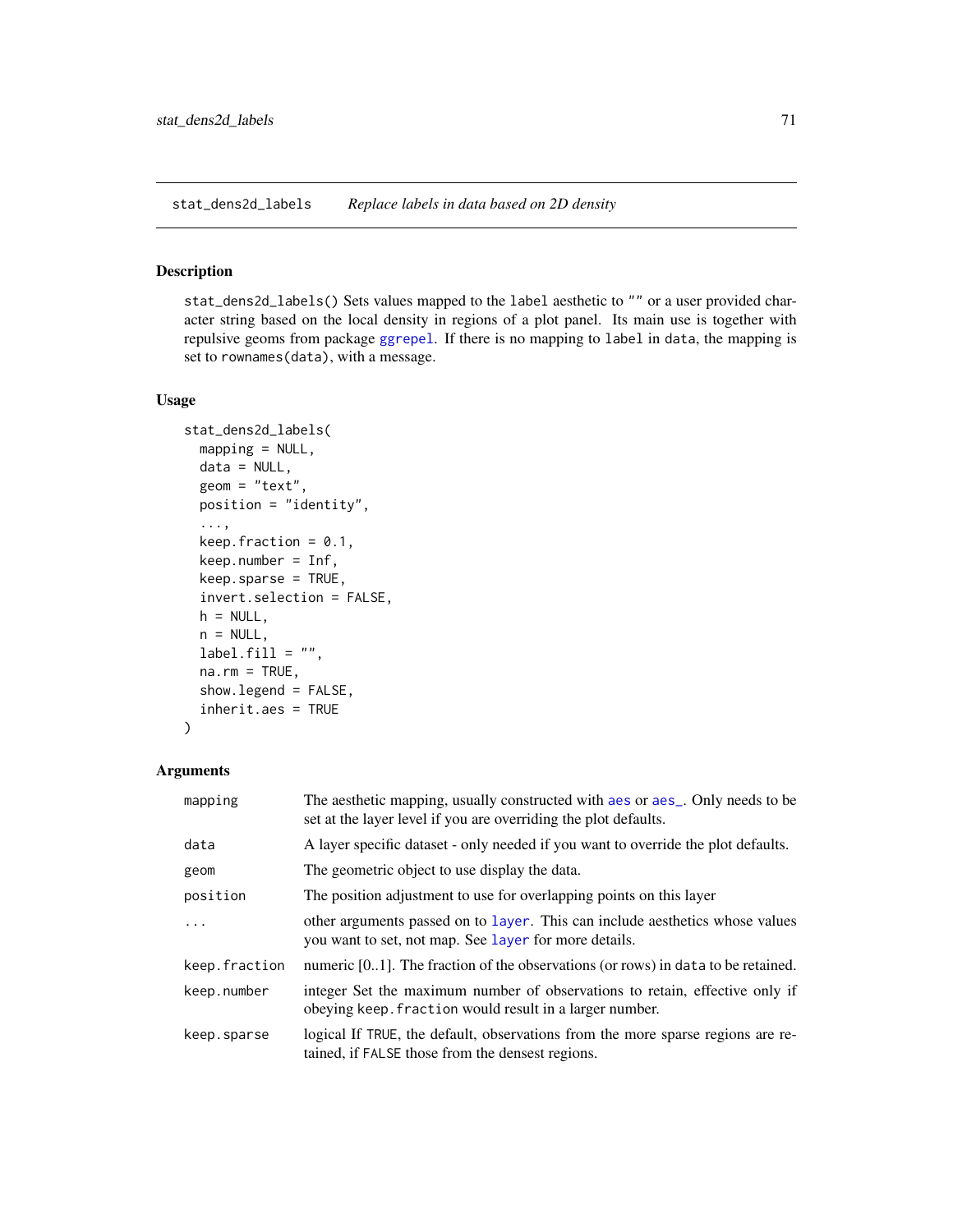## stat_dens2d_labels *Replace labels in data based on 2D density*

### Description

`stat_dens2d_labels()` Sets values mapped to the `label` aesthetic to `""` or a user provided character string based on the local density in regions of a plot panel. Its main use is together with repulsive geoms from package `ggrepel`. If there is no mapping to `label` in `data`, the mapping is set to `rownames(data)`, with a message.

### Usage

```
stat_dens2d_labels(
  mapping = NULL,
  data = NULL,
  geom = "text",
  position = "identity",
  ...,
  keep.fraction = 0.1,
  keep.number = Inf,
  keep.sparse = TRUE,
  invert.selection = FALSE,
  h = NULL,
  n = NULL,
  label.fill = "",
  na.rm = TRUE,
  show.legend = FALSE,
  inherit.aes = TRUE
)
```

### Arguments

| | |
|---|---|
| `mapping` | The aesthetic mapping, usually constructed with `aes` or `aes_`. Only needs to be set at the layer level if you are overriding the plot defaults. |
| `data` | A layer specific dataset - only needed if you want to override the plot defaults. |
| `geom` | The geometric object to use display the data. |
| `position` | The position adjustment to use for overlapping points on this layer |
| `...` | other arguments passed on to `layer`. This can include aesthetics whose values you want to set, not map. See `layer` for more details. |
| `keep.fraction` | numeric [0..1]. The fraction of the observations (or rows) in `data` to be retained. |
| `keep.number` | integer Set the maximum number of observations to retain, effective only if obeying `keep.fraction` would result in a larger number. |
| `keep.sparse` | logical If `TRUE`, the default, observations from the more sparse regions are retained, if `FALSE` those from the densest regions. |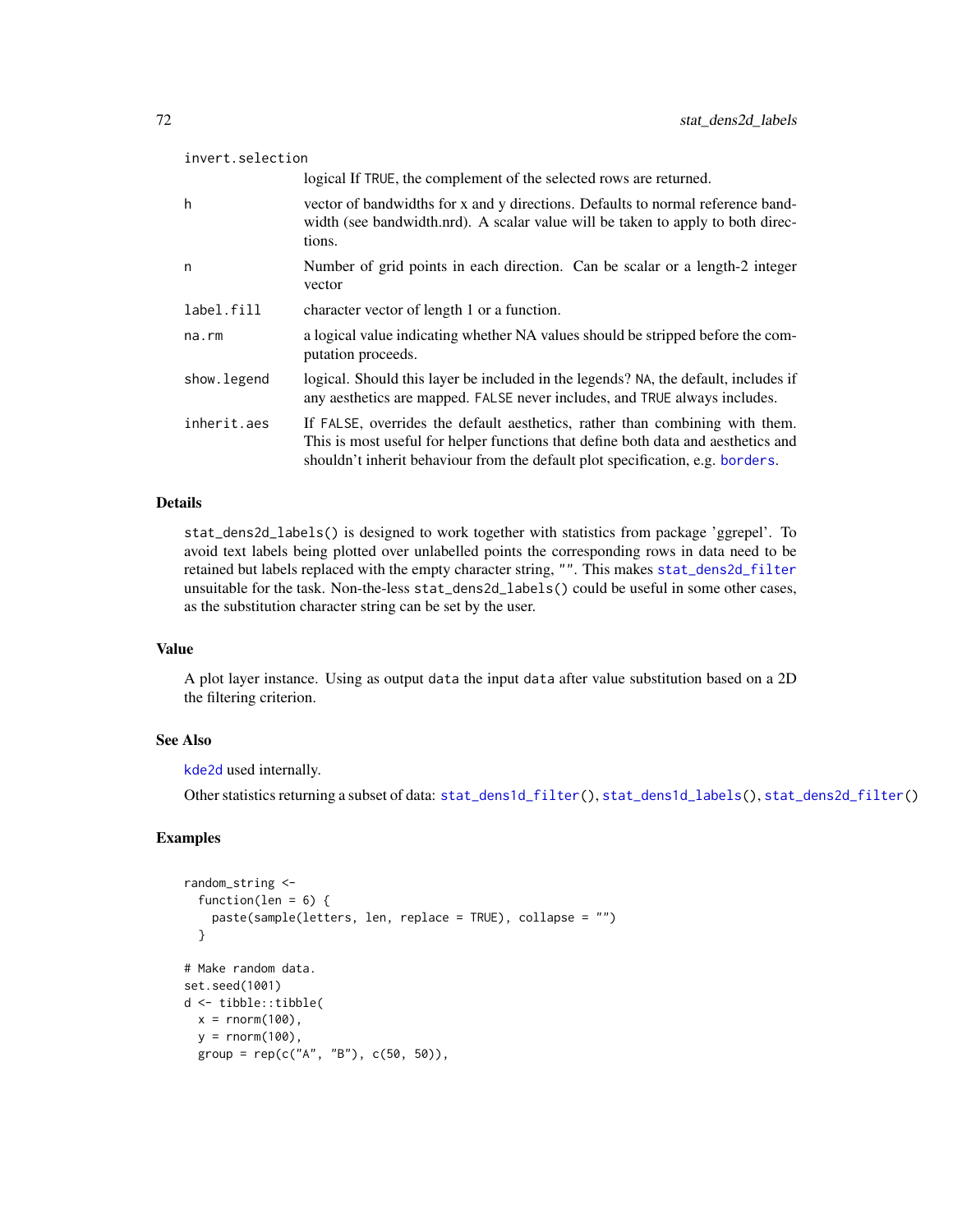| | |
|---|---|
| invert.selection | logical If TRUE, the complement of the selected rows are returned. |
| h | vector of bandwidths for x and y directions. Defaults to normal reference bandwidth (see bandwidth.nrd). A scalar value will be taken to apply to both directions. |
| n | Number of grid points in each direction. Can be scalar or a length-2 integer vector |
| label.fill | character vector of length 1 or a function. |
| na.rm | a logical value indicating whether NA values should be stripped before the computation proceeds. |
| show.legend | logical. Should this layer be included in the legends? NA, the default, includes if any aesthetics are mapped. FALSE never includes, and TRUE always includes. |
| inherit.aes | If FALSE, overrides the default aesthetics, rather than combining with them. This is most useful for helper functions that define both data and aesthetics and shouldn't inherit behaviour from the default plot specification, e.g. borders. |

## Details

stat_dens2d_labels() is designed to work together with statistics from package 'ggrepel'. To avoid text labels being plotted over unlabelled points the corresponding rows in data need to be retained but labels replaced with the empty character string, "". This makes stat_dens2d_filter unsuitable for the task. Non-the-less stat_dens2d_labels() could be useful in some other cases, as the substitution character string can be set by the user.

## Value

A plot layer instance. Using as output data the input data after value substitution based on a 2D the filtering criterion.

## See Also

kde2d used internally.

Other statistics returning a subset of data: stat_dens1d_filter(), stat_dens1d_labels(), stat_dens2d_filter()

## Examples

```
random_string <-
  function(len = 6) {
    paste(sample(letters, len, replace = TRUE), collapse = "")
  }

# Make random data.
set.seed(1001)
d <- tibble::tibble(
  x = rnorm(100),
  y = rnorm(100),
  group = rep(c("A", "B"), c(50, 50)),
```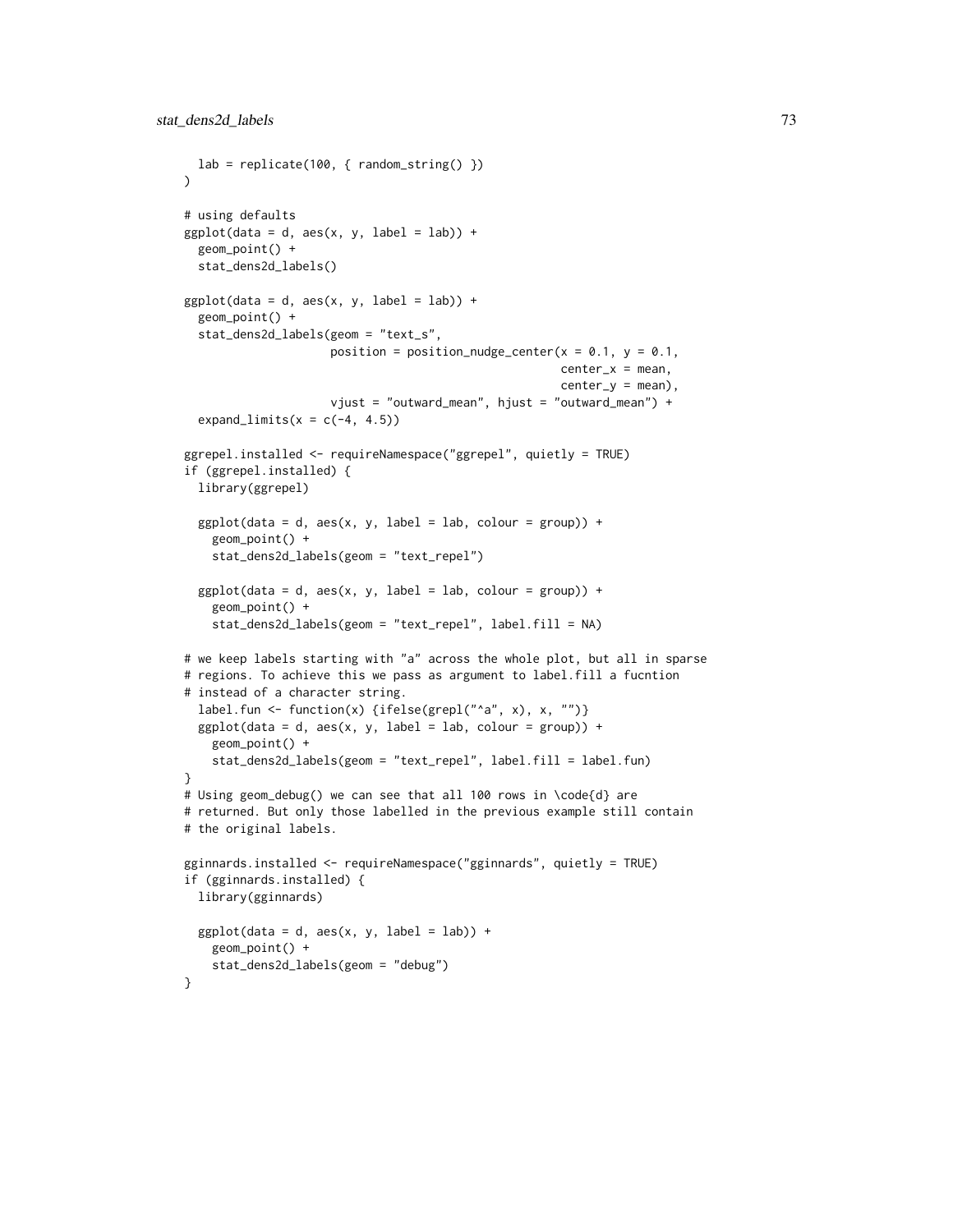```
  lab = replicate(100, { random_string() })
)

# using defaults
ggplot(data = d, aes(x, y, label = lab)) +
  geom_point() +
  stat_dens2d_labels()

ggplot(data = d, aes(x, y, label = lab)) +
  geom_point() +
  stat_dens2d_labels(geom = "text_s",
                     position = position_nudge_center(x = 0.1, y = 0.1,
                                                      center_x = mean,
                                                      center_y = mean),
                     vjust = "outward_mean", hjust = "outward_mean") +
  expand_limits(x = c(-4, 4.5))

ggrepel.installed <- requireNamespace("ggrepel", quietly = TRUE)
if (ggrepel.installed) {
  library(ggrepel)

  ggplot(data = d, aes(x, y, label = lab, colour = group)) +
    geom_point() +
    stat_dens2d_labels(geom = "text_repel")

  ggplot(data = d, aes(x, y, label = lab, colour = group)) +
    geom_point() +
    stat_dens2d_labels(geom = "text_repel", label.fill = NA)

# we keep labels starting with "a" across the whole plot, but all in sparse
# regions. To achieve this we pass as argument to label.fill a fucntion
# instead of a character string.
  label.fun <- function(x) {ifelse(grepl("^a", x), x, "")}
  ggplot(data = d, aes(x, y, label = lab, colour = group)) +
    geom_point() +
    stat_dens2d_labels(geom = "text_repel", label.fill = label.fun)
}
# Using geom_debug() we can see that all 100 rows in \code{d} are
# returned. But only those labelled in the previous example still contain
# the original labels.

gginnards.installed <- requireNamespace("gginnards", quietly = TRUE)
if (gginnards.installed) {
  library(gginnards)

  ggplot(data = d, aes(x, y, label = lab)) +
    geom_point() +
    stat_dens2d_labels(geom = "debug")
}
```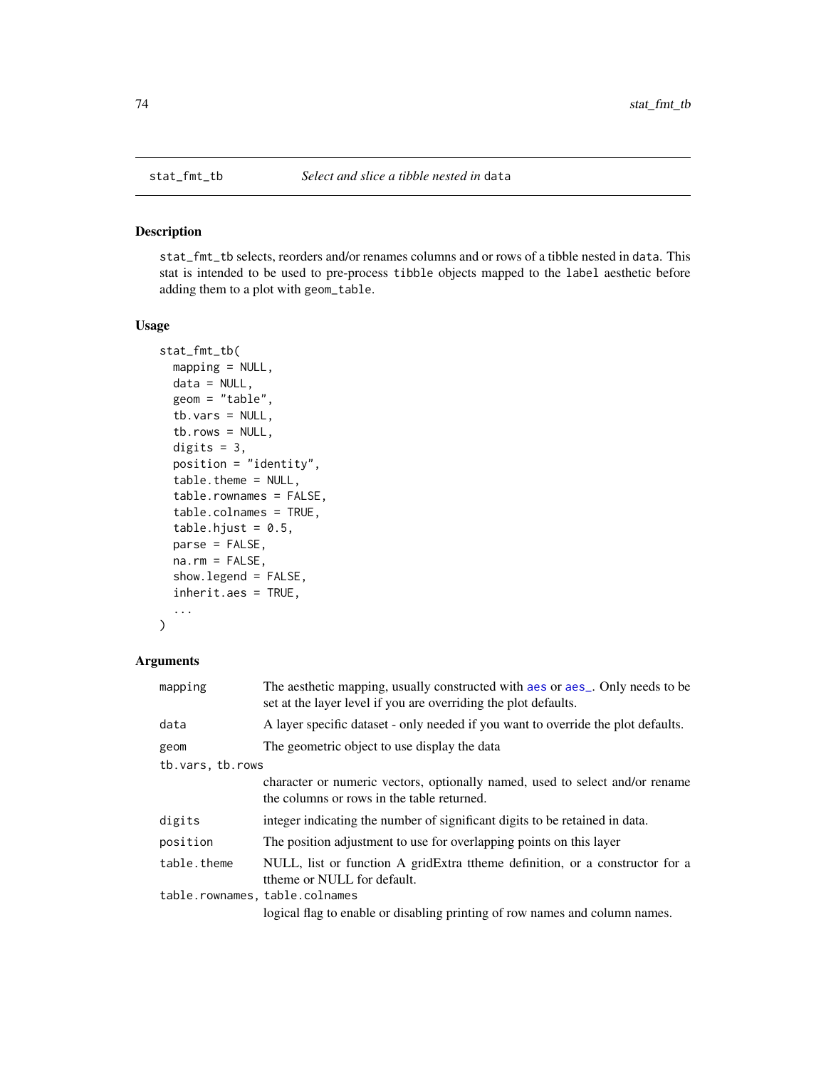## stat_fmt_tb — *Select and slice a tibble nested in* `data`

### Description

`stat_fmt_tb` selects, reorders and/or renames columns and or rows of a tibble nested in `data`. This stat is intended to be used to pre-process `tibble` objects mapped to the `label` aesthetic before adding them to a plot with `geom_table`.

### Usage

```
stat_fmt_tb(
  mapping = NULL,
  data = NULL,
  geom = "table",
  tb.vars = NULL,
  tb.rows = NULL,
  digits = 3,
  position = "identity",
  table.theme = NULL,
  table.rownames = FALSE,
  table.colnames = TRUE,
  table.hjust = 0.5,
  parse = FALSE,
  na.rm = FALSE,
  show.legend = FALSE,
  inherit.aes = TRUE,
  ...
)
```

### Arguments

| Argument | Description |
|---|---|
| `mapping` | The aesthetic mapping, usually constructed with `aes` or `aes_`. Only needs to be set at the layer level if you are overriding the plot defaults. |
| `data` | A layer specific dataset - only needed if you want to override the plot defaults. |
| `geom` | The geometric object to use display the data |
| `tb.vars, tb.rows` | character or numeric vectors, optionally named, used to select and/or rename the columns or rows in the table returned. |
| `digits` | integer indicating the number of significant digits to be retained in data. |
| `position` | The position adjustment to use for overlapping points on this layer |
| `table.theme` | NULL, list or function A gridExtra ttheme definition, or a constructor for a ttheme or NULL for default. |
| `table.rownames, table.colnames` | logical flag to enable or disabling printing of row names and column names. |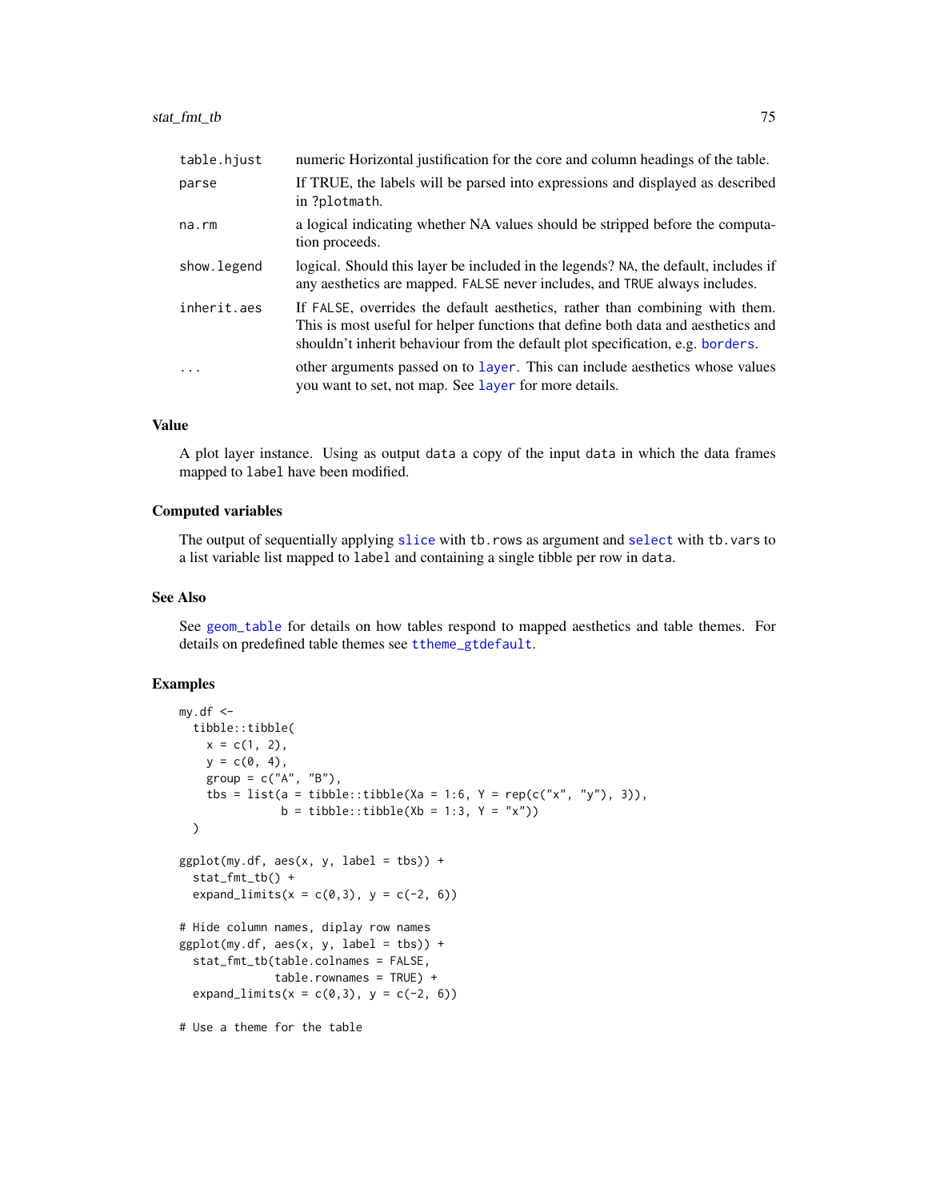| | |
|---|---|
| table.hjust | numeric Horizontal justification for the core and column headings of the table. |
| parse | If TRUE, the labels will be parsed into expressions and displayed as described in ?plotmath. |
| na.rm | a logical indicating whether NA values should be stripped before the computation proceeds. |
| show.legend | logical. Should this layer be included in the legends? NA, the default, includes if any aesthetics are mapped. FALSE never includes, and TRUE always includes. |
| inherit.aes | If FALSE, overrides the default aesthetics, rather than combining with them. This is most useful for helper functions that define both data and aesthetics and shouldn't inherit behaviour from the default plot specification, e.g. borders. |
| ... | other arguments passed on to layer. This can include aesthetics whose values you want to set, not map. See layer for more details. |

### Value

A plot layer instance. Using as output data a copy of the input data in which the data frames mapped to label have been modified.

### Computed variables

The output of sequentially applying slice with tb.rows as argument and select with tb.vars to a list variable list mapped to label and containing a single tibble per row in data.

### See Also

See geom_table for details on how tables respond to mapped aesthetics and table themes. For details on predefined table themes see ttheme_gtdefault.

### Examples

```
my.df <-
  tibble::tibble(
    x = c(1, 2),
    y = c(0, 4),
    group = c("A", "B"),
    tbs = list(a = tibble::tibble(Xa = 1:6, Y = rep(c("x", "y"), 3)),
               b = tibble::tibble(Xb = 1:3, Y = "x"))
  )

ggplot(my.df, aes(x, y, label = tbs)) +
  stat_fmt_tb() +
  expand_limits(x = c(0,3), y = c(-2, 6))

# Hide column names, diplay row names
ggplot(my.df, aes(x, y, label = tbs)) +
  stat_fmt_tb(table.colnames = FALSE,
              table.rownames = TRUE) +
  expand_limits(x = c(0,3), y = c(-2, 6))

# Use a theme for the table
```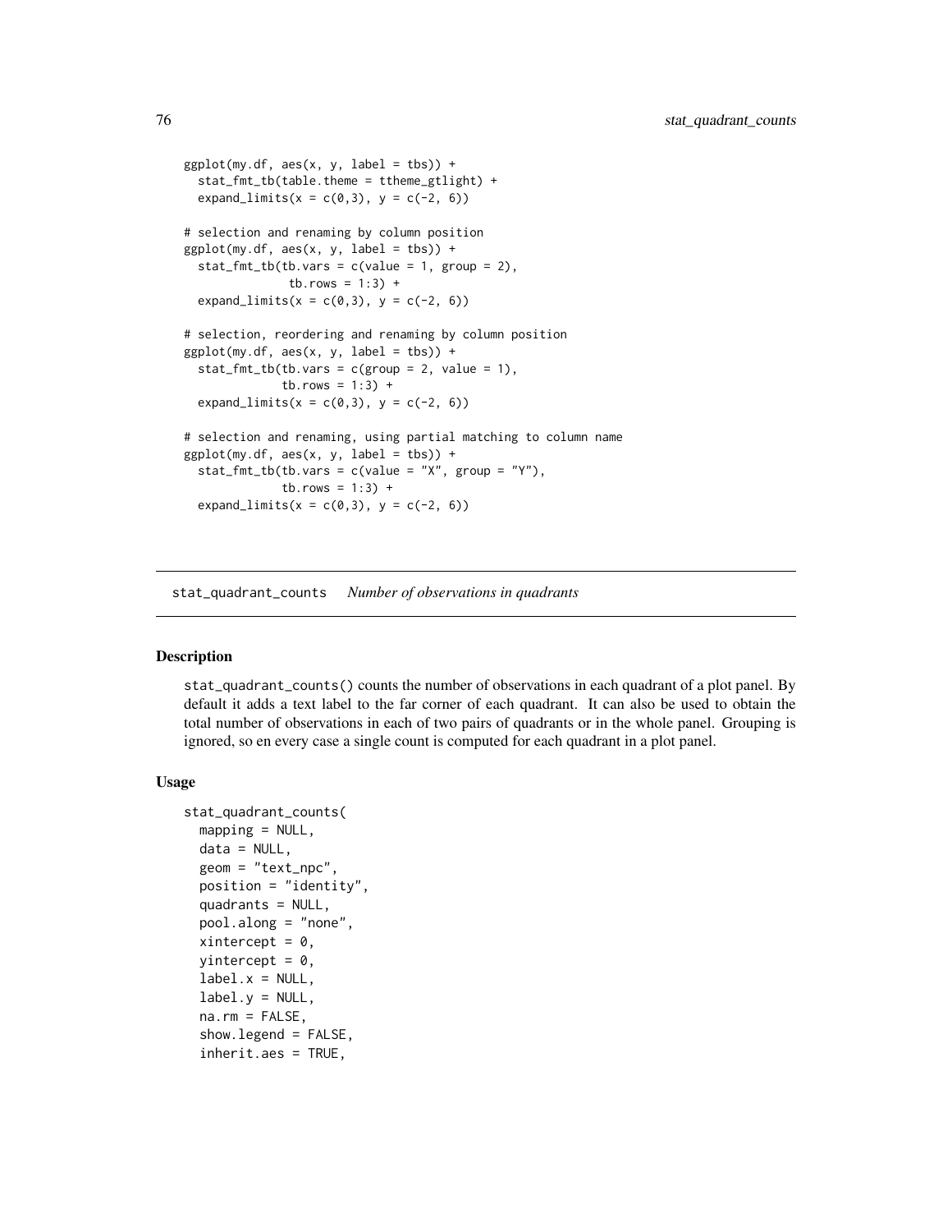```r
ggplot(my.df, aes(x, y, label = tbs)) +
  stat_fmt_tb(table.theme = ttheme_gtlight) +
  expand_limits(x = c(0,3), y = c(-2, 6))

# selection and renaming by column position
ggplot(my.df, aes(x, y, label = tbs)) +
  stat_fmt_tb(tb.vars = c(value = 1, group = 2),
              tb.rows = 1:3) +
  expand_limits(x = c(0,3), y = c(-2, 6))

# selection, reordering and renaming by column position
ggplot(my.df, aes(x, y, label = tbs)) +
  stat_fmt_tb(tb.vars = c(group = 2, value = 1),
             tb.rows = 1:3) +
  expand_limits(x = c(0,3), y = c(-2, 6))

# selection and renaming, using partial matching to column name
ggplot(my.df, aes(x, y, label = tbs)) +
  stat_fmt_tb(tb.vars = c(value = "X", group = "Y"),
             tb.rows = 1:3) +
  expand_limits(x = c(0,3), y = c(-2, 6))
```

---

## stat_quadrant_counts *Number of observations in quadrants*

### Description

stat_quadrant_counts() counts the number of observations in each quadrant of a plot panel. By default it adds a text label to the far corner of each quadrant. It can also be used to obtain the total number of observations in each of two pairs of quadrants or in the whole panel. Grouping is ignored, so en every case a single count is computed for each quadrant in a plot panel.

### Usage

```r
stat_quadrant_counts(
  mapping = NULL,
  data = NULL,
  geom = "text_npc",
  position = "identity",
  quadrants = NULL,
  pool.along = "none",
  xintercept = 0,
  yintercept = 0,
  label.x = NULL,
  label.y = NULL,
  na.rm = FALSE,
  show.legend = FALSE,
  inherit.aes = TRUE,
```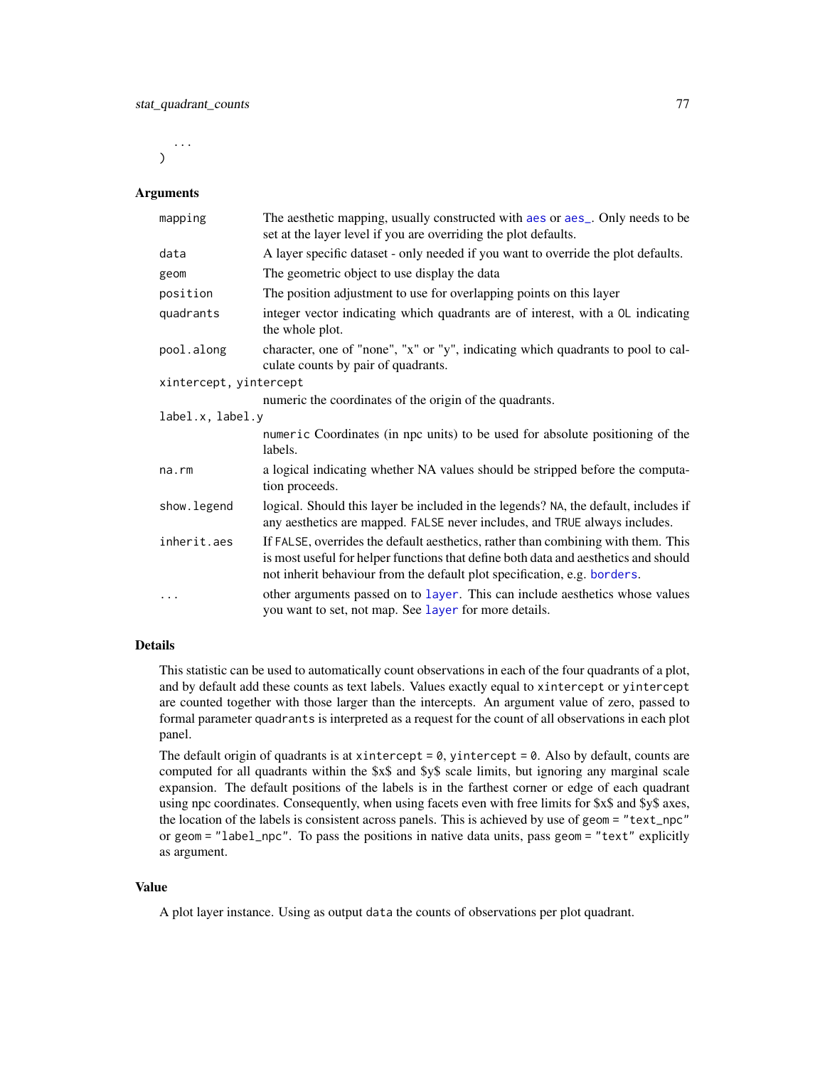```
  ...
)
```

## Arguments

| | |
|---|---|
| mapping | The aesthetic mapping, usually constructed with aes or aes_. Only needs to be set at the layer level if you are overriding the plot defaults. |
| data | A layer specific dataset - only needed if you want to override the plot defaults. |
| geom | The geometric object to use display the data |
| position | The position adjustment to use for overlapping points on this layer |
| quadrants | integer vector indicating which quadrants are of interest, with a 0L indicating the whole plot. |
| pool.along | character, one of "none", "x" or "y", indicating which quadrants to pool to calculate counts by pair of quadrants. |
| xintercept, yintercept | numeric the coordinates of the origin of the quadrants. |
| label.x, label.y | numeric Coordinates (in npc units) to be used for absolute positioning of the labels. |
| na.rm | a logical indicating whether NA values should be stripped before the computation proceeds. |
| show.legend | logical. Should this layer be included in the legends? NA, the default, includes if any aesthetics are mapped. FALSE never includes, and TRUE always includes. |
| inherit.aes | If FALSE, overrides the default aesthetics, rather than combining with them. This is most useful for helper functions that define both data and aesthetics and should not inherit behaviour from the default plot specification, e.g. borders. |
| ... | other arguments passed on to layer. This can include aesthetics whose values you want to set, not map. See layer for more details. |

## Details

This statistic can be used to automatically count observations in each of the four quadrants of a plot, and by default add these counts as text labels. Values exactly equal to xintercept or yintercept are counted together with those larger than the intercepts. An argument value of zero, passed to formal parameter quadrants is interpreted as a request for the count of all observations in each plot panel.

The default origin of quadrants is at xintercept = 0, yintercept = 0. Also by default, counts are computed for all quadrants within the $x$ and $y$ scale limits, but ignoring any marginal scale expansion. The default positions of the labels is in the farthest corner or edge of each quadrant using npc coordinates. Consequently, when using facets even with free limits for $x$ and $y$ axes, the location of the labels is consistent across panels. This is achieved by use of geom = "text_npc" or geom = "label_npc". To pass the positions in native data units, pass geom = "text" explicitly as argument.

## Value

A plot layer instance. Using as output data the counts of observations per plot quadrant.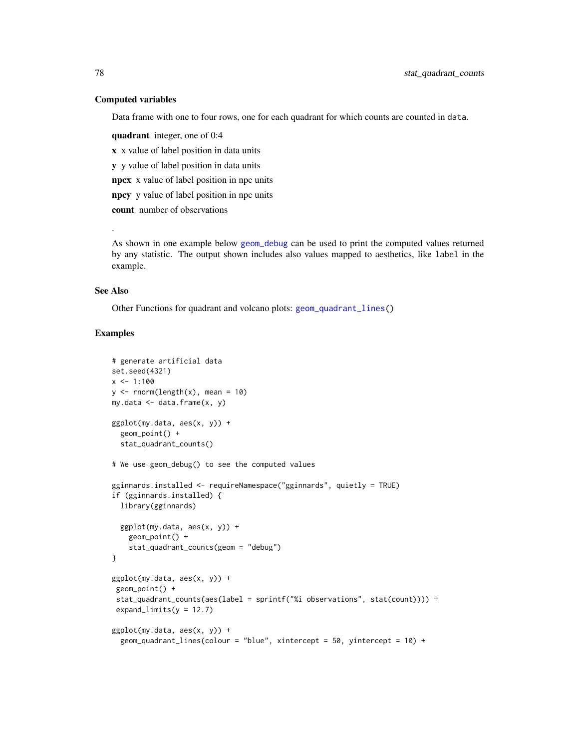### Computed variables

Data frame with one to four rows, one for each quadrant for which counts are counted in `data`.

**quadrant** integer, one of 0:4

**x** x value of label position in data units

**y** y value of label position in data units

**npcx** x value of label position in npc units

**npcy** y value of label position in npc units

**count** number of observations

.

As shown in one example below `geom_debug` can be used to print the computed values returned by any statistic. The output shown includes also values mapped to aesthetics, like `label` in the example.

### See Also

Other Functions for quadrant and volcano plots: `geom_quadrant_lines()`

### Examples

```
# generate artificial data
set.seed(4321)
x <- 1:100
y <- rnorm(length(x), mean = 10)
my.data <- data.frame(x, y)

ggplot(my.data, aes(x, y)) +
  geom_point() +
  stat_quadrant_counts()

# We use geom_debug() to see the computed values

gginnards.installed <- requireNamespace("gginnards", quietly = TRUE)
if (gginnards.installed) {
  library(gginnards)

  ggplot(my.data, aes(x, y)) +
    geom_point() +
    stat_quadrant_counts(geom = "debug")
}

ggplot(my.data, aes(x, y)) +
 geom_point() +
 stat_quadrant_counts(aes(label = sprintf("%i observations", stat(count)))) +
 expand_limits(y = 12.7)

ggplot(my.data, aes(x, y)) +
  geom_quadrant_lines(colour = "blue", xintercept = 50, yintercept = 10) +
```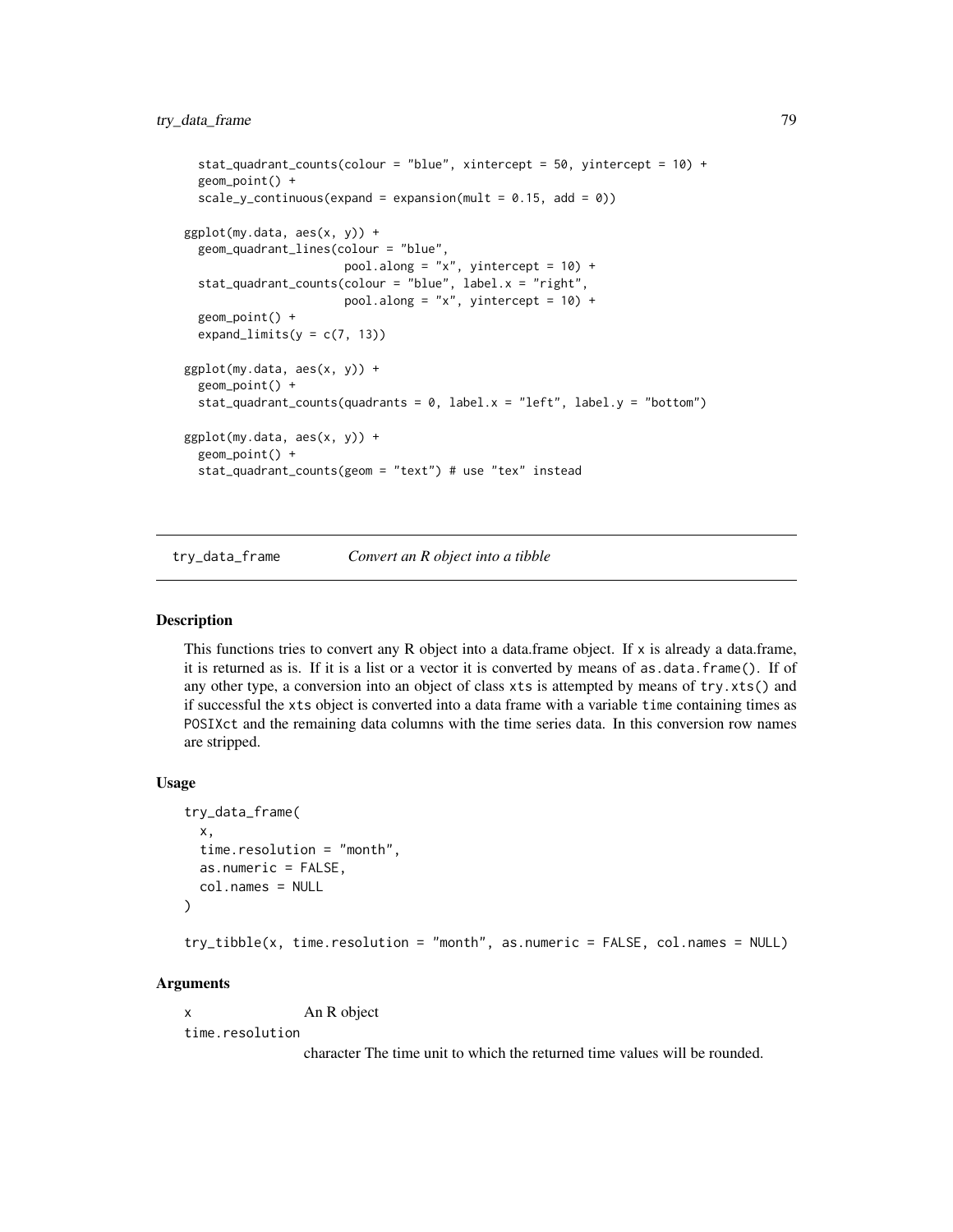```
  stat_quadrant_counts(colour = "blue", xintercept = 50, yintercept = 10) +
  geom_point() +
  scale_y_continuous(expand = expansion(mult = 0.15, add = 0))

ggplot(my.data, aes(x, y)) +
  geom_quadrant_lines(colour = "blue",
                      pool.along = "x", yintercept = 10) +
  stat_quadrant_counts(colour = "blue", label.x = "right",
                       pool.along = "x", yintercept = 10) +
  geom_point() +
  expand_limits(y = c(7, 13))

ggplot(my.data, aes(x, y)) +
  geom_point() +
  stat_quadrant_counts(quadrants = 0, label.x = "left", label.y = "bottom")

ggplot(my.data, aes(x, y)) +
  geom_point() +
  stat_quadrant_counts(geom = "text") # use "tex" instead
```

## try_data_frame — *Convert an R object into a tibble*

### Description

This functions tries to convert any R object into a data.frame object. If x is already a data.frame, it is returned as is. If it is a list or a vector it is converted by means of as.data.frame(). If of any other type, a conversion into an object of class xts is attempted by means of try.xts() and if successful the xts object is converted into a data frame with a variable time containing times as POSIXct and the remaining data columns with the time series data. In this conversion row names are stripped.

### Usage

```
try_data_frame(
  x,
  time.resolution = "month",
  as.numeric = FALSE,
  col.names = NULL
)

try_tibble(x, time.resolution = "month", as.numeric = FALSE, col.names = NULL)
```

### Arguments

x — An R object

time.resolution — character The time unit to which the returned time values will be rounded.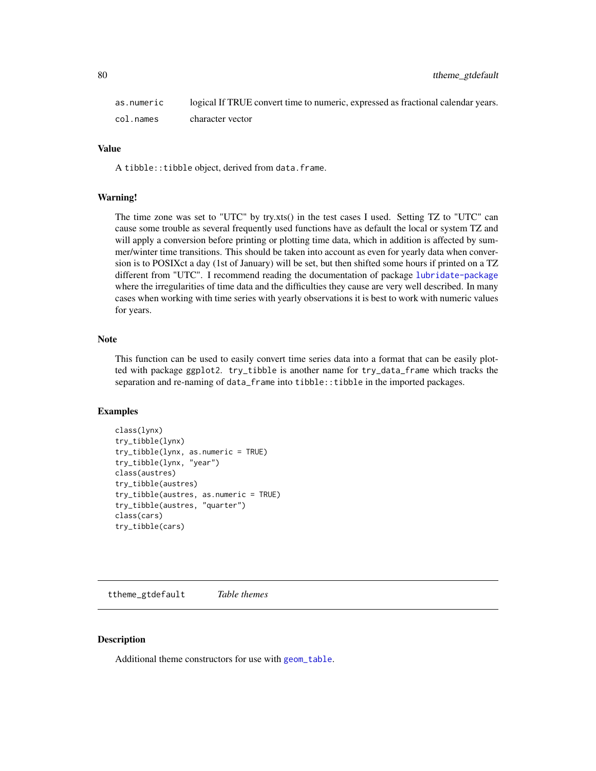| | |
|---|---|
| as.numeric | logical If TRUE convert time to numeric, expressed as fractional calendar years. |
| col.names | character vector |

### Value

A tibble::tibble object, derived from data.frame.

### Warning!

The time zone was set to "UTC" by try.xts() in the test cases I used. Setting TZ to "UTC" can cause some trouble as several frequently used functions have as default the local or system TZ and will apply a conversion before printing or plotting time data, which in addition is affected by summer/winter time transitions. This should be taken into account as even for yearly data when conversion is to POSIXct a day (1st of January) will be set, but then shifted some hours if printed on a TZ different from "UTC". I recommend reading the documentation of package lubridate-package where the irregularities of time data and the difficulties they cause are very well described. In many cases when working with time series with yearly observations it is best to work with numeric values for years.

### Note

This function can be used to easily convert time series data into a format that can be easily plotted with package ggplot2. try_tibble is another name for try_data_frame which tracks the separation and re-naming of data_frame into tibble::tibble in the imported packages.

### Examples

```
class(lynx)
try_tibble(lynx)
try_tibble(lynx, as.numeric = TRUE)
try_tibble(lynx, "year")
class(austres)
try_tibble(austres)
try_tibble(austres, as.numeric = TRUE)
try_tibble(austres, "quarter")
class(cars)
try_tibble(cars)
```

---

## ttheme_gtdefault *Table themes*

### Description

Additional theme constructors for use with geom_table.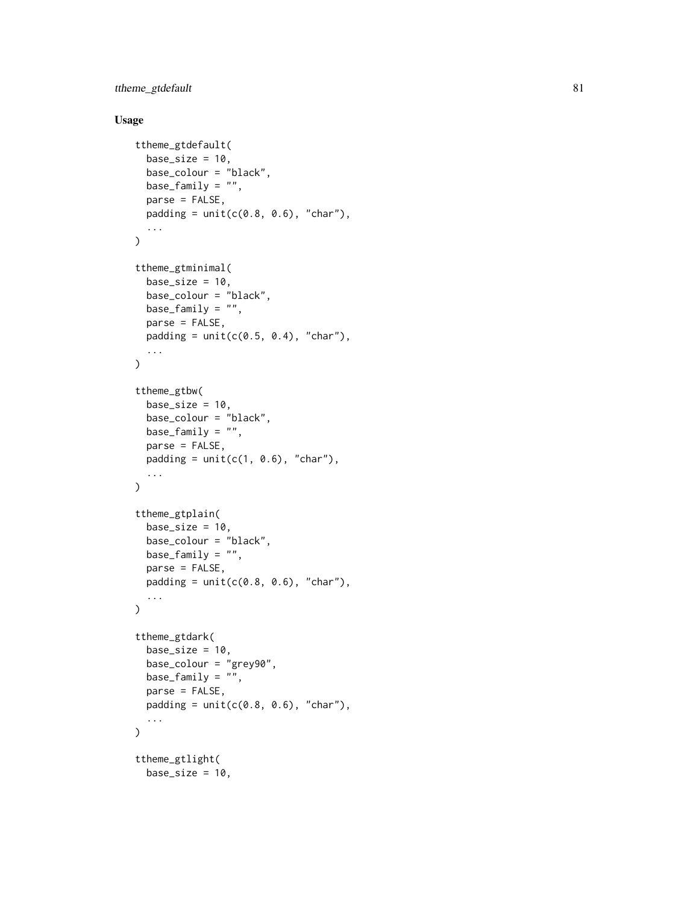## Usage

```
ttheme_gtdefault(
  base_size = 10,
  base_colour = "black",
  base_family = "",
  parse = FALSE,
  padding = unit(c(0.8, 0.6), "char"),
  ...
)

ttheme_gtminimal(
  base_size = 10,
  base_colour = "black",
  base_family = "",
  parse = FALSE,
  padding = unit(c(0.5, 0.4), "char"),
  ...
)

ttheme_gtbw(
  base_size = 10,
  base_colour = "black",
  base_family = "",
  parse = FALSE,
  padding = unit(c(1, 0.6), "char"),
  ...
)

ttheme_gtplain(
  base_size = 10,
  base_colour = "black",
  base_family = "",
  parse = FALSE,
  padding = unit(c(0.8, 0.6), "char"),
  ...
)

ttheme_gtdark(
  base_size = 10,
  base_colour = "grey90",
  base_family = "",
  parse = FALSE,
  padding = unit(c(0.8, 0.6), "char"),
  ...
)

ttheme_gtlight(
  base_size = 10,
```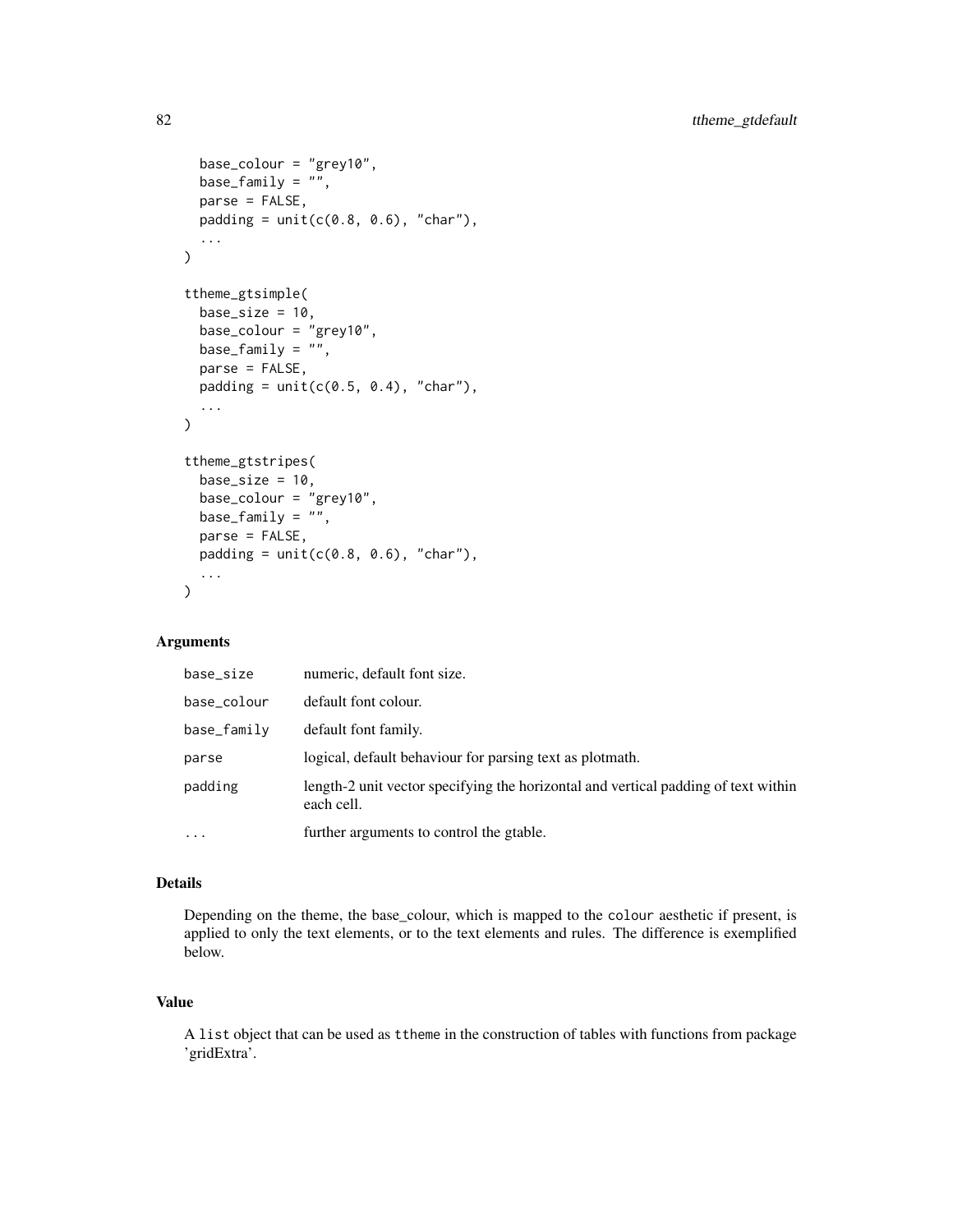```
  base_colour = "grey10",
  base_family = "",
  parse = FALSE,
  padding = unit(c(0.8, 0.6), "char"),
  ...
)

ttheme_gtsimple(
  base_size = 10,
  base_colour = "grey10",
  base_family = "",
  parse = FALSE,
  padding = unit(c(0.5, 0.4), "char"),
  ...
)

ttheme_gtstripes(
  base_size = 10,
  base_colour = "grey10",
  base_family = "",
  parse = FALSE,
  padding = unit(c(0.8, 0.6), "char"),
  ...
)
```

## Arguments

| | |
|---|---|
| `base_size` | numeric, default font size. |
| `base_colour` | default font colour. |
| `base_family` | default font family. |
| `parse` | logical, default behaviour for parsing text as plotmath. |
| `padding` | length-2 unit vector specifying the horizontal and vertical padding of text within each cell. |
| `...` | further arguments to control the gtable. |

## Details

Depending on the theme, the base_colour, which is mapped to the `colour` aesthetic if present, is applied to only the text elements, or to the text elements and rules. The difference is exemplified below.

## Value

A `list` object that can be used as `ttheme` in the construction of tables with functions from package 'gridExtra'.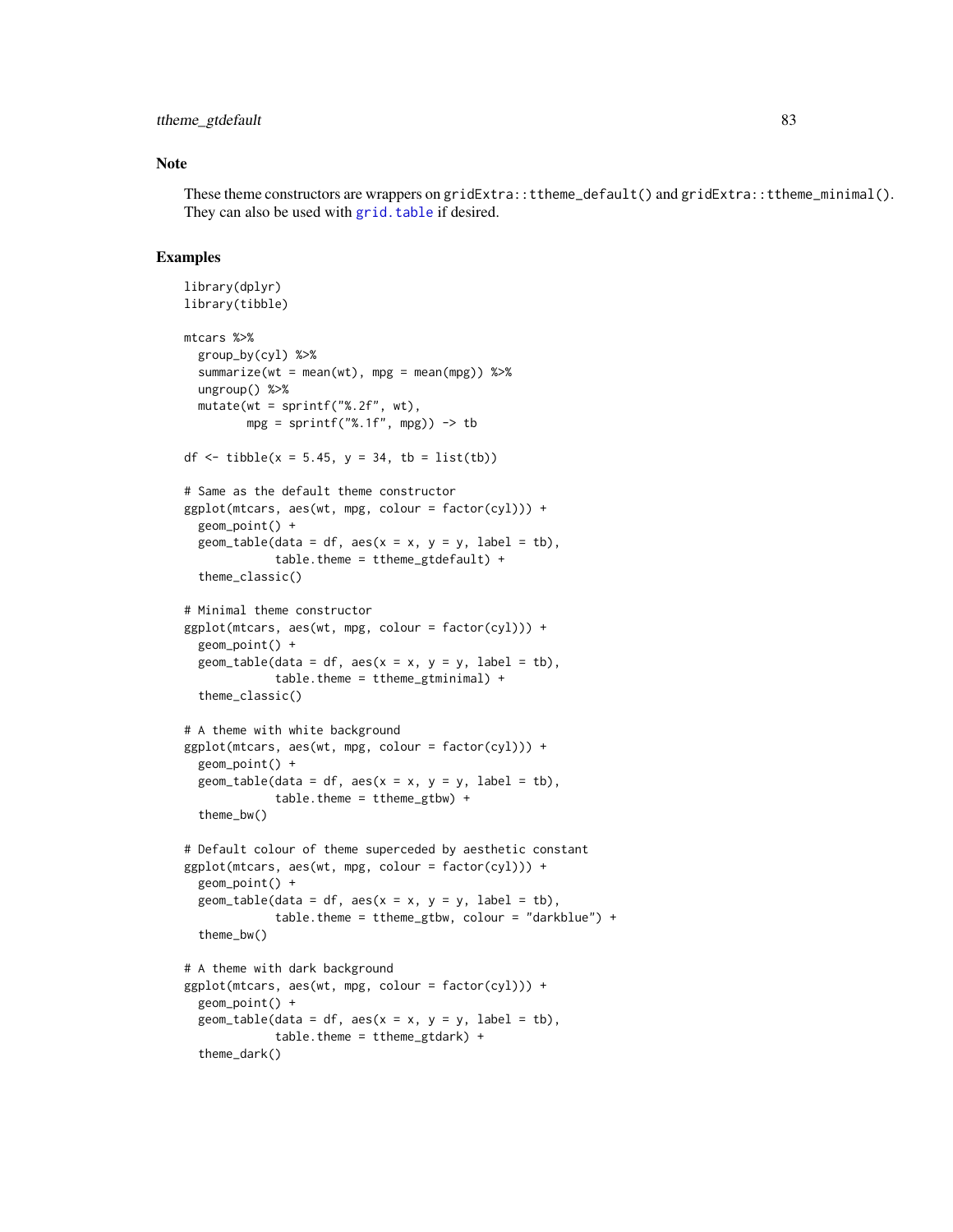## Note

These theme constructors are wrappers on `gridExtra::ttheme_default()` and `gridExtra::ttheme_minimal()`. They can also be used with `grid.table` if desired.

## Examples

```
library(dplyr)
library(tibble)

mtcars %>%
  group_by(cyl) %>%
  summarize(wt = mean(wt), mpg = mean(mpg)) %>%
  ungroup() %>%
  mutate(wt = sprintf("%.2f", wt),
         mpg = sprintf("%.1f", mpg)) -> tb

df <- tibble(x = 5.45, y = 34, tb = list(tb))

# Same as the default theme constructor
ggplot(mtcars, aes(wt, mpg, colour = factor(cyl))) +
  geom_point() +
  geom_table(data = df, aes(x = x, y = y, label = tb),
             table.theme = ttheme_gtdefault) +
  theme_classic()

# Minimal theme constructor
ggplot(mtcars, aes(wt, mpg, colour = factor(cyl))) +
  geom_point() +
  geom_table(data = df, aes(x = x, y = y, label = tb),
             table.theme = ttheme_gtminimal) +
  theme_classic()

# A theme with white background
ggplot(mtcars, aes(wt, mpg, colour = factor(cyl))) +
  geom_point() +
  geom_table(data = df, aes(x = x, y = y, label = tb),
             table.theme = ttheme_gtbw) +
  theme_bw()

# Default colour of theme superceded by aesthetic constant
ggplot(mtcars, aes(wt, mpg, colour = factor(cyl))) +
  geom_point() +
  geom_table(data = df, aes(x = x, y = y, label = tb),
             table.theme = ttheme_gtbw, colour = "darkblue") +
  theme_bw()

# A theme with dark background
ggplot(mtcars, aes(wt, mpg, colour = factor(cyl))) +
  geom_point() +
  geom_table(data = df, aes(x = x, y = y, label = tb),
             table.theme = ttheme_gtdark) +
  theme_dark()
```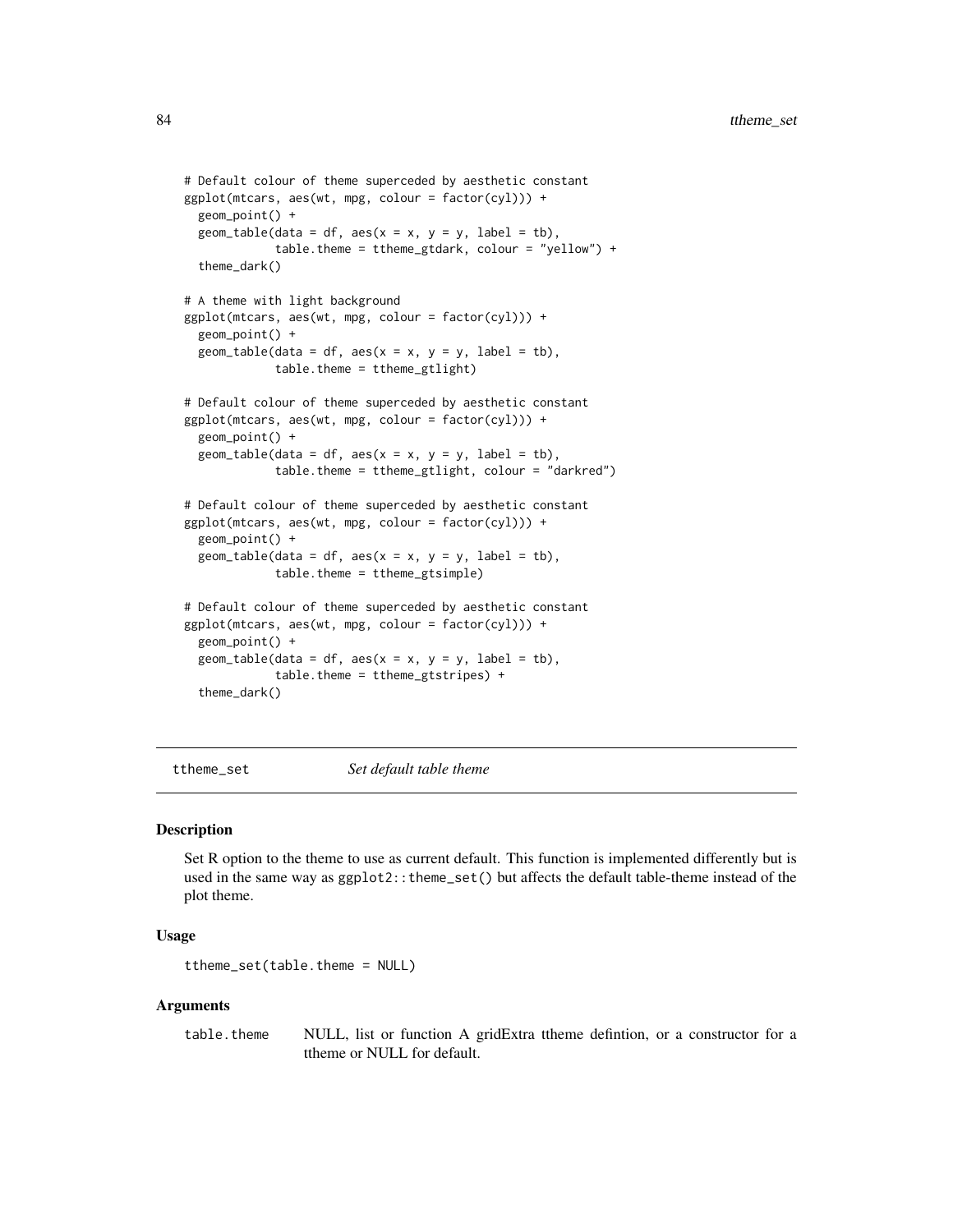```
# Default colour of theme superceded by aesthetic constant
ggplot(mtcars, aes(wt, mpg, colour = factor(cyl))) +
  geom_point() +
  geom_table(data = df, aes(x = x, y = y, label = tb),
             table.theme = ttheme_gtdark, colour = "yellow") +
  theme_dark()

# A theme with light background
ggplot(mtcars, aes(wt, mpg, colour = factor(cyl))) +
  geom_point() +
  geom_table(data = df, aes(x = x, y = y, label = tb),
             table.theme = ttheme_gtlight)

# Default colour of theme superceded by aesthetic constant
ggplot(mtcars, aes(wt, mpg, colour = factor(cyl))) +
  geom_point() +
  geom_table(data = df, aes(x = x, y = y, label = tb),
             table.theme = ttheme_gtlight, colour = "darkred")

# Default colour of theme superceded by aesthetic constant
ggplot(mtcars, aes(wt, mpg, colour = factor(cyl))) +
  geom_point() +
  geom_table(data = df, aes(x = x, y = y, label = tb),
             table.theme = ttheme_gtsimple)

# Default colour of theme superceded by aesthetic constant
ggplot(mtcars, aes(wt, mpg, colour = factor(cyl))) +
  geom_point() +
  geom_table(data = df, aes(x = x, y = y, label = tb),
             table.theme = ttheme_gtstripes) +
  theme_dark()
```

---

## ttheme_set *Set default table theme*

### Description

Set R option to the theme to use as current default. This function is implemented differently but is used in the same way as `ggplot2::theme_set()` but affects the default table-theme instead of the plot theme.

### Usage

```
ttheme_set(table.theme = NULL)
```

### Arguments

| | |
|---|---|
| table.theme | NULL, list or function A gridExtra ttheme defintion, or a constructor for a ttheme or NULL for default. |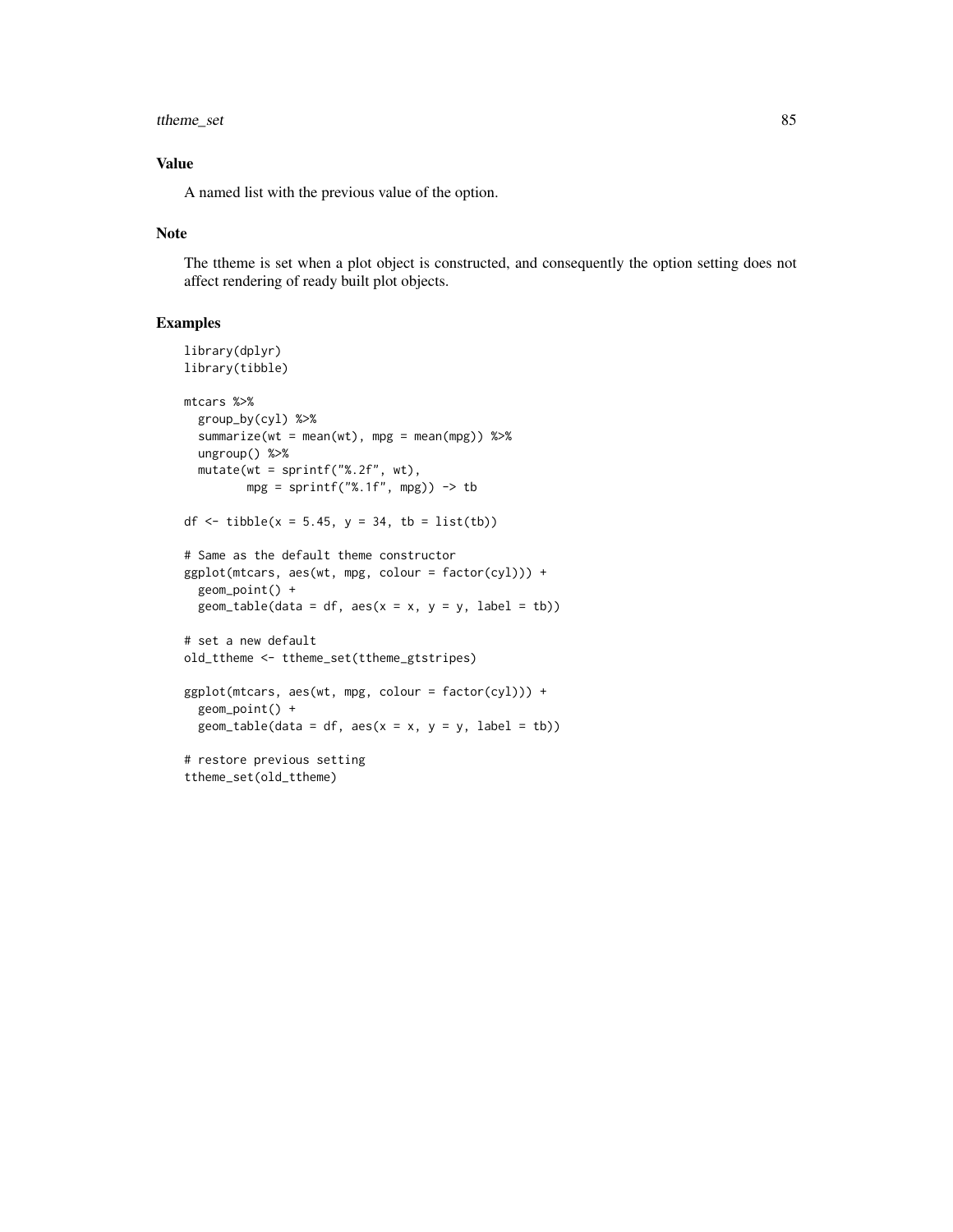## Value

A named list with the previous value of the option.

## Note

The ttheme is set when a plot object is constructed, and consequently the option setting does not affect rendering of ready built plot objects.

## Examples

```
library(dplyr)
library(tibble)

mtcars %>%
  group_by(cyl) %>%
  summarize(wt = mean(wt), mpg = mean(mpg)) %>%
  ungroup() %>%
  mutate(wt = sprintf("%.2f", wt),
         mpg = sprintf("%.1f", mpg)) -> tb

df <- tibble(x = 5.45, y = 34, tb = list(tb))

# Same as the default theme constructor
ggplot(mtcars, aes(wt, mpg, colour = factor(cyl))) +
  geom_point() +
  geom_table(data = df, aes(x = x, y = y, label = tb))

# set a new default
old_ttheme <- ttheme_set(ttheme_gtstripes)

ggplot(mtcars, aes(wt, mpg, colour = factor(cyl))) +
  geom_point() +
  geom_table(data = df, aes(x = x, y = y, label = tb))

# restore previous setting
ttheme_set(old_ttheme)
```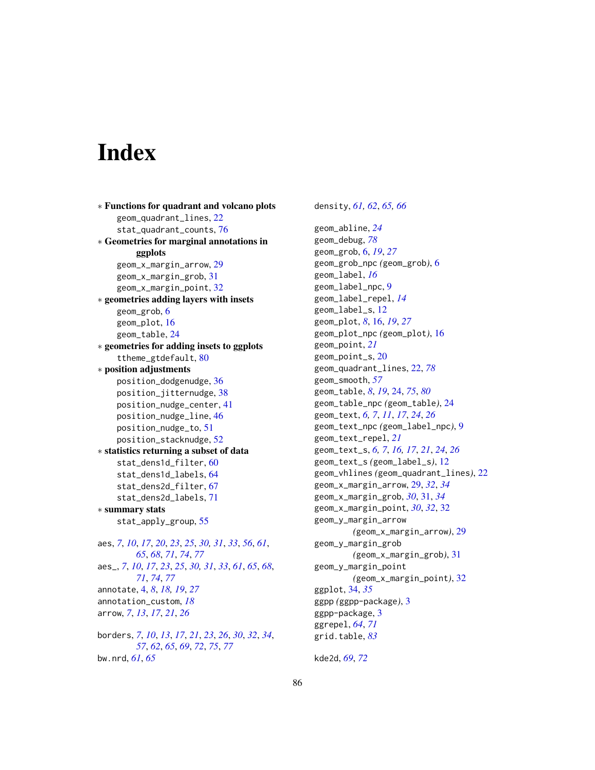# Index

* **Functions for quadrant and volcano plots**
  - geom_quadrant_lines, 22
  - stat_quadrant_counts, 76
* **Geometries for marginal annotations in ggplots**
  - geom_x_margin_arrow, 29
  - geom_x_margin_grob, 31
  - geom_x_margin_point, 32
* **geometries adding layers with insets**
  - geom_grob, 6
  - geom_plot, 16
  - geom_table, 24
* **geometries for adding insets to ggplots**
  - ttheme_gtdefault, 80
* **position adjustments**
  - position_dodgenudge, 36
  - position_jitternudge, 38
  - position_nudge_center, 41
  - position_nudge_line, 46
  - position_nudge_to, 51
  - position_stacknudge, 52
* **statistics returning a subset of data**
  - stat_dens1d_filter, 60
  - stat_dens1d_labels, 64
  - stat_dens2d_filter, 67
  - stat_dens2d_labels, 71
* **summary stats**
  - stat_apply_group, 55

aes, *7*, *10*, *17*, *20*, *23*, *25*, *30, 31*, *33*, *56*, *61*, *65*, *68*, *71*, *74*, *77*
aes_, *7*, *10*, *17*, *23*, *25*, *30, 31*, *33*, *61*, *65*, *68*, *71*, *74*, *77*
annotate, 4, *8*, *18, 19*, *27*
annotation_custom, *18*
arrow, *7*, *13*, *17*, *21*, *26*

borders, *7*, *10*, *13*, *17*, *21*, *23*, *26*, *30*, *32*, *34*, *57*, *62*, *65*, *69*, *72*, *75*, *77*
bw.nrd, *61*, *65*

density, *61, 62*, *65, 66*

geom_abline, *24*
geom_debug, *78*
geom_grob, 6, *19*, *27*
geom_grob_npc *(geom_grob)*, 6
geom_label, *16*
geom_label_npc, 9
geom_label_repel, *14*
geom_label_s, 12
geom_plot, *8*, 16, *19*, *27*
geom_plot_npc *(geom_plot)*, 16
geom_point, *21*
geom_point_s, 20
geom_quadrant_lines, 22, *78*
geom_smooth, *57*
geom_table, *8*, *19*, 24, *75*, *80*
geom_table_npc *(geom_table)*, 24
geom_text, *6, 7*, *11*, *17*, *24*, *26*
geom_text_npc *(geom_label_npc)*, 9
geom_text_repel, *21*
geom_text_s, *6, 7*, *16, 17*, *21*, *24*, *26*
geom_text_s *(geom_label_s)*, 12
geom_vhlines *(geom_quadrant_lines)*, 22
geom_x_margin_arrow, 29, *32*, *34*
geom_x_margin_grob, *30*, 31, *34*
geom_x_margin_point, *30*, *32*, 32
geom_y_margin_arrow *(geom_x_margin_arrow)*, 29
geom_y_margin_grob *(geom_x_margin_grob)*, 31
geom_y_margin_point *(geom_x_margin_point)*, 32
ggplot, 34, *35*
ggpp *(ggpp-package)*, 3
ggpp-package, 3
ggrepel, *64*, *71*
grid.table, *83*

kde2d, *69*, *72*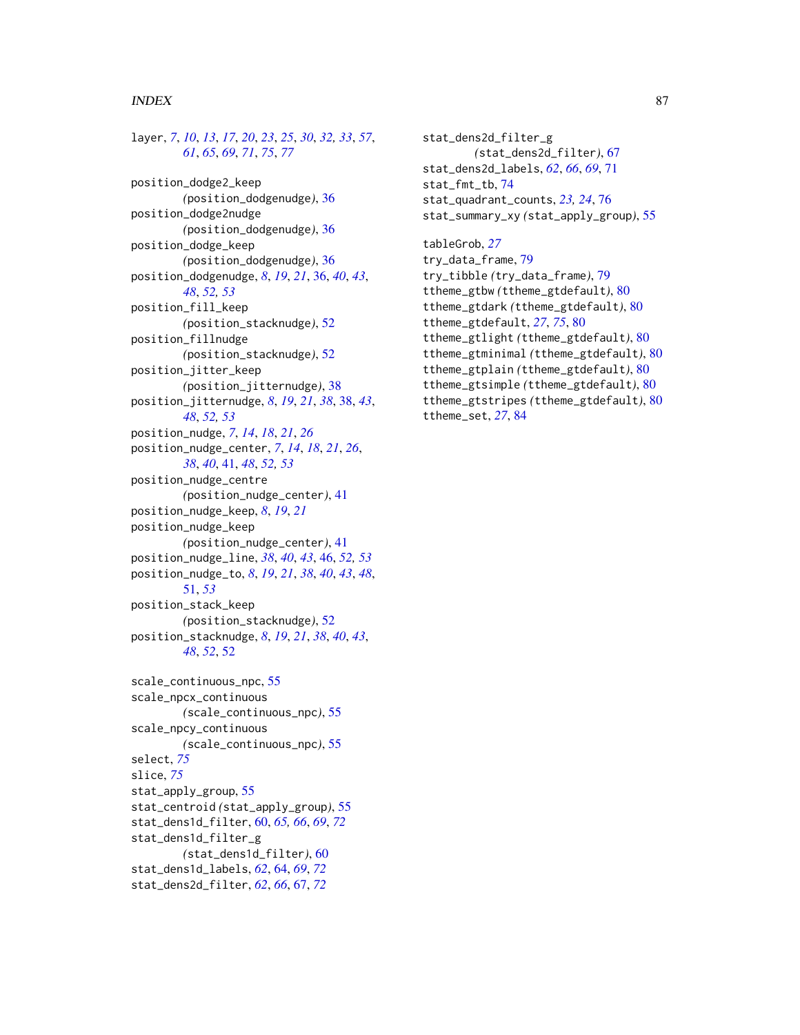layer, *7*, *10*, *13*, *17*, *20*, *23*, *25*, *30*, *32, 33*, *57*, *61*, *65*, *69*, *71*, *75*, *77*

position_dodge2_keep (position_dodgenudge), 36
position_dodge2nudge (position_dodgenudge), 36
position_dodge_keep (position_dodgenudge), 36
position_dodgenudge, *8*, *19*, *21*, 36, *40*, *43*, *48*, *52, 53*
position_fill_keep (position_stacknudge), 52
position_fillnudge (position_stacknudge), 52
position_jitter_keep (position_jitternudge), 38
position_jitternudge, *8*, *19*, *21*, *38*, 38, *43*, *48*, *52, 53*
position_nudge, *7*, *14*, *18*, *21*, *26*
position_nudge_center, *7*, *14*, *18*, *21*, *26*, *38*, *40*, 41, *48*, *52, 53*
position_nudge_centre (position_nudge_center), 41
position_nudge_keep, *8*, *19*, *21*
position_nudge_keep (position_nudge_center), 41
position_nudge_line, *38*, *40*, *43*, 46, *52, 53*
position_nudge_to, *8*, *19*, *21*, *38*, *40*, *43*, *48*, 51, *53*
position_stack_keep (position_stacknudge), 52
position_stacknudge, *8*, *19*, *21*, *38*, *40*, *43*, *48*, *52*, 52

scale_continuous_npc, 55
scale_npcx_continuous (scale_continuous_npc), 55
scale_npcy_continuous (scale_continuous_npc), 55
select, *75*
slice, *75*
stat_apply_group, 55
stat_centroid (stat_apply_group), 55
stat_dens1d_filter, 60, *65, 66*, *69*, *72*
stat_dens1d_filter_g (stat_dens1d_filter), 60
stat_dens1d_labels, *62*, 64, *69*, *72*
stat_dens2d_filter, *62*, *66*, 67, *72*
stat_dens2d_filter_g (stat_dens2d_filter), 67
stat_dens2d_labels, *62*, *66*, *69*, 71
stat_fmt_tb, 74
stat_quadrant_counts, *23, 24*, 76
stat_summary_xy (stat_apply_group), 55

tableGrob, *27*
try_data_frame, 79
try_tibble (try_data_frame), 79
ttheme_gtbw (ttheme_gtdefault), 80
ttheme_gtdark (ttheme_gtdefault), 80
ttheme_gtdefault, *27*, *75*, 80
ttheme_gtlight (ttheme_gtdefault), 80
ttheme_gtminimal (ttheme_gtdefault), 80
ttheme_gtplain (ttheme_gtdefault), 80
ttheme_gtsimple (ttheme_gtdefault), 80
ttheme_gtstripes (ttheme_gtdefault), 80
ttheme_set, *27*, 84